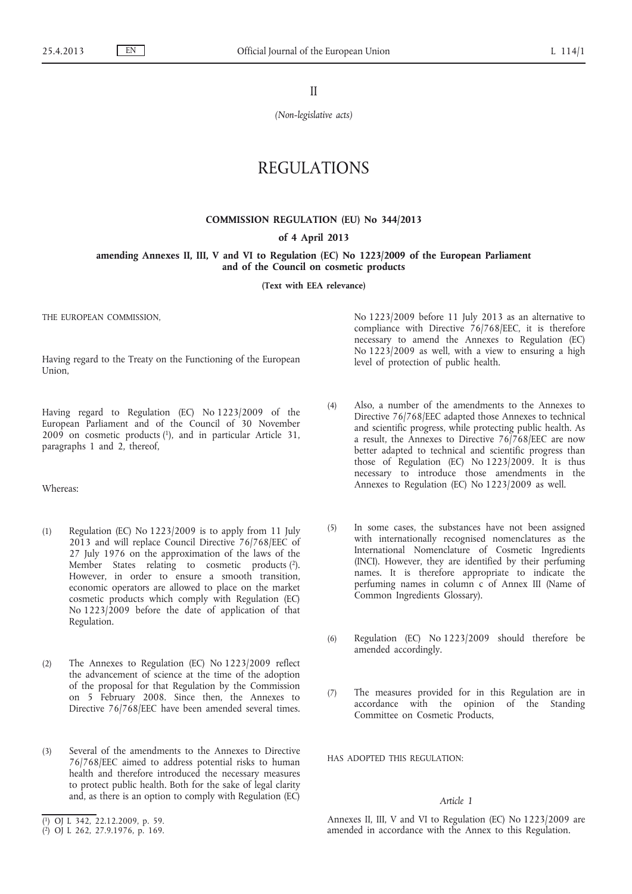II

*(Non-legislative acts)*

# REGULATIONS

## COMMISSION REGULATION (EU) No 344/2013

### of 4 April 2013

### amending Annexes II, III, V and VI to Regulation (EC) No 1223/2009 of the European Parliament and of the Council on cosmetic products

**(Text with EEA relevance)**

THE EUROPEAN COMMISSION,

Having regard to the Treaty on the Functioning of the European Union,

Having regard to Regulation (EC) No 1223/2009 of the European Parliament and of the Council of 30 November 2009 on cosmetic products [1], and in particular Article 31, paragraphs 1 and 2, thereof,

Whereas:

(1) Regulation (EC) No 1223/2009 is to apply from 11 July 2013 and will replace Council Directive 76/768/EEC of 27 July 1976 on the approximation of the laws of the Member States relating to cosmetic products [2]. However, in order to ensure a smooth transition, economic operators are allowed to place on the market cosmetic products which comply with Regulation (EC) No 1223/2009 before the date of application of that Regulation.

(2) The Annexes to Regulation (EC) No 1223/2009 reflect the advancement of science at the time of the adoption of the proposal for that Regulation by the Commission on 5 February 2008. Since then, the Annexes to Directive 76/768/EEC have been amended several times.

(3) Several of the amendments to the Annexes to Directive 76/768/EEC aimed to address potential risks to human health and therefore introduced the necessary measures to protect public health. Both for the sake of legal clarity and, as there is an option to comply with Regulation (EC) No 1223/2009 before 11 July 2013 as an alternative to compliance with Directive 76/768/EEC, it is therefore necessary to amend the Annexes to Regulation (EC) No 1223/2009 as well, with a view to ensuring a high level of protection of public health.

(4) Also, a number of the amendments to the Annexes to Directive 76/768/EEC adapted those Annexes to technical and scientific progress, while protecting public health. As a result, the Annexes to Directive 76/768/EEC are now better adapted to technical and scientific progress than those of Regulation (EC) No 1223/2009. It is thus necessary to introduce those amendments in the Annexes to Regulation (EC) No 1223/2009 as well.

(5) In some cases, the substances have not been assigned with internationally recognised nomenclatures as the International Nomenclature of Cosmetic Ingredients (INCI). However, they are identified by their perfuming names. It is therefore appropriate to indicate the perfuming names in column c of Annex III (Name of Common Ingredients Glossary).

(6) Regulation (EC) No 1223/2009 should therefore be amended accordingly.

(7) The measures provided for in this Regulation are in accordance with the opinion of the Standing Committee on Cosmetic Products,

HAS ADOPTED THIS REGULATION:

*Article 1*

Annexes II, III, V and VI to Regulation (EC) No 1223/2009 are amended in accordance with the Annex to this Regulation.

---

[1] OJ L 342, 22.12.2009, p. 59.

[2] OJ L 262, 27.9.1976, p. 169.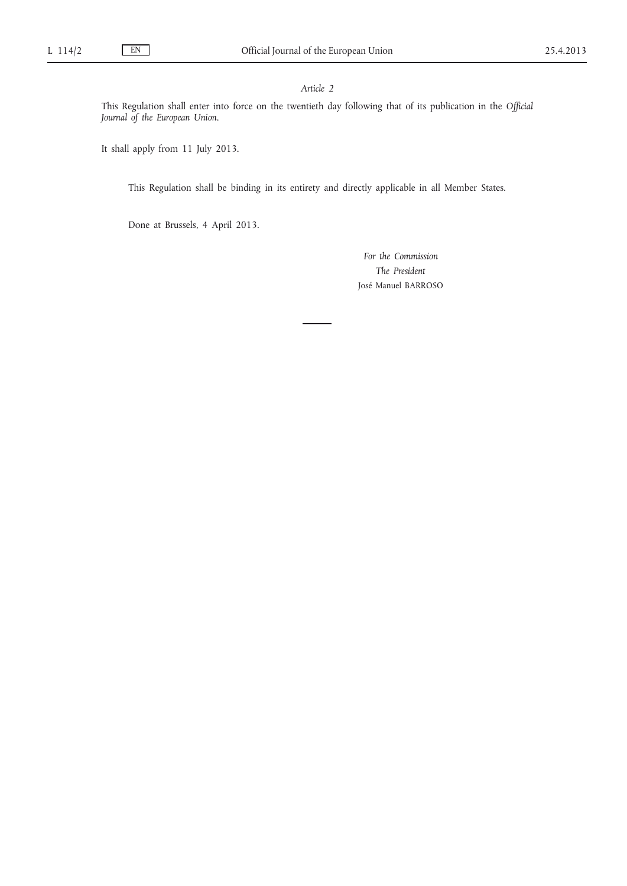*Article 2*

This Regulation shall enter into force on the twentieth day following that of its publication in the *Official Journal of the European Union*.

It shall apply from 11 July 2013.

This Regulation shall be binding in its entirety and directly applicable in all Member States.

Done at Brussels, 4 April 2013.

*For the Commission*

*The President*

José Manuel BARROSO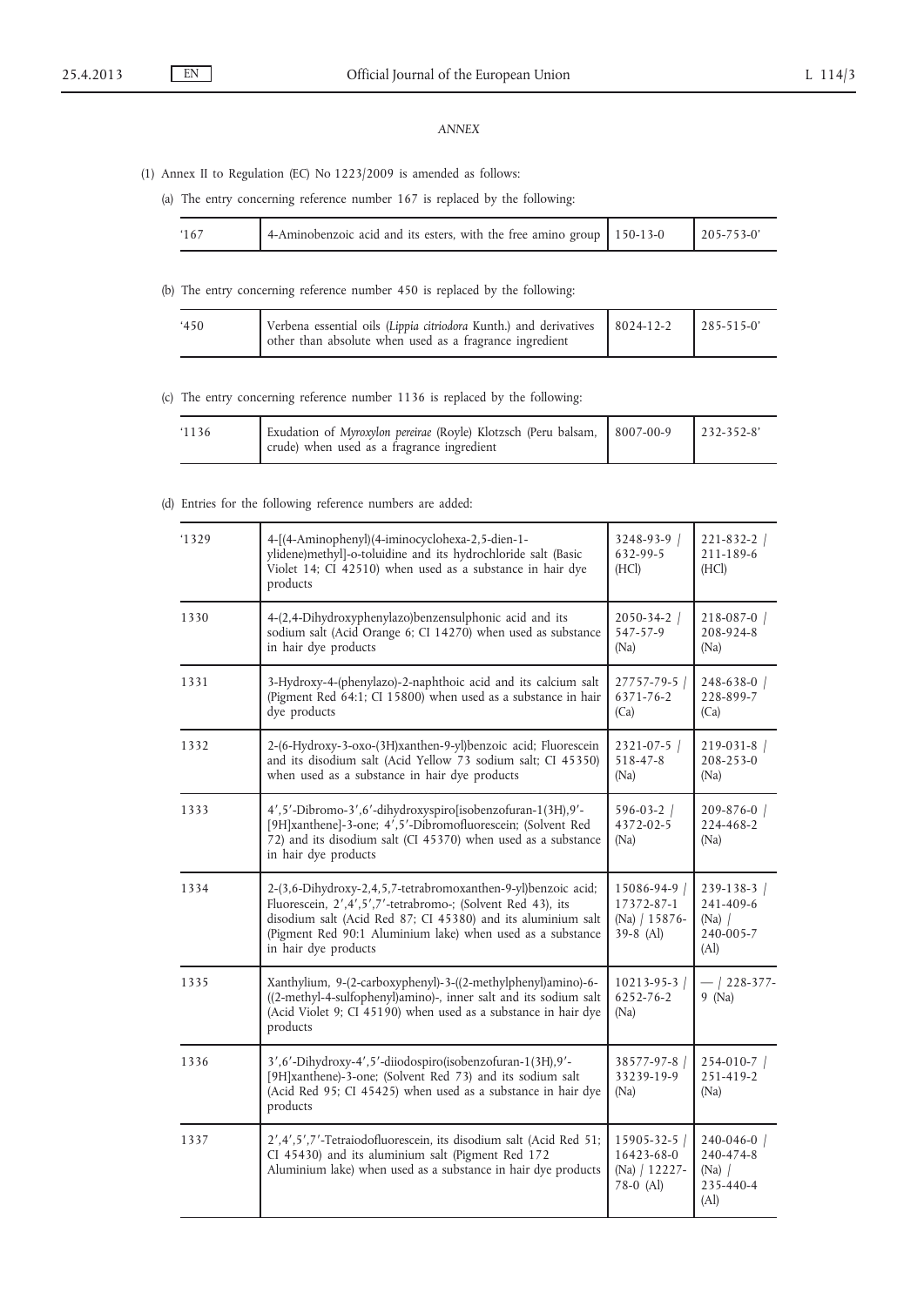*ANNEX*

(1) Annex II to Regulation (EC) No 1223/2009 is amended as follows:

(a) The entry concerning reference number 167 is replaced by the following:

| | | | |
|---|---|---|---|
| '167 | 4-Aminobenzoic acid and its esters, with the free amino group | 150-13-0 | 205-753-0' |

(b) The entry concerning reference number 450 is replaced by the following:

| | | | |
|---|---|---|---|
| '450 | Verbena essential oils (*Lippia citriodora* Kunth.) and derivatives other than absolute when used as a fragrance ingredient | 8024-12-2 | 285-515-0' |

(c) The entry concerning reference number 1136 is replaced by the following:

| | | | |
|---|---|---|---|
| '1136 | Exudation of *Myroxylon pereirae* (Royle) Klotzsch (Peru balsam, crude) when used as a fragrance ingredient | 8007-00-9 | 232-352-8' |

(d) Entries for the following reference numbers are added:

| | | | |
|---|---|---|---|
| '1329 | 4-[(4-Aminophenyl)(4-iminocyclohexa-2,5-dien-1-ylidene)methyl]-o-toluidine and its hydrochloride salt (Basic Violet 14; CI 42510) when used as a substance in hair dye products | 3248-93-9 / 632-99-5 (HCl) | 221-832-2 / 211-189-6 (HCl) |
| 1330 | 4-(2,4-Dihydroxyphenylazo)benzensulphonic acid and its sodium salt (Acid Orange 6; CI 14270) when used as substance in hair dye products | 2050-34-2 / 547-57-9 (Na) | 218-087-0 / 208-924-8 (Na) |
| 1331 | 3-Hydroxy-4-(phenylazo)-2-naphthoic acid and its calcium salt (Pigment Red 64:1; CI 15800) when used as a substance in hair dye products | 27757-79-5 / 6371-76-2 (Ca) | 248-638-0 / 228-899-7 (Ca) |
| 1332 | 2-(6-Hydroxy-3-oxo-(3H)xanthen-9-yl)benzoic acid; Fluorescein and its disodium salt (Acid Yellow 73 sodium salt; CI 45350) when used as a substance in hair dye products | 2321-07-5 / 518-47-8 (Na) | 219-031-8 / 208-253-0 (Na) |
| 1333 | 4′,5′-Dibromo-3′,6′-dihydroxyspiro[isobenzofuran-1(3H),9′-[9H]xanthene]-3-one; 4′,5′-Dibromofluorescein; (Solvent Red 72) and its disodium salt (CI 45370) when used as a substance in hair dye products | 596-03-2 / 4372-02-5 (Na) | 209-876-0 / 224-468-2 (Na) |
| 1334 | 2-(3,6-Dihydroxy-2,4,5,7-tetrabromoxanthen-9-yl)benzoic acid; Fluorescein, 2′,4′,5′,7′-tetrabromo-; (Solvent Red 43), its disodium salt (Acid Red 87; CI 45380) and its aluminium salt (Pigment Red 90:1 Aluminium lake) when used as a substance in hair dye products | 15086-94-9 / 17372-87-1 (Na) / 15876-39-8 (Al) | 239-138-3 / 241-409-6 (Na) / 240-005-7 (Al) |
| 1335 | Xanthylium, 9-(2-carboxyphenyl)-3-((2-methylphenyl)amino)-6-((2-methyl-4-sulfophenyl)amino)-, inner salt and its sodium salt (Acid Violet 9; CI 45190) when used as a substance in hair dye products | 10213-95-3 / 6252-76-2 (Na) | — / 228-377-9 (Na) |
| 1336 | 3′,6′-Dihydroxy-4′,5′-diiodospiro(isobenzofuran-1(3H),9′-[9H]xanthene)-3-one; (Solvent Red 73) and its sodium salt (Acid Red 95; CI 45425) when used as a substance in hair dye products | 38577-97-8 / 33239-19-9 (Na) | 254-010-7 / 251-419-2 (Na) |
| 1337 | 2′,4′,5′,7′-Tetraiodofluorescein, its disodium salt (Acid Red 51; CI 45430) and its aluminium salt (Pigment Red 172 Aluminium lake) when used as a substance in hair dye products | 15905-32-5 / 16423-68-0 (Na) / 12227-78-0 (Al) | 240-046-0 / 240-474-8 (Na) / 235-440-4 (Al) |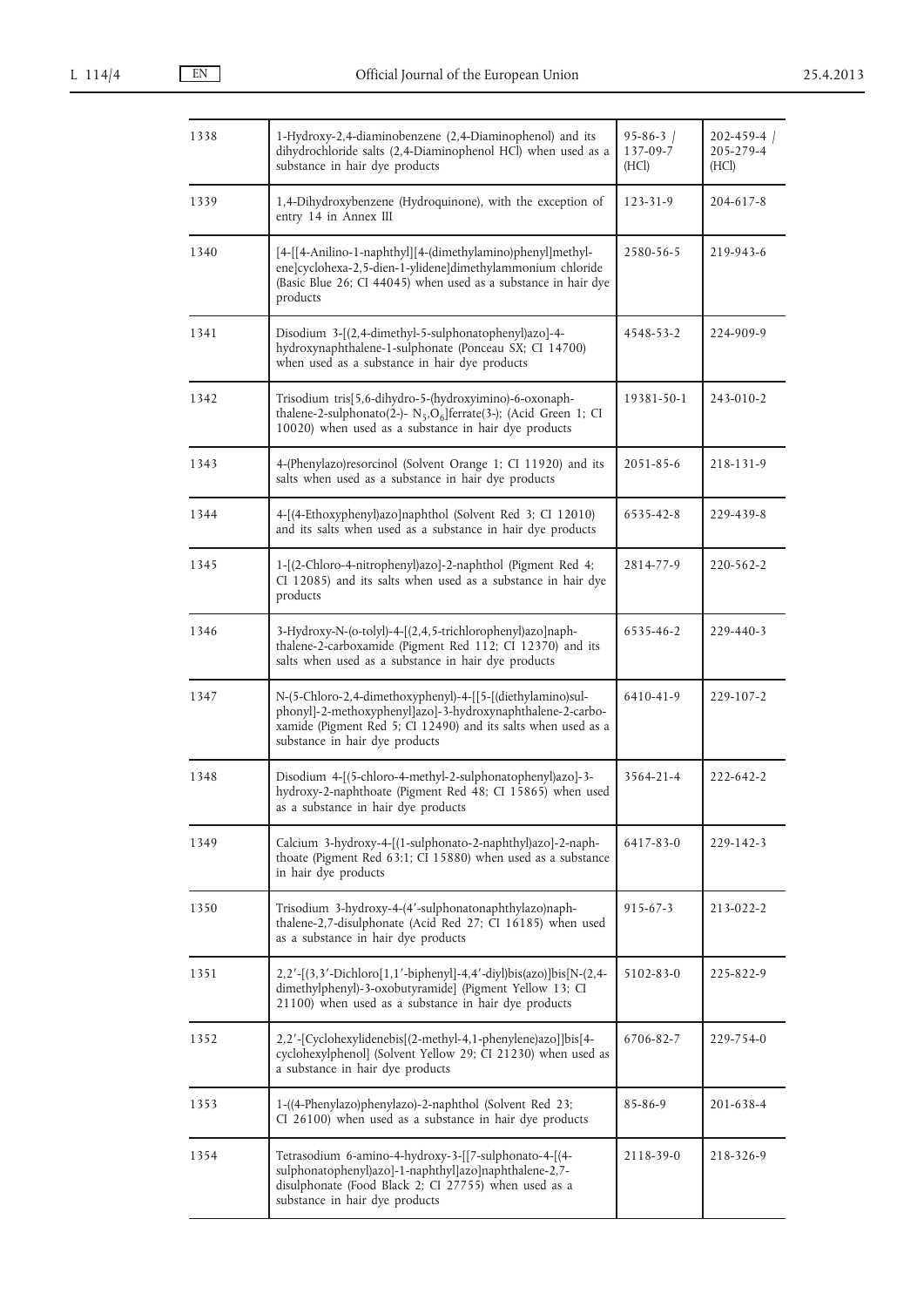| | | | |
|---|---|---|---|
| 1338 | 1-Hydroxy-2,4-diaminobenzene (2,4-Diaminophenol) and its dihydrochloride salts (2,4-Diaminophenol HCl) when used as a substance in hair dye products | 95-86-3 / 137-09-7 (HCl) | 202-459-4 / 205-279-4 (HCl) |
| 1339 | 1,4-Dihydroxybenzene (Hydroquinone), with the exception of entry 14 in Annex III | 123-31-9 | 204-617-8 |
| 1340 | [4-[[4-Anilino-1-naphthyl][4-(dimethylamino)phenyl]methylene]cyclohexa-2,5-dien-1-ylidene]dimethylammonium chloride (Basic Blue 26; CI 44045) when used as a substance in hair dye products | 2580-56-5 | 219-943-6 |
| 1341 | Disodium 3-[(2,4-dimethyl-5-sulphonatophenyl)azo]-4-hydroxynaphthalene-1-sulphonate (Ponceau SX; CI 14700) when used as a substance in hair dye products | 4548-53-2 | 224-909-9 |
| 1342 | Trisodium tris[5,6-dihydro-5-(hydroxyimino)-6-oxonaphthalene-2-sulphonato(2-)- $N_5$,$O_6$]ferrate(3-); (Acid Green 1; CI 10020) when used as a substance in hair dye products | 19381-50-1 | 243-010-2 |
| 1343 | 4-(Phenylazo)resorcinol (Solvent Orange 1; CI 11920) and its salts when used as a substance in hair dye products | 2051-85-6 | 218-131-9 |
| 1344 | 4-[(4-Ethoxyphenyl)azo]naphthol (Solvent Red 3; CI 12010) and its salts when used as a substance in hair dye products | 6535-42-8 | 229-439-8 |
| 1345 | 1-[(2-Chloro-4-nitrophenyl)azo]-2-naphthol (Pigment Red 4; CI 12085) and its salts when used as a substance in hair dye products | 2814-77-9 | 220-562-2 |
| 1346 | 3-Hydroxy-N-(o-tolyl)-4-[(2,4,5-trichlorophenyl)azo]naphthalene-2-carboxamide (Pigment Red 112; CI 12370) and its salts when used as a substance in hair dye products | 6535-46-2 | 229-440-3 |
| 1347 | N-(5-Chloro-2,4-dimethoxyphenyl)-4-[[5-[(diethylamino)sulphonyl]-2-methoxyphenyl]azo]-3-hydroxynaphthalene-2-carboxamide (Pigment Red 5; CI 12490) and its salts when used as a substance in hair dye products | 6410-41-9 | 229-107-2 |
| 1348 | Disodium 4-[(5-chloro-4-methyl-2-sulphonatophenyl)azo]-3-hydroxy-2-naphthoate (Pigment Red 48; CI 15865) when used as a substance in hair dye products | 3564-21-4 | 222-642-2 |
| 1349 | Calcium 3-hydroxy-4-[(1-sulphonato-2-naphthyl)azo]-2-naphthoate (Pigment Red 63:1; CI 15880) when used as a substance in hair dye products | 6417-83-0 | 229-142-3 |
| 1350 | Trisodium 3-hydroxy-4-(4′-sulphonatonaphthylazo)naphthalene-2,7-disulphonate (Acid Red 27; CI 16185) when used as a substance in hair dye products | 915-67-3 | 213-022-2 |
| 1351 | 2,2′-[(3,3′-Dichloro[1,1′-biphenyl]-4,4′-diyl)bis(azo)]bis[N-(2,4-dimethylphenyl)-3-oxobutyramide] (Pigment Yellow 13; CI 21100) when used as a substance in hair dye products | 5102-83-0 | 225-822-9 |
| 1352 | 2,2′-[Cyclohexylidenebis[(2-methyl-4,1-phenylene)azo]]bis[4-cyclohexylphenol] (Solvent Yellow 29; CI 21230) when used as a substance in hair dye products | 6706-82-7 | 229-754-0 |
| 1353 | 1-((4-Phenylazo)phenylazo)-2-naphthol (Solvent Red 23; CI 26100) when used as a substance in hair dye products | 85-86-9 | 201-638-4 |
| 1354 | Tetrasodium 6-amino-4-hydroxy-3-[[7-sulphonato-4-[(4-sulphonatophenyl)azo]-1-naphthyl]azo]naphthalene-2,7-disulphonate (Food Black 2; CI 27755) when used as a substance in hair dye products | 2118-39-0 | 218-326-9 |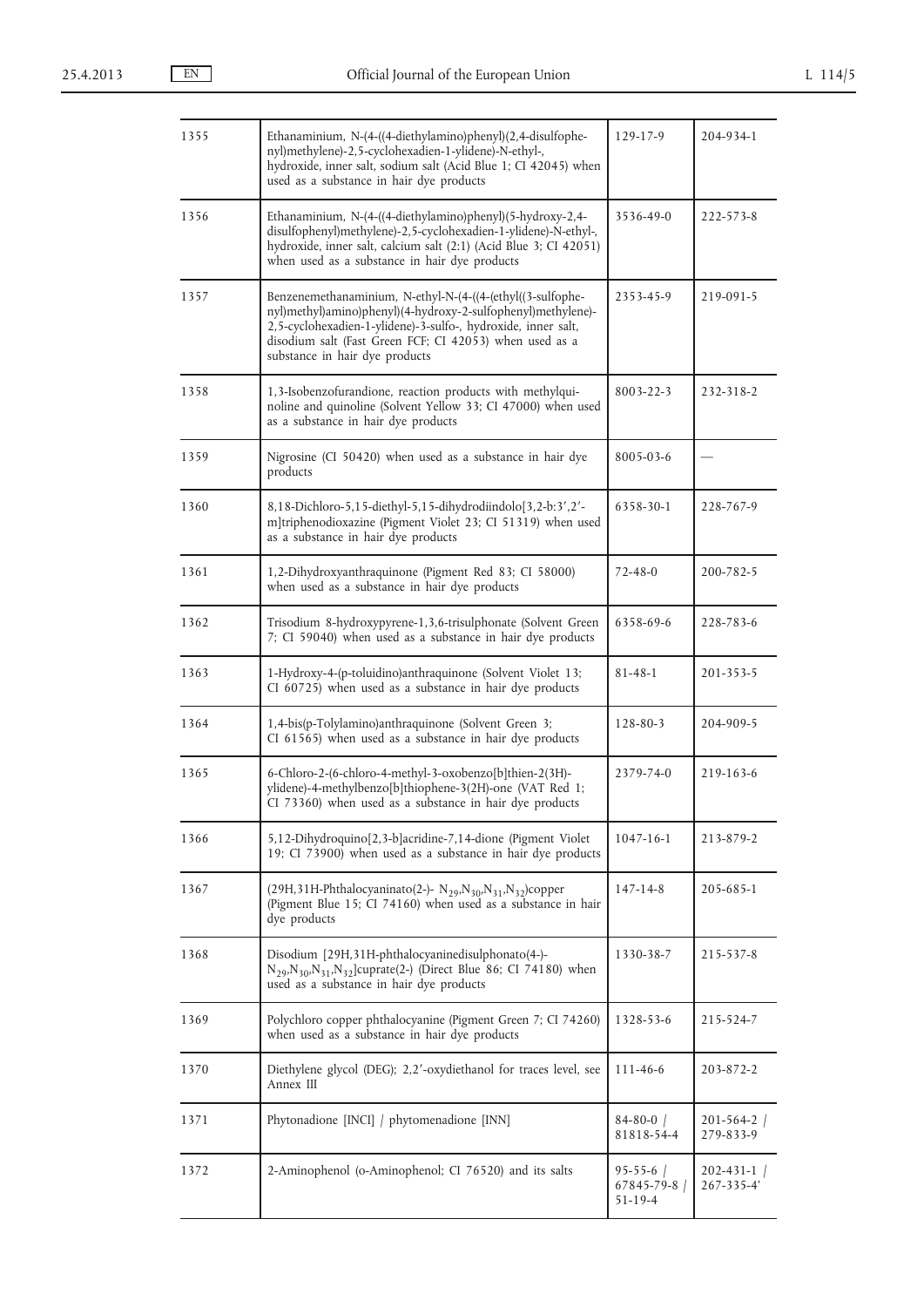| | | | |
|---|---|---|---|
| 1355 | Ethanaminium, N-(4-((4-diethylamino)phenyl)(2,4-disulfophenyl)methylene)-2,5-cyclohexadien-1-ylidene)-N-ethyl-, hydroxide, inner salt, sodium salt (Acid Blue 1; CI 42045) when used as a substance in hair dye products | 129-17-9 | 204-934-1 |
| 1356 | Ethanaminium, N-(4-((4-diethylamino)phenyl)(5-hydroxy-2,4-disulfophenyl)methylene)-2,5-cyclohexadien-1-ylidene)-N-ethyl-, hydroxide, inner salt, calcium salt (2:1) (Acid Blue 3; CI 42051) when used as a substance in hair dye products | 3536-49-0 | 222-573-8 |
| 1357 | Benzenemethanaminium, N-ethyl-N-(4-((4-(ethyl((3-sulfophenyl)methyl)amino)phenyl)(4-hydroxy-2-sulfophenyl)methylene)-2,5-cyclohexadien-1-ylidene)-3-sulfo-, hydroxide, inner salt, disodium salt (Fast Green FCF; CI 42053) when used as a substance in hair dye products | 2353-45-9 | 219-091-5 |
| 1358 | 1,3-Isobenzofurandione, reaction products with methylquinoline and quinoline (Solvent Yellow 33; CI 47000) when used as a substance in hair dye products | 8003-22-3 | 232-318-2 |
| 1359 | Nigrosine (CI 50420) when used as a substance in hair dye products | 8005-03-6 | — |
| 1360 | 8,18-Dichloro-5,15-diethyl-5,15-dihydrodiindolo[3,2-b:3′,2′-m]triphenodioxazine (Pigment Violet 23; CI 51319) when used as a substance in hair dye products | 6358-30-1 | 228-767-9 |
| 1361 | 1,2-Dihydroxyanthraquinone (Pigment Red 83; CI 58000) when used as a substance in hair dye products | 72-48-0 | 200-782-5 |
| 1362 | Trisodium 8-hydroxypyrene-1,3,6-trisulphonate (Solvent Green 7; CI 59040) when used as a substance in hair dye products | 6358-69-6 | 228-783-6 |
| 1363 | 1-Hydroxy-4-(p-toluidino)anthraquinone (Solvent Violet 13; CI 60725) when used as a substance in hair dye products | 81-48-1 | 201-353-5 |
| 1364 | 1,4-bis(p-Tolylamino)anthraquinone (Solvent Green 3; CI 61565) when used as a substance in hair dye products | 128-80-3 | 204-909-5 |
| 1365 | 6-Chloro-2-(6-chloro-4-methyl-3-oxobenzo[b]thien-2(3H)-ylidene)-4-methylbenzo[b]thiophene-3(2H)-one (VAT Red 1; CI 73360) when used as a substance in hair dye products | 2379-74-0 | 219-163-6 |
| 1366 | 5,12-Dihydroquino[2,3-b]acridine-7,14-dione (Pigment Violet 19; CI 73900) when used as a substance in hair dye products | 1047-16-1 | 213-879-2 |
| 1367 | (29H,31H-Phthalocyaninato(2-)- $N_{29}$,$N_{30}$,$N_{31}$,$N_{32}$)copper (Pigment Blue 15; CI 74160) when used as a substance in hair dye products | 147-14-8 | 205-685-1 |
| 1368 | Disodium [29H,31H-phthalocyaninedisulphonato(4-)-$N_{29}$,$N_{30}$,$N_{31}$,$N_{32}$]cuprate(2-) (Direct Blue 86; CI 74180) when used as a substance in hair dye products | 1330-38-7 | 215-537-8 |
| 1369 | Polychloro copper phthalocyanine (Pigment Green 7; CI 74260) when used as a substance in hair dye products | 1328-53-6 | 215-524-7 |
| 1370 | Diethylene glycol (DEG); 2,2′-oxydiethanol for traces level, see Annex III | 111-46-6 | 203-872-2 |
| 1371 | Phytonadione [INCI] / phytomenadione [INN] | 84-80-0 / 81818-54-4 | 201-564-2 / 279-833-9 |
| 1372 | 2-Aminophenol (o-Aminophenol; CI 76520) and its salts | 95-55-6 / 67845-79-8 / 51-19-4 | 202-431-1 / 267-335-4′ |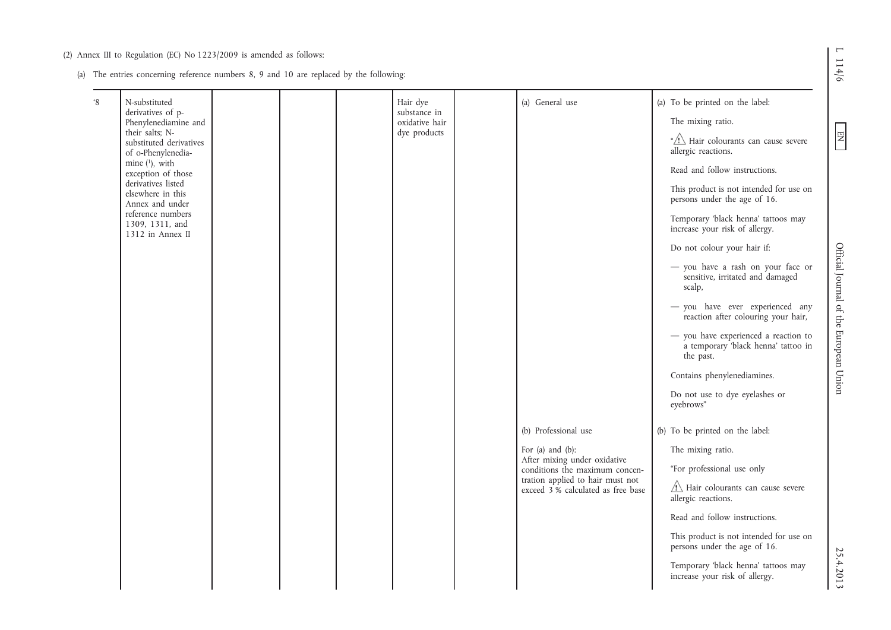(2) Annex III to Regulation (EC) No 1223/2009 is amended as follows:

(a) The entries concerning reference numbers 8, 9 and 10 are replaced by the following:

| | | | | | | | | |
|---|---|---|---|---|---|---|---|---|
| '8 | N-substituted derivatives of p-Phenylenediamine and their salts; N-substituted derivatives of o-Phenylenediamine [1], with exception of those derivatives listed elsewhere in this Annex and under reference numbers 1309, 1311, and 1312 in Annex II | | | | Hair dye substance in oxidative hair dye products | | (a) General use | (a) To be printed on the label:<br><br>The mixing ratio.<br><br>"⚠ Hair colourants can cause severe allergic reactions.<br><br>Read and follow instructions.<br><br>This product is not intended for use on persons under the age of 16.<br><br>Temporary 'black henna' tattoos may increase your risk of allergy.<br><br>Do not colour your hair if:<br><br>— you have a rash on your face or sensitive, irritated and damaged scalp,<br><br>— you have ever experienced any reaction after colouring your hair,<br><br>— you have experienced a reaction to a temporary 'black henna' tattoo in the past.<br><br>Contains phenylenediamines.<br><br>Do not use to dye eyelashes or eyebrows" |
| | | | | | | | (b) Professional use<br><br>For (a) and (b):<br>After mixing under oxidative conditions the maximum concentration applied to hair must not exceed 3 % calculated as free base | (b) To be printed on the label:<br><br>The mixing ratio.<br><br>"For professional use only<br><br>⚠ Hair colourants can cause severe allergic reactions.<br><br>Read and follow instructions.<br><br>This product is not intended for use on persons under the age of 16.<br><br>Temporary 'black henna' tattoos may increase your risk of allergy. |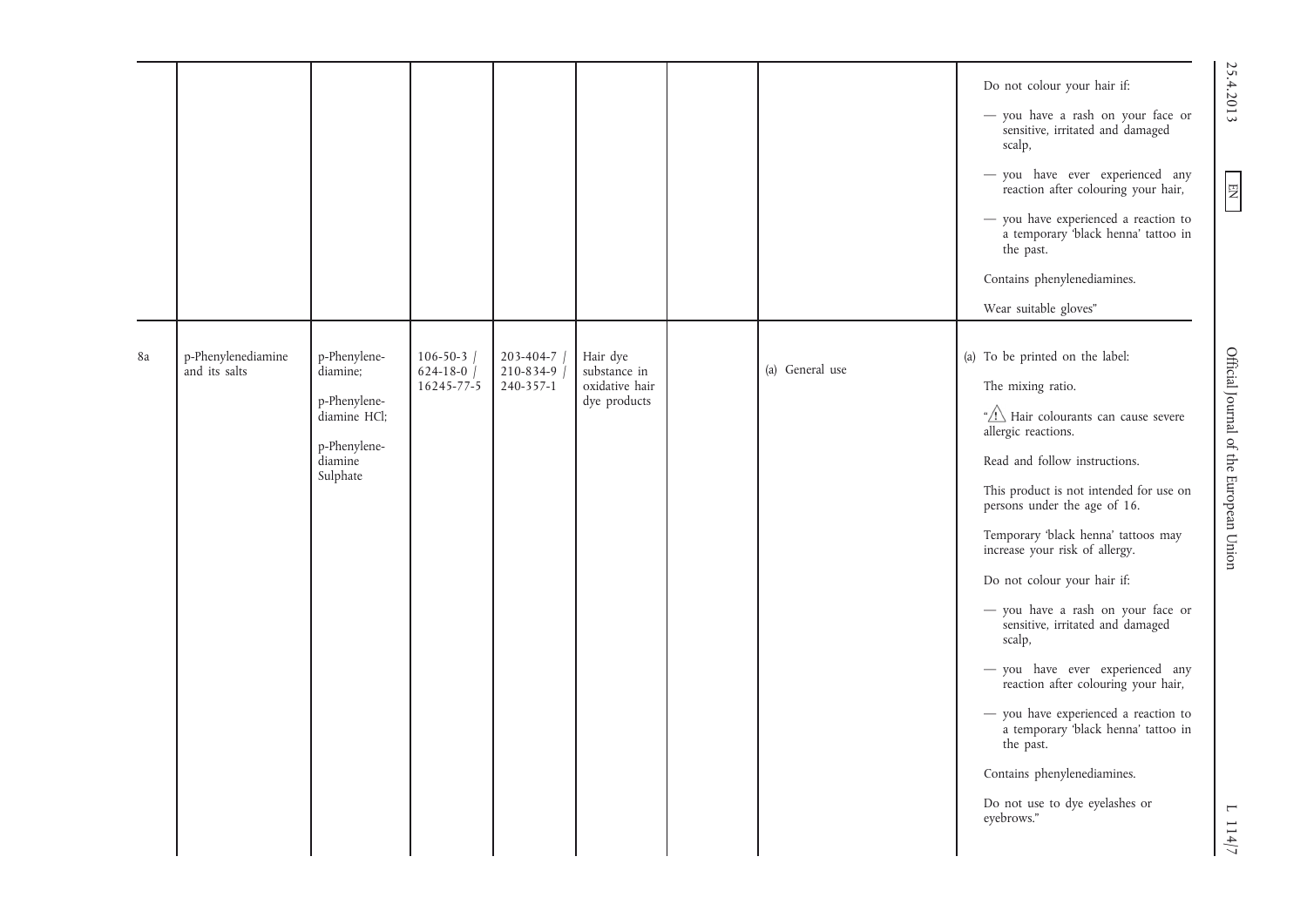| | | | | | | | | |
|---|---|---|---|---|---|---|---|---|
| | | | | | | | | Do not colour your hair if:<br>— you have a rash on your face or sensitive, irritated and damaged scalp,<br>— you have ever experienced any reaction after colouring your hair,<br>— you have experienced a reaction to a temporary 'black henna' tattoo in the past.<br>Contains phenylenediamines.<br>Wear suitable gloves" |
| 8a | p-Phenylenediamine and its salts | p-Phenylene-diamine;<br>p-Phenylene-diamine HCl;<br>p-Phenylene-diamine Sulphate | 106-50-3 / 624-18-0 / 16245-77-5 | 203-404-7 / 210-834-9 / 240-357-1 | Hair dye substance in oxidative hair dye products | | (a) General use | (a) To be printed on the label:<br>The mixing ratio.<br>"⚠ Hair colourants can cause severe allergic reactions.<br>Read and follow instructions.<br>This product is not intended for use on persons under the age of 16.<br>Temporary 'black henna' tattoos may increase your risk of allergy.<br>Do not colour your hair if:<br>— you have a rash on your face or sensitive, irritated and damaged scalp,<br>— you have ever experienced any reaction after colouring your hair,<br>— you have experienced a reaction to a temporary 'black henna' tattoo in the past.<br>Contains phenylenediamines.<br>Do not use to dye eyelashes or eyebrows." |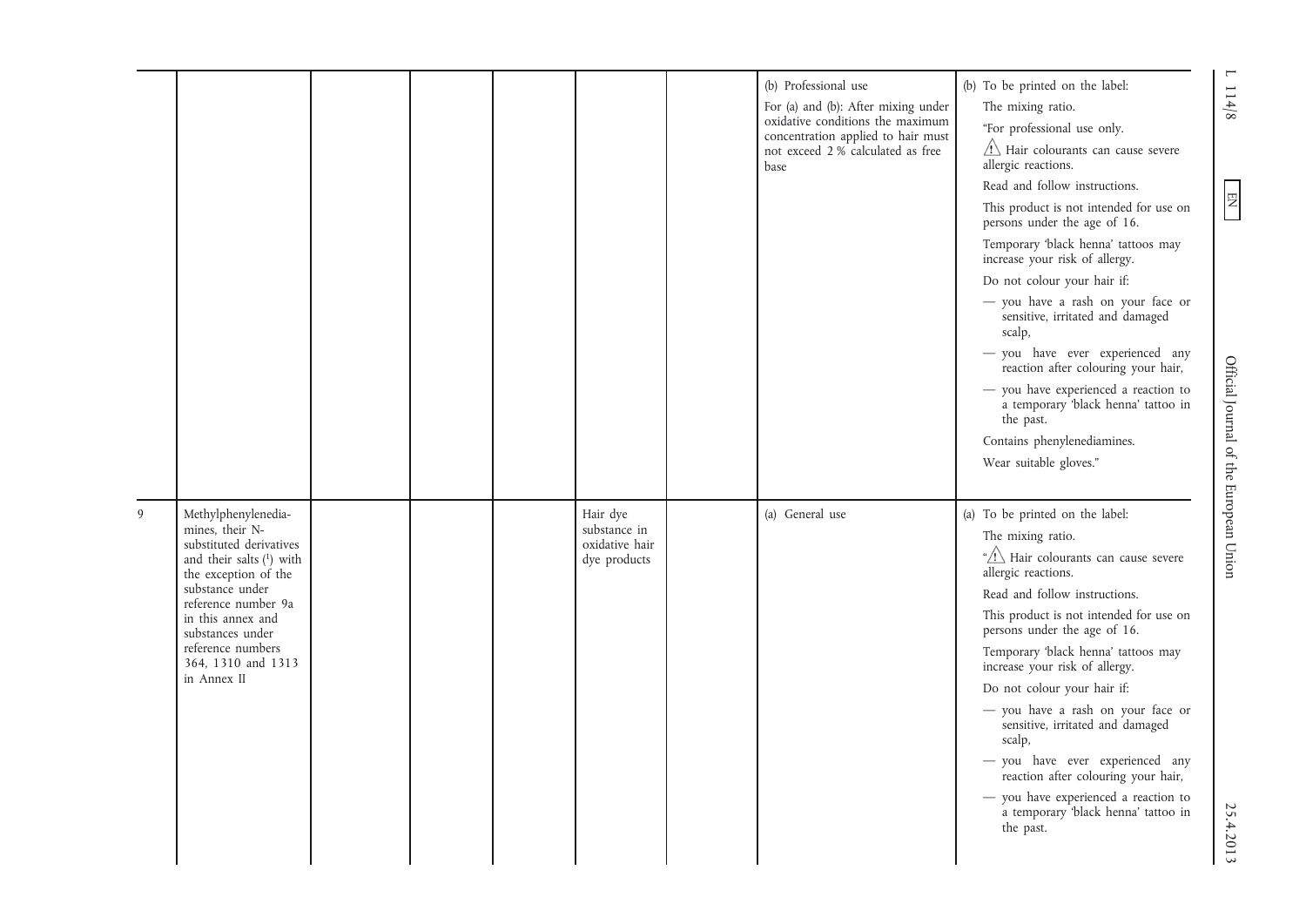| | | | | | | | | |
|---|---|---|---|---|---|---|---|---|
| | | | | | | | (b) Professional use<br><br>For (a) and (b): After mixing under oxidative conditions the maximum concentration applied to hair must not exceed 2 % calculated as free base | (b) To be printed on the label:<br><br>The mixing ratio.<br><br>"For professional use only.<br><br>⚠ Hair colourants can cause severe allergic reactions.<br><br>Read and follow instructions.<br><br>This product is not intended for use on persons under the age of 16.<br><br>Temporary 'black henna' tattoos may increase your risk of allergy.<br><br>Do not colour your hair if:<br><br>— you have a rash on your face or sensitive, irritated and damaged scalp,<br><br>— you have ever experienced any reaction after colouring your hair,<br><br>— you have experienced a reaction to a temporary 'black henna' tattoo in the past.<br><br>Contains phenylenediamines.<br><br>Wear suitable gloves." |
| 9 | Methylphenylenediamines, their N-substituted derivatives and their salts [1] with the exception of the substance under reference number 9a in this annex and substances under reference numbers 364, 1310 and 1313 in Annex II | | | | Hair dye substance in oxidative hair dye products | | (a) General use | (a) To be printed on the label:<br><br>The mixing ratio.<br><br>"⚠ Hair colourants can cause severe allergic reactions.<br><br>Read and follow instructions.<br><br>This product is not intended for use on persons under the age of 16.<br><br>Temporary 'black henna' tattoos may increase your risk of allergy.<br><br>Do not colour your hair if:<br><br>— you have a rash on your face or sensitive, irritated and damaged scalp,<br><br>— you have ever experienced any reaction after colouring your hair,<br><br>— you have experienced a reaction to a temporary 'black henna' tattoo in the past. |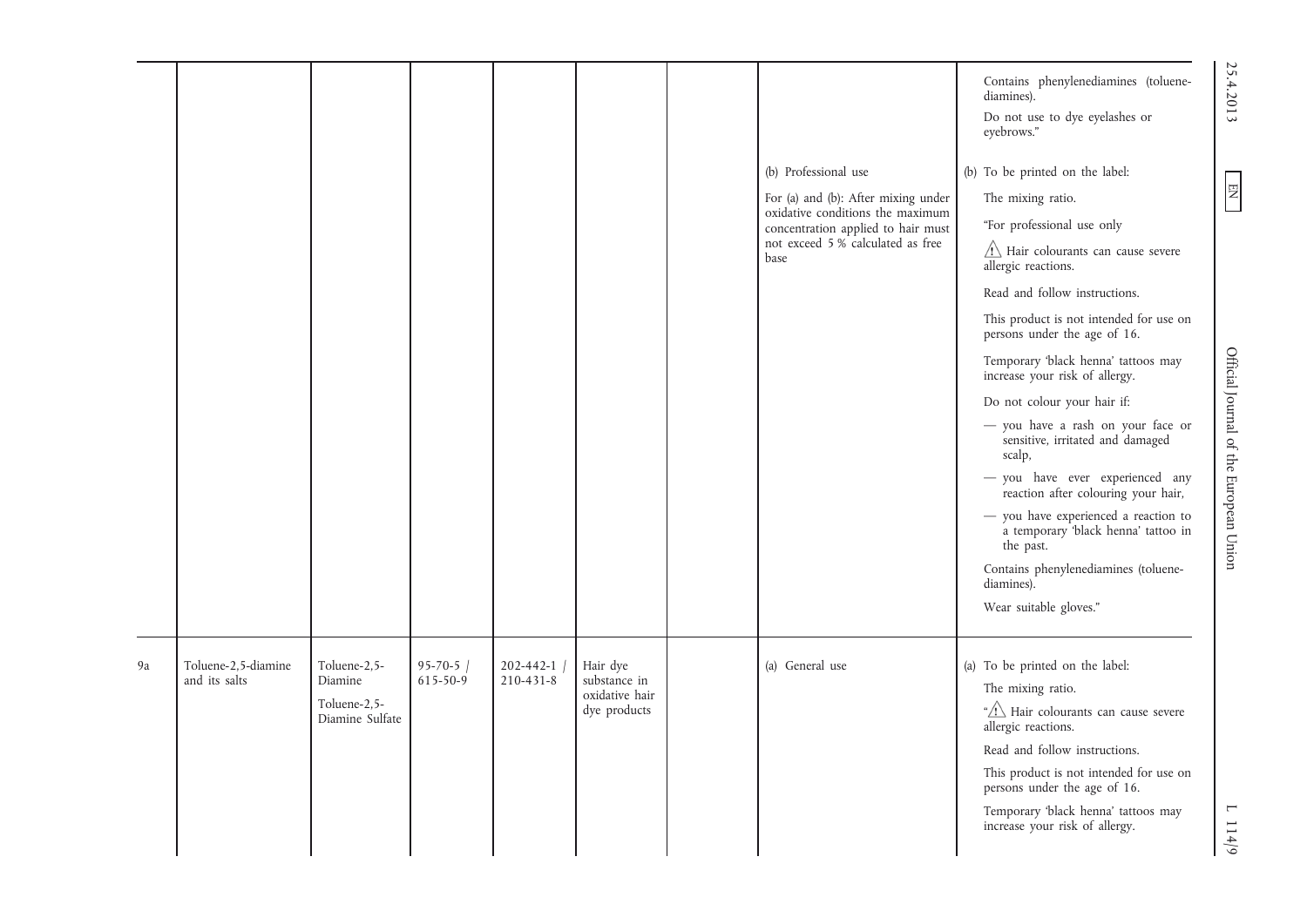| | | | | | | | | |
|---|---|---|---|---|---|---|---|---|
| | | | | | | | | Contains phenylenediamines (toluene-diamines).<br><br>Do not use to dye eyelashes or eyebrows." |
| | | | | | | | (b) Professional use<br><br>For (a) and (b): After mixing under oxidative conditions the maximum concentration applied to hair must not exceed 5 % calculated as free base | (b) To be printed on the label:<br><br>The mixing ratio.<br><br>"For professional use only<br><br>⚠ Hair colourants can cause severe allergic reactions.<br><br>Read and follow instructions.<br><br>This product is not intended for use on persons under the age of 16.<br><br>Temporary 'black henna' tattoos may increase your risk of allergy.<br><br>Do not colour your hair if:<br><br>— you have a rash on your face or sensitive, irritated and damaged scalp,<br><br>— you have ever experienced any reaction after colouring your hair,<br><br>— you have experienced a reaction to a temporary 'black henna' tattoo in the past.<br><br>Contains phenylenediamines (toluene-diamines).<br><br>Wear suitable gloves." |
| 9a | Toluene-2,5-diamine and its salts | Toluene-2,5-Diamine<br><br>Toluene-2,5-Diamine Sulfate | 95-70-5 / 615-50-9 | 202-442-1 / 210-431-8 | Hair dye substance in oxidative hair dye products | | (a) General use | (a) To be printed on the label:<br><br>The mixing ratio.<br><br>"⚠ Hair colourants can cause severe allergic reactions.<br><br>Read and follow instructions.<br><br>This product is not intended for use on persons under the age of 16.<br><br>Temporary 'black henna' tattoos may increase your risk of allergy. |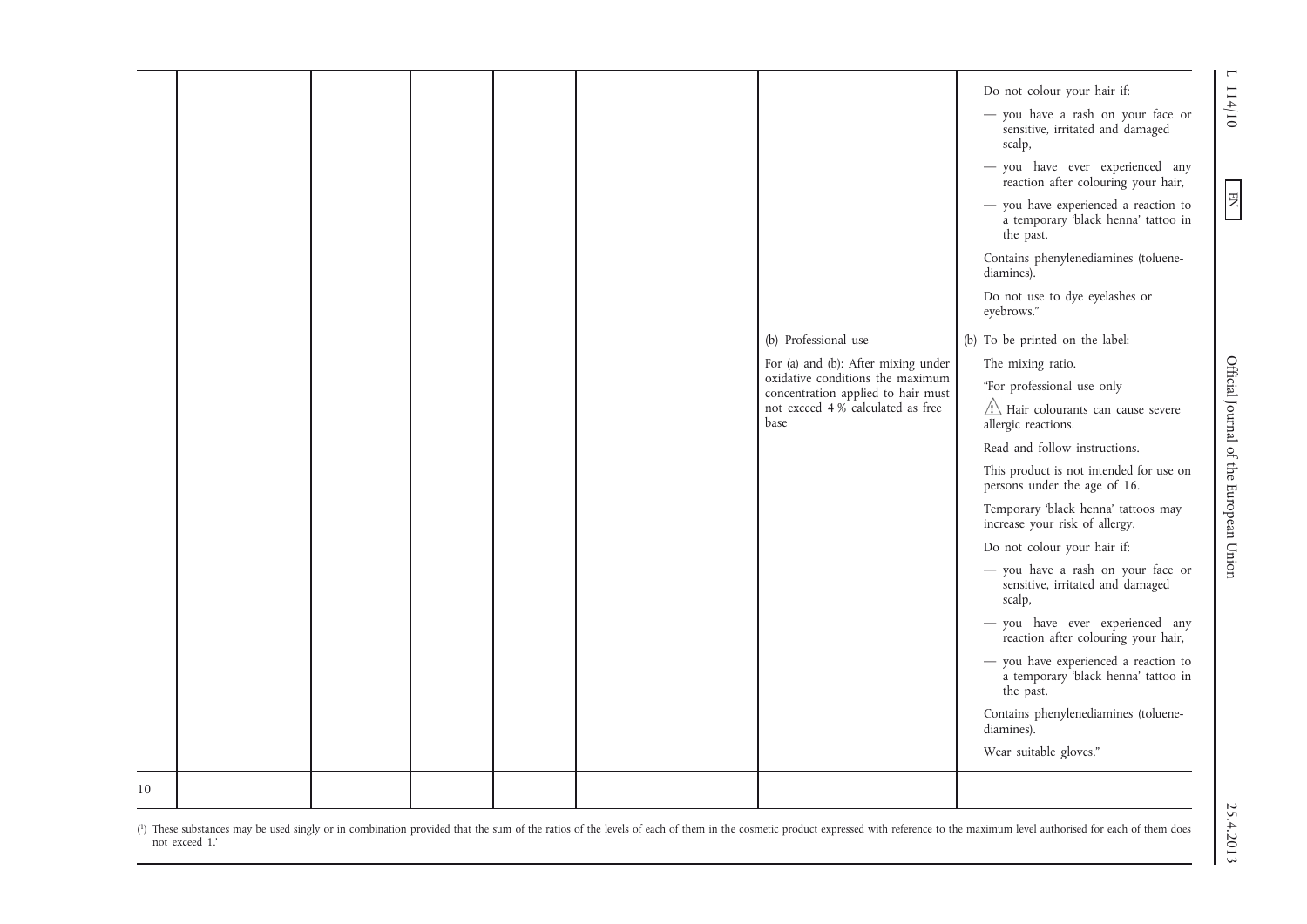| | | | | | | | | |
|---|---|---|---|---|---|---|---|---|
| | | | | | | | | Do not colour your hair if:<br>— you have a rash on your face or sensitive, irritated and damaged scalp,<br>— you have ever experienced any reaction after colouring your hair,<br>— you have experienced a reaction to a temporary 'black henna' tattoo in the past.<br>Contains phenylenediamines (toluene-diamines).<br>Do not use to dye eyelashes or eyebrows." |
| | | | | | | | (b) Professional use<br>For (a) and (b): After mixing under oxidative conditions the maximum concentration applied to hair must not exceed 4 % calculated as free base | (b) To be printed on the label:<br>The mixing ratio.<br>"For professional use only<br>⚠ Hair colourants can cause severe allergic reactions.<br>Read and follow instructions.<br>This product is not intended for use on persons under the age of 16.<br>Temporary 'black henna' tattoos may increase your risk of allergy.<br>Do not colour your hair if:<br>— you have a rash on your face or sensitive, irritated and damaged scalp,<br>— you have ever experienced any reaction after colouring your hair,<br>— you have experienced a reaction to a temporary 'black henna' tattoo in the past.<br>Contains phenylenediamines (toluene-diamines).<br>Wear suitable gloves." |
| 10 | | | | | | | | |

(1) These substances may be used singly or in combination provided that the sum of the ratios of the levels of each of them in the cosmetic product expressed with reference to the maximum level authorised for each of them does not exceed 1.'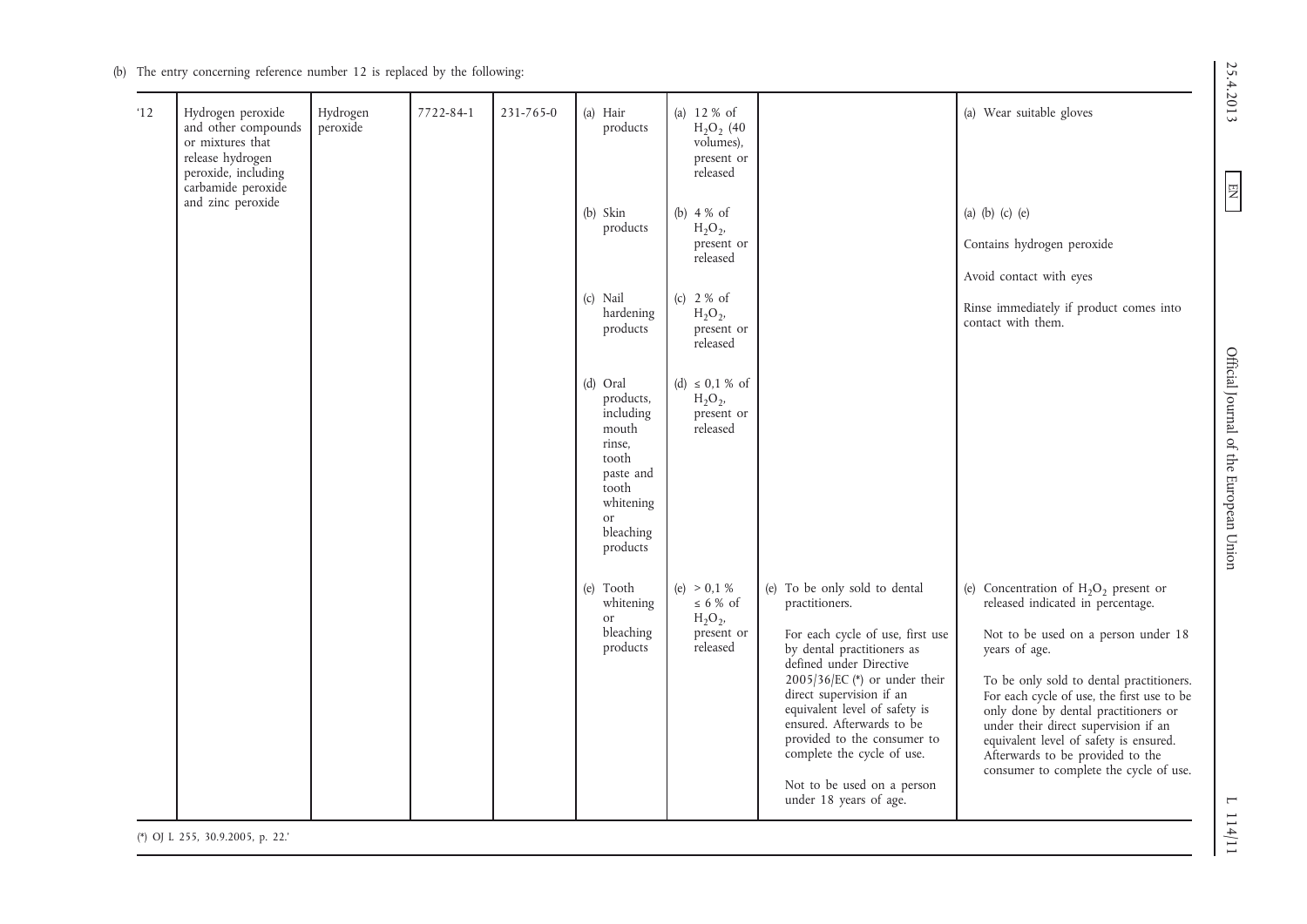(b) The entry concerning reference number 12 is replaced by the following:

| | | | | | | | | |
|---|---|---|---|---|---|---|---|---|
| '12 | Hydrogen peroxide and other compounds or mixtures that release hydrogen peroxide, including carbamide peroxide and zinc peroxide | Hydrogen peroxide | 7722-84-1 | 231-765-0 | (a) Hair products | (a) 12 % of $H_2O_2$ (40 volumes), present or released | | (a) Wear suitable gloves |
| | | | | | (b) Skin products | (b) 4 % of $H_2O_2$, present or released | | (a) (b) (c) (e) Contains hydrogen peroxide Avoid contact with eyes Rinse immediately if product comes into contact with them. |
| | | | | | (c) Nail hardening products | (c) 2 % of $H_2O_2$, present or released | | |
| | | | | | (d) Oral products, including mouth rinse, tooth paste and tooth whitening or bleaching products | (d) ≤ 0,1 % of $H_2O_2$, present or released | | |
| | | | | | (e) Tooth whitening or bleaching products | (e) > 0,1 % ≤ 6 % of $H_2O_2$, present or released | (e) To be only sold to dental practitioners. For each cycle of use, first use by dental practitioners as defined under Directive 2005/36/EC (*) or under their direct supervision if an equivalent level of safety is ensured. Afterwards to be provided to the consumer to complete the cycle of use. Not to be used on a person under 18 years of age. | (e) Concentration of $H_2O_2$ present or released indicated in percentage. Not to be used on a person under 18 years of age. To be only sold to dental practitioners. For each cycle of use, the first use to be only done by dental practitioners or under their direct supervision if an equivalent level of safety is ensured. Afterwards to be provided to the consumer to complete the cycle of use. |

(*) OJ L 255, 30.9.2005, p. 22.'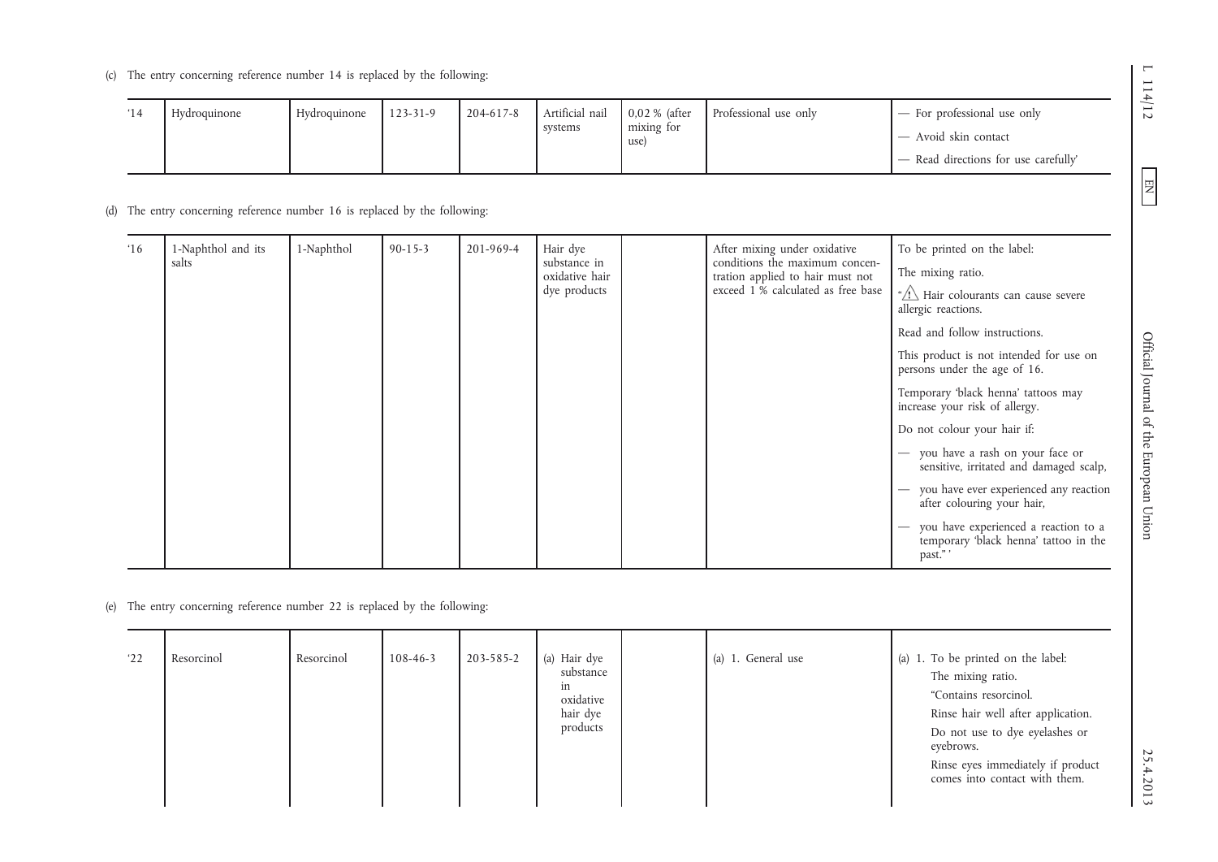(c) The entry concerning reference number 14 is replaced by the following:

| | | | | | | | | |
|---|---|---|---|---|---|---|---|---|
| '14 | Hydroquinone | Hydroquinone | 123-31-9 | 204-617-8 | Artificial nail systems | 0,02 % (after mixing for use) | Professional use only | — For professional use only<br>— Avoid skin contact<br>— Read directions for use carefully' |

(d) The entry concerning reference number 16 is replaced by the following:

| | | | | | | | | |
|---|---|---|---|---|---|---|---|---|
| '16 | 1-Naphthol and its salts | 1-Naphthol | 90-15-3 | 201-969-4 | Hair dye substance in oxidative hair dye products | | After mixing under oxidative conditions the maximum concentration applied to hair must not exceed 1 % calculated as free base | To be printed on the label:<br>The mixing ratio.<br>"⚠ Hair colourants can cause severe allergic reactions.<br>Read and follow instructions.<br>This product is not intended for use on persons under the age of 16.<br>Temporary 'black henna' tattoos may increase your risk of allergy.<br>Do not colour your hair if:<br>— you have a rash on your face or sensitive, irritated and damaged scalp,<br>— you have ever experienced any reaction after colouring your hair,<br>— you have experienced a reaction to a temporary 'black henna' tattoo in the past." ' |

(e) The entry concerning reference number 22 is replaced by the following:

| | | | | | | | | |
|---|---|---|---|---|---|---|---|---|
| '22 | Resorcinol | Resorcinol | 108-46-3 | 203-585-2 | (a) Hair dye substance in oxidative hair dye products | | (a) 1. General use | (a) 1. To be printed on the label:<br>The mixing ratio.<br>"Contains resorcinol.<br>Rinse hair well after application.<br>Do not use to dye eyelashes or eyebrows.<br>Rinse eyes immediately if product comes into contact with them. |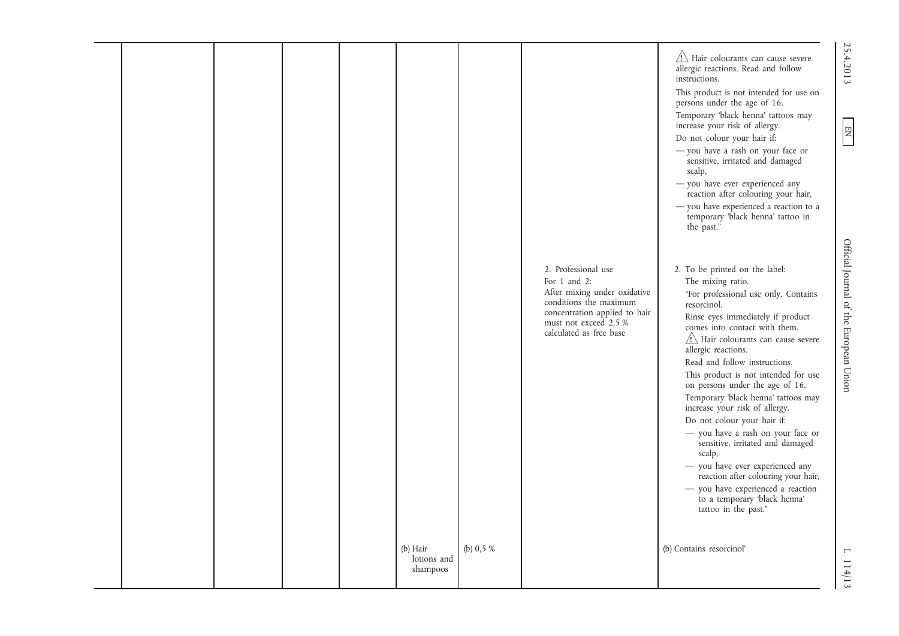| | | | | | | | |
|---|---|---|---|---|---|---|---|
| | | | | | | | ⚠ Hair colourants can cause severe allergic reactions. Read and follow instructions.<br>This product is not intended for use on persons under the age of 16.<br>Temporary 'black henna' tattoos may increase your risk of allergy.<br>Do not colour your hair if:<br>— you have a rash on your face or sensitive, irritated and damaged scalp,<br>— you have ever experienced any reaction after colouring your hair,<br>— you have experienced a reaction to a temporary 'black henna' tattoo in the past." |
| | | | | | | 2. Professional use<br>For 1 and 2:<br>After mixing under oxidative conditions the maximum concentration applied to hair must not exceed 2,5 % calculated as free base | 2. To be printed on the label:<br>The mixing ratio.<br>"For professional use only. Contains resorcinol.<br>Rinse eyes immediately if product comes into contact with them.<br>⚠ Hair colourants can cause severe allergic reactions.<br>Read and follow instructions.<br>This product is not intended for use on persons under the age of 16.<br>Temporary 'black henna' tattoos may increase your risk of allergy.<br>Do not colour your hair if:<br>— you have a rash on your face or sensitive, irritated and damaged scalp,<br>— you have ever experienced any reaction after colouring your hair,<br>— you have experienced a reaction to a temporary 'black henna' tattoo in the past." |
| | | | | (b) Hair lotions and shampoos | (b) 0,5 % | | (b) Contains resorcinol' |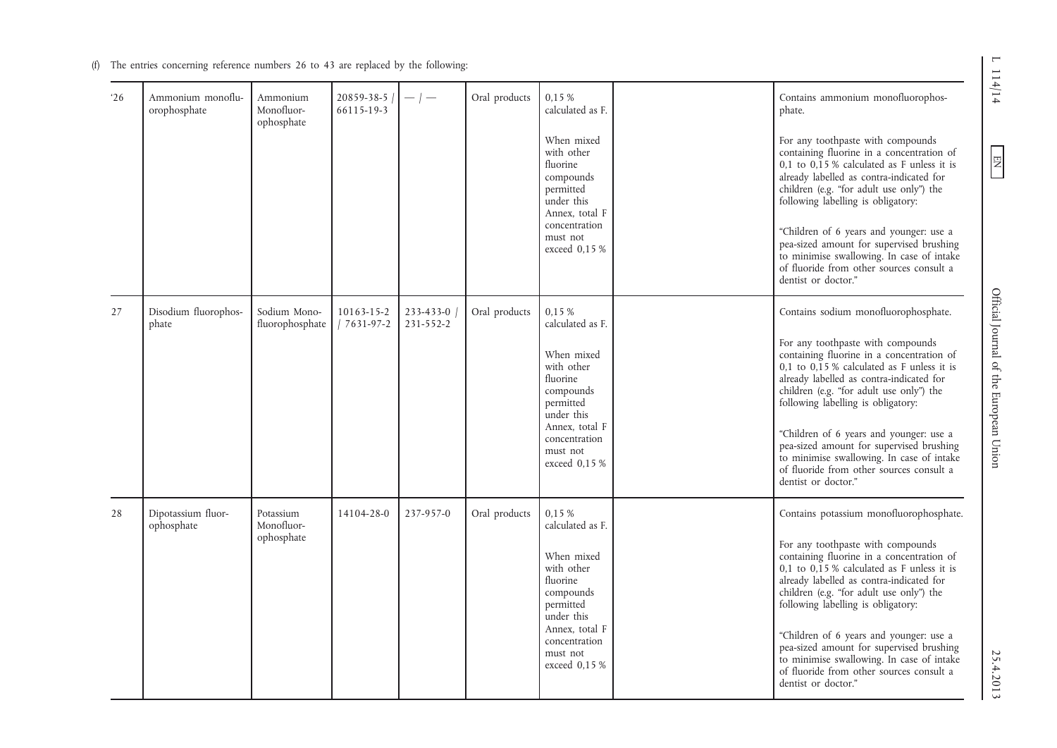(f) The entries concerning reference numbers 26 to 43 are replaced by the following:

| | | | | | | | | |
|---|---|---|---|---|---|---|---|---|
| '26 | Ammonium monofluorophosphate | Ammonium Monofluorophosphate | 20859-38-5 / 66115-19-3 | — / — | Oral products | 0,15 % calculated as F. When mixed with other fluorine compounds permitted under this Annex, total F concentration must not exceed 0,15 % | | Contains ammonium monofluorophosphate. For any toothpaste with compounds containing fluorine in a concentration of 0,1 to 0,15 % calculated as F unless it is already labelled as contra-indicated for children (e.g. "for adult use only") the following labelling is obligatory: "Children of 6 years and younger: use a pea-sized amount for supervised brushing to minimise swallowing. In case of intake of fluoride from other sources consult a dentist or doctor." |
| 27 | Disodium fluorophosphate | Sodium Monofluorophosphate | 10163-15-2 / 7631-97-2 | 233-433-0 / 231-552-2 | Oral products | 0,15 % calculated as F. When mixed with other fluorine compounds permitted under this Annex, total F concentration must not exceed 0,15 % | | Contains sodium monofluorophosphate. For any toothpaste with compounds containing fluorine in a concentration of 0,1 to 0,15 % calculated as F unless it is already labelled as contra-indicated for children (e.g. "for adult use only") the following labelling is obligatory: "Children of 6 years and younger: use a pea-sized amount for supervised brushing to minimise swallowing. In case of intake of fluoride from other sources consult a dentist or doctor." |
| 28 | Dipotassium fluorophosphate | Potassium Monofluorophosphate | 14104-28-0 | 237-957-0 | Oral products | 0,15 % calculated as F. When mixed with other fluorine compounds permitted under this Annex, total F concentration must not exceed 0,15 % | | Contains potassium monofluorophosphate. For any toothpaste with compounds containing fluorine in a concentration of 0,1 to 0,15 % calculated as F unless it is already labelled as contra-indicated for children (e.g. "for adult use only") the following labelling is obligatory: "Children of 6 years and younger: use a pea-sized amount for supervised brushing to minimise swallowing. In case of intake of fluoride from other sources consult a dentist or doctor." |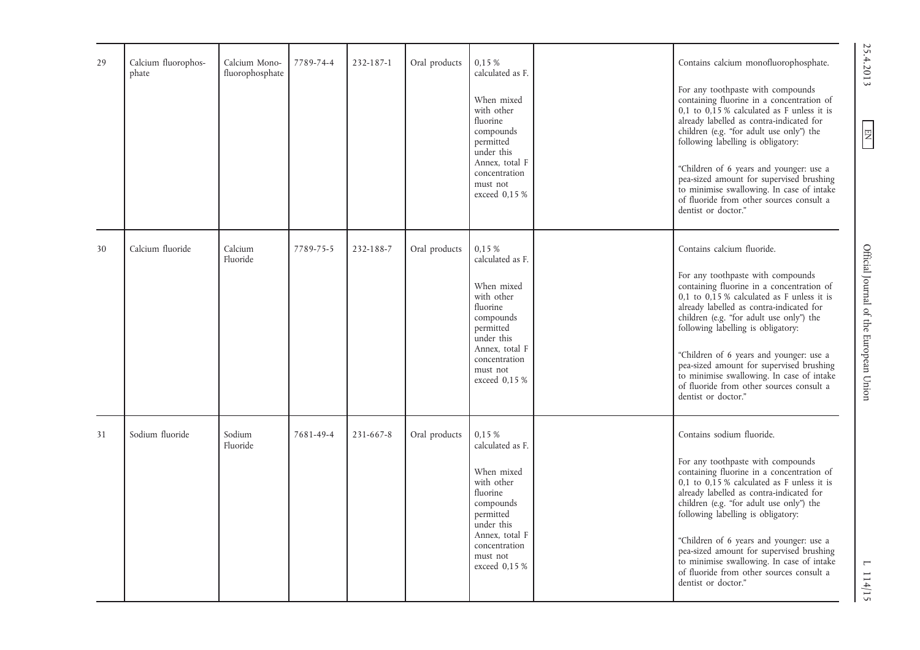| | | | | | | | | | |
|---|---|---|---|---|---|---|---|---|---|
| 29 | Calcium fluorophosphate | Calcium Monofluorophosphate | 7789-74-4 | 232-187-1 | Oral products | 0,15 % calculated as F. When mixed with other fluorine compounds permitted under this Annex, total F concentration must not exceed 0,15 % | | | Contains calcium monofluorophosphate. For any toothpaste with compounds containing fluorine in a concentration of 0,1 to 0,15 % calculated as F unless it is already labelled as contra-indicated for children (e.g. "for adult use only") the following labelling is obligatory: "Children of 6 years and younger: use a pea-sized amount for supervised brushing to minimise swallowing. In case of intake of fluoride from other sources consult a dentist or doctor." |
| 30 | Calcium fluoride | Calcium Fluoride | 7789-75-5 | 232-188-7 | Oral products | 0,15 % calculated as F. When mixed with other fluorine compounds permitted under this Annex, total F concentration must not exceed 0,15 % | | | Contains calcium fluoride. For any toothpaste with compounds containing fluorine in a concentration of 0,1 to 0,15 % calculated as F unless it is already labelled as contra-indicated for children (e.g. "for adult use only") the following labelling is obligatory: "Children of 6 years and younger: use a pea-sized amount for supervised brushing to minimise swallowing. In case of intake of fluoride from other sources consult a dentist or doctor." |
| 31 | Sodium fluoride | Sodium Fluoride | 7681-49-4 | 231-667-8 | Oral products | 0,15 % calculated as F. When mixed with other fluorine compounds permitted under this Annex, total F concentration must not exceed 0,15 % | | | Contains sodium fluoride. For any toothpaste with compounds containing fluorine in a concentration of 0,1 to 0,15 % calculated as F unless it is already labelled as contra-indicated for children (e.g. "for adult use only") the following labelling is obligatory: "Children of 6 years and younger: use a pea-sized amount for supervised brushing to minimise swallowing. In case of intake of fluoride from other sources consult a dentist or doctor." |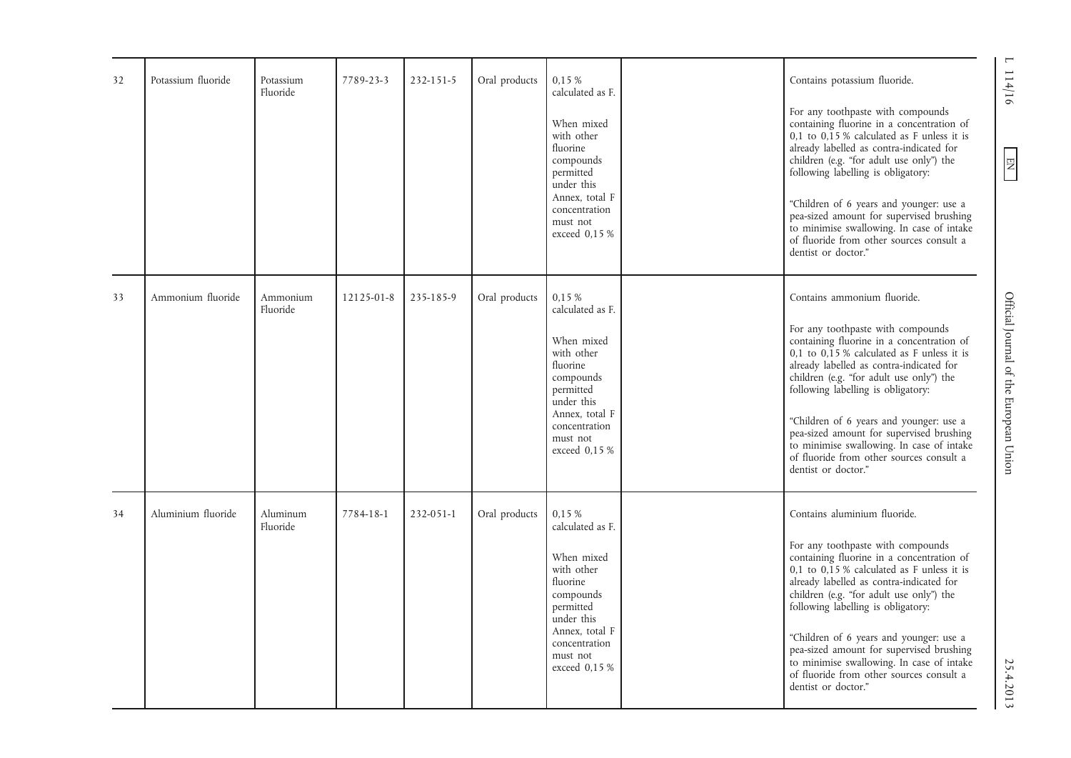| | | | | | | | | | |
|---|---|---|---|---|---|---|---|---|---|
| 32 | Potassium fluoride | Potassium Fluoride | 7789-23-3 | 232-151-5 | Oral products | 0,15 % calculated as F. When mixed with other fluorine compounds permitted under this Annex, total F concentration must not exceed 0,15 % | | | Contains potassium fluoride. For any toothpaste with compounds containing fluorine in a concentration of 0,1 to 0,15 % calculated as F unless it is already labelled as contra-indicated for children (e.g. "for adult use only") the following labelling is obligatory: "Children of 6 years and younger: use a pea-sized amount for supervised brushing to minimise swallowing. In case of intake of fluoride from other sources consult a dentist or doctor." |
| 33 | Ammonium fluoride | Ammonium Fluoride | 12125-01-8 | 235-185-9 | Oral products | 0,15 % calculated as F. When mixed with other fluorine compounds permitted under this Annex, total F concentration must not exceed 0,15 % | | | Contains ammonium fluoride. For any toothpaste with compounds containing fluorine in a concentration of 0,1 to 0,15 % calculated as F unless it is already labelled as contra-indicated for children (e.g. "for adult use only") the following labelling is obligatory: "Children of 6 years and younger: use a pea-sized amount for supervised brushing to minimise swallowing. In case of intake of fluoride from other sources consult a dentist or doctor." |
| 34 | Aluminium fluoride | Aluminum Fluoride | 7784-18-1 | 232-051-1 | Oral products | 0,15 % calculated as F. When mixed with other fluorine compounds permitted under this Annex, total F concentration must not exceed 0,15 % | | | Contains aluminium fluoride. For any toothpaste with compounds containing fluorine in a concentration of 0,1 to 0,15 % calculated as F unless it is already labelled as contra-indicated for children (e.g. "for adult use only") the following labelling is obligatory: "Children of 6 years and younger: use a pea-sized amount for supervised brushing to minimise swallowing. In case of intake of fluoride from other sources consult a dentist or doctor." |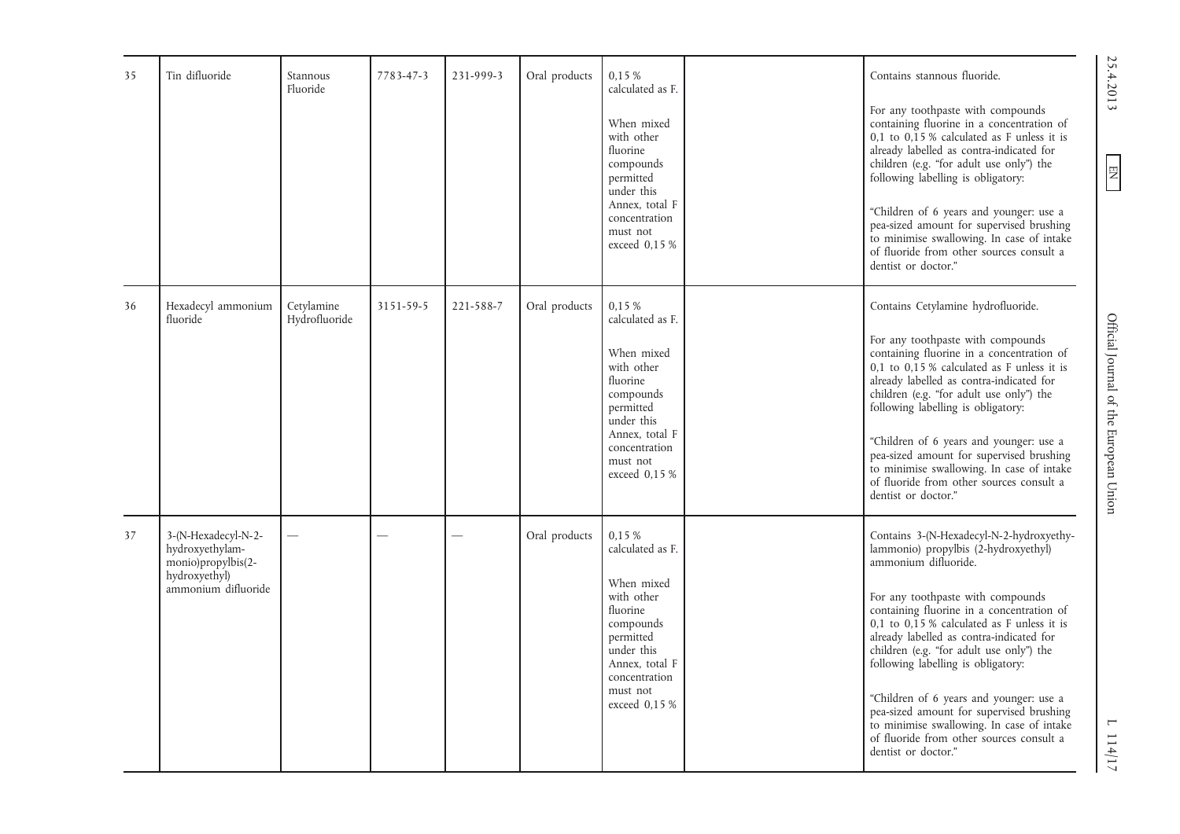| | | | | | | | | |
|---|---|---|---|---|---|---|---|---|
| 35 | Tin difluoride | Stannous Fluoride | 7783-47-3 | 231-999-3 | Oral products | 0,15 % calculated as F. When mixed with other fluorine compounds permitted under this Annex, total F concentration must not exceed 0,15 % | | Contains stannous fluoride. For any toothpaste with compounds containing fluorine in a concentration of 0,1 to 0,15 % calculated as F unless it is already labelled as contra-indicated for children (e.g. "for adult use only") the following labelling is obligatory: "Children of 6 years and younger: use a pea-sized amount for supervised brushing to minimise swallowing. In case of intake of fluoride from other sources consult a dentist or doctor." |
| 36 | Hexadecyl ammonium fluoride | Cetylamine Hydrofluoride | 3151-59-5 | 221-588-7 | Oral products | 0,15 % calculated as F. When mixed with other fluorine compounds permitted under this Annex, total F concentration must not exceed 0,15 % | | Contains Cetylamine hydrofluoride. For any toothpaste with compounds containing fluorine in a concentration of 0,1 to 0,15 % calculated as F unless it is already labelled as contra-indicated for children (e.g. "for adult use only") the following labelling is obligatory: "Children of 6 years and younger: use a pea-sized amount for supervised brushing to minimise swallowing. In case of intake of fluoride from other sources consult a dentist or doctor." |
| 37 | 3-(N-Hexadecyl-N-2-hydroxyethylammonio)propylbis(2-hydroxyethyl) ammonium difluoride | — | — | — | Oral products | 0,15 % calculated as F. When mixed with other fluorine compounds permitted under this Annex, total F concentration must not exceed 0,15 % | | Contains 3-(N-Hexadecyl-N-2-hydroxyethylammonio) propylbis (2-hydroxyethyl) ammonium difluoride. For any toothpaste with compounds containing fluorine in a concentration of 0,1 to 0,15 % calculated as F unless it is already labelled as contra-indicated for children (e.g. "for adult use only") the following labelling is obligatory: "Children of 6 years and younger: use a pea-sized amount for supervised brushing to minimise swallowing. In case of intake of fluoride from other sources consult a dentist or doctor." |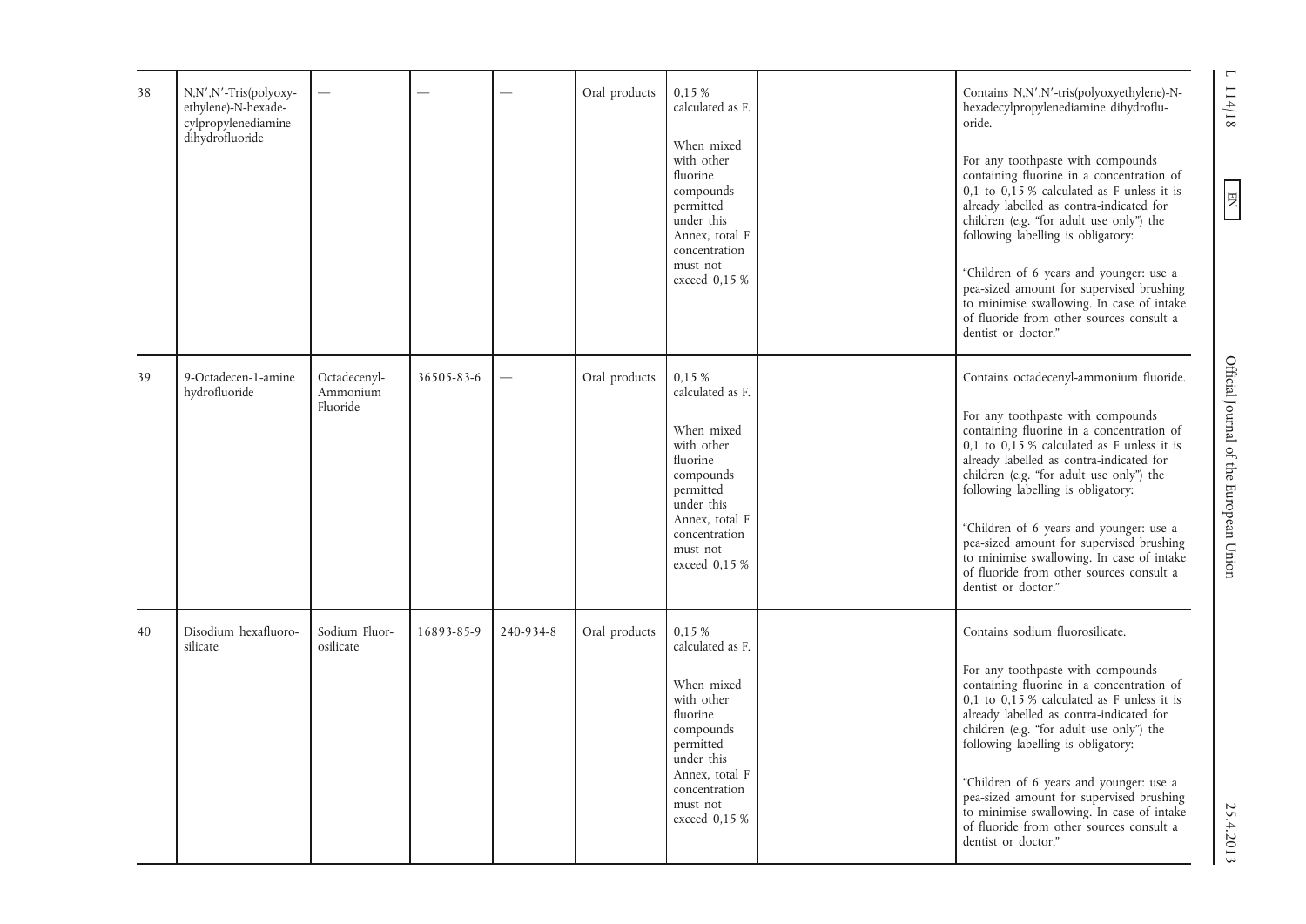| | | | | | | | | |
|---|---|---|---|---|---|---|---|---|
| 38 | N,N′,N′-Tris(polyoxy-ethylene)-N-hexade-cylpropylenediamine dihydrofluoride | — | — | — | Oral products | 0,15 % calculated as F. When mixed with other fluorine compounds permitted under this Annex, total F concentration must not exceed 0,15 % | | Contains N,N′,N′-tris(polyoxyethylene)-N-hexadecylpropylenediamine dihydrofluoride. For any toothpaste with compounds containing fluorine in a concentration of 0,1 to 0,15 % calculated as F unless it is already labelled as contra-indicated for children (e.g. "for adult use only") the following labelling is obligatory: "Children of 6 years and younger: use a pea-sized amount for supervised brushing to minimise swallowing. In case of intake of fluoride from other sources consult a dentist or doctor." |
| 39 | 9-Octadecen-1-amine hydrofluoride | Octadecenyl-Ammonium Fluoride | 36505-83-6 | — | Oral products | 0,15 % calculated as F. When mixed with other fluorine compounds permitted under this Annex, total F concentration must not exceed 0,15 % | | Contains octadecenyl-ammonium fluoride. For any toothpaste with compounds containing fluorine in a concentration of 0,1 to 0,15 % calculated as F unless it is already labelled as contra-indicated for children (e.g. "for adult use only") the following labelling is obligatory: "Children of 6 years and younger: use a pea-sized amount for supervised brushing to minimise swallowing. In case of intake of fluoride from other sources consult a dentist or doctor." |
| 40 | Disodium hexafluoro-silicate | Sodium Fluor-osilicate | 16893-85-9 | 240-934-8 | Oral products | 0,15 % calculated as F. When mixed with other fluorine compounds permitted under this Annex, total F concentration must not exceed 0,15 % | | Contains sodium fluorosilicate. For any toothpaste with compounds containing fluorine in a concentration of 0,1 to 0,15 % calculated as F unless it is already labelled as contra-indicated for children (e.g. "for adult use only") the following labelling is obligatory: "Children of 6 years and younger: use a pea-sized amount for supervised brushing to minimise swallowing. In case of intake of fluoride from other sources consult a dentist or doctor." |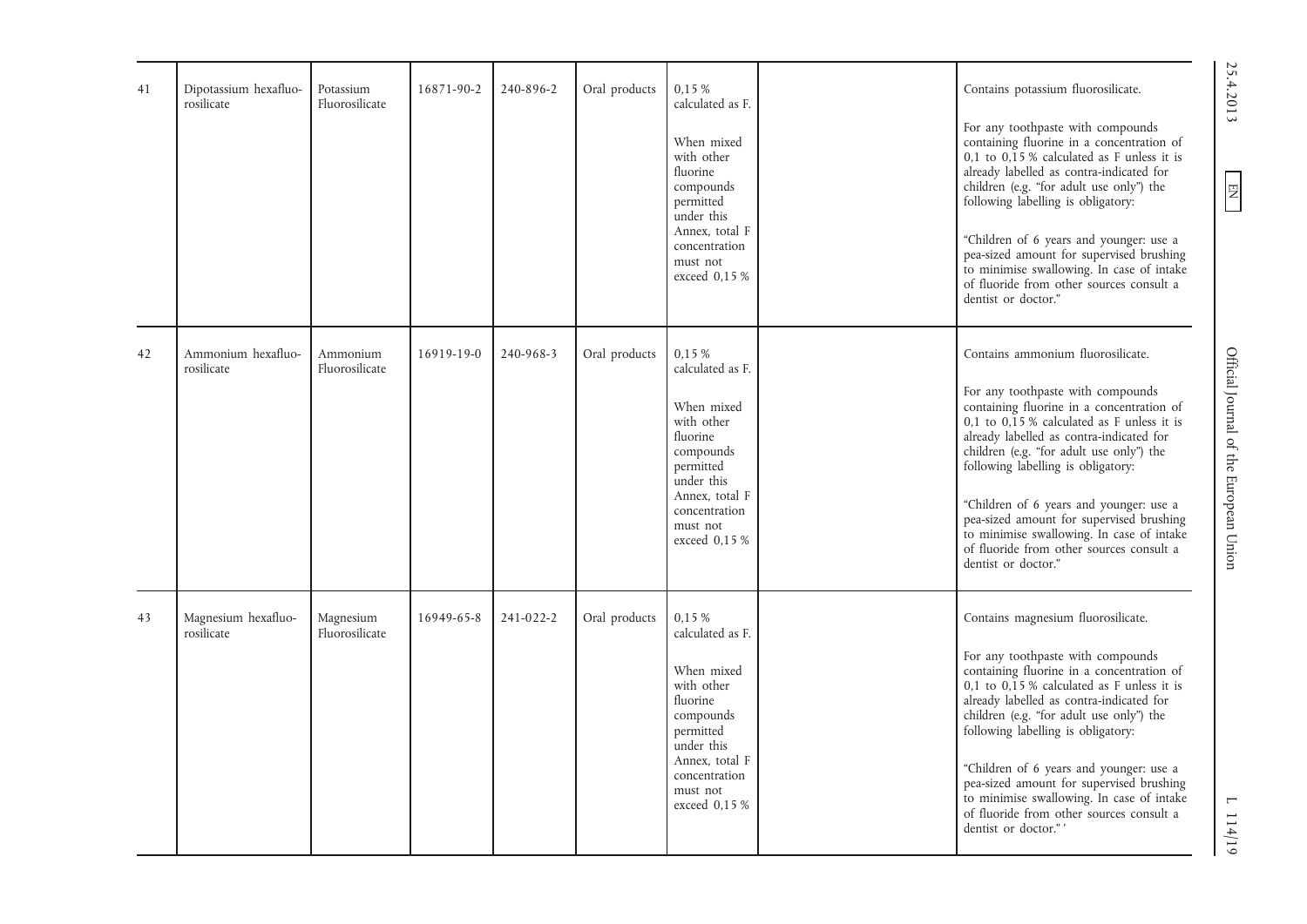| | | | | | | | | | |
|---|---|---|---|---|---|---|---|---|---|
| 41 | Dipotassium hexafluorosilicate | Potassium Fluorosilicate | 16871-90-2 | 240-896-2 | Oral products | 0,15 % calculated as F.<br><br>When mixed with other fluorine compounds permitted under this Annex, total F concentration must not exceed 0,15 % | | | Contains potassium fluorosilicate.<br><br>For any toothpaste with compounds containing fluorine in a concentration of 0,1 to 0,15 % calculated as F unless it is already labelled as contra-indicated for children (e.g. "for adult use only") the following labelling is obligatory:<br><br>"Children of 6 years and younger: use a pea-sized amount for supervised brushing to minimise swallowing. In case of intake of fluoride from other sources consult a dentist or doctor." |
| 42 | Ammonium hexafluorosilicate | Ammonium Fluorosilicate | 16919-19-0 | 240-968-3 | Oral products | 0,15 % calculated as F.<br><br>When mixed with other fluorine compounds permitted under this Annex, total F concentration must not exceed 0,15 % | | | Contains ammonium fluorosilicate.<br><br>For any toothpaste with compounds containing fluorine in a concentration of 0,1 to 0,15 % calculated as F unless it is already labelled as contra-indicated for children (e.g. "for adult use only") the following labelling is obligatory:<br><br>"Children of 6 years and younger: use a pea-sized amount for supervised brushing to minimise swallowing. In case of intake of fluoride from other sources consult a dentist or doctor." |
| 43 | Magnesium hexafluorosilicate | Magnesium Fluorosilicate | 16949-65-8 | 241-022-2 | Oral products | 0,15 % calculated as F.<br><br>When mixed with other fluorine compounds permitted under this Annex, total F concentration must not exceed 0,15 % | | | Contains magnesium fluorosilicate.<br><br>For any toothpaste with compounds containing fluorine in a concentration of 0,1 to 0,15 % calculated as F unless it is already labelled as contra-indicated for children (e.g. "for adult use only") the following labelling is obligatory:<br><br>"Children of 6 years and younger: use a pea-sized amount for supervised brushing to minimise swallowing. In case of intake of fluoride from other sources consult a dentist or doctor." ' |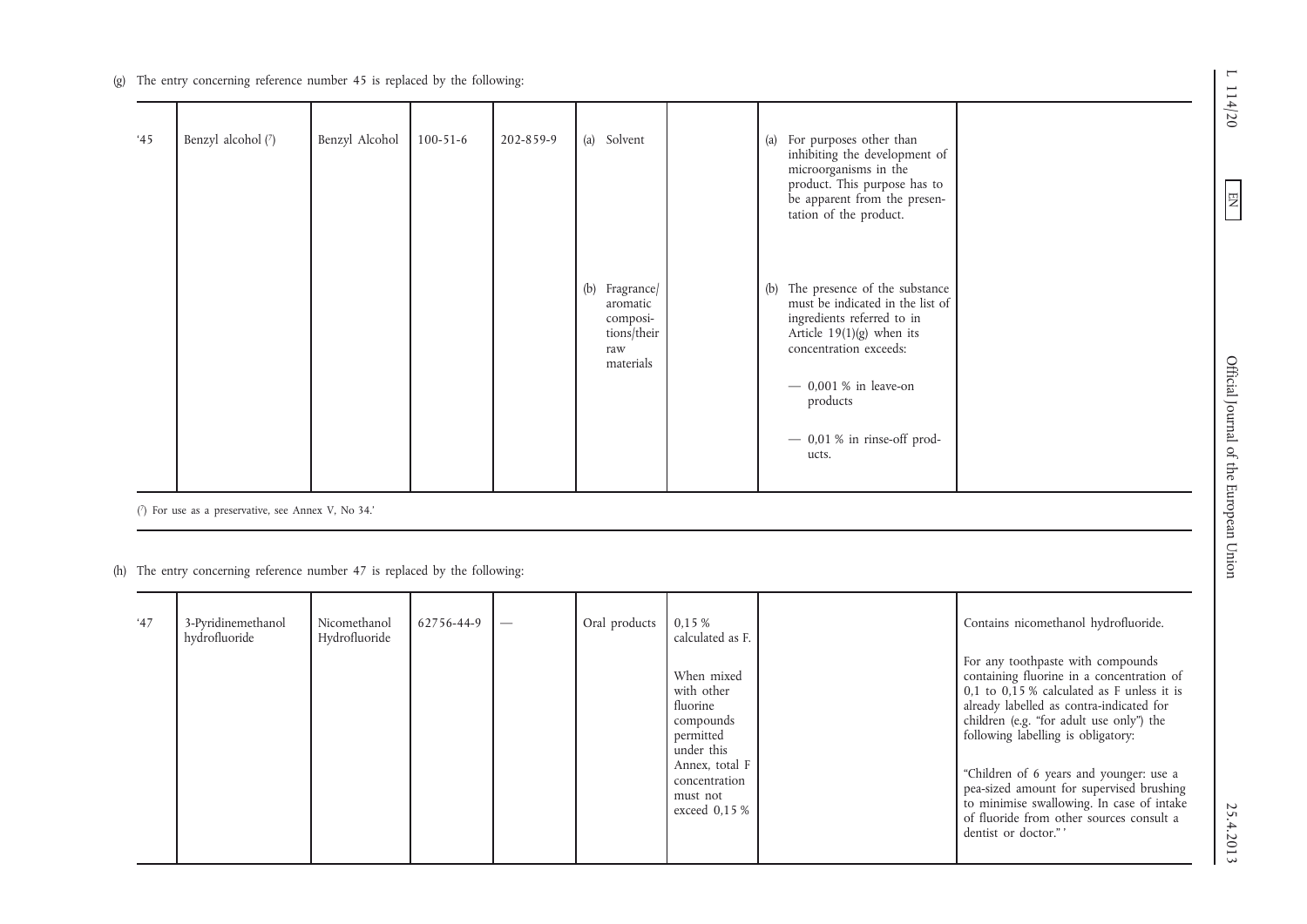(g) The entry concerning reference number 45 is replaced by the following:

| | | | | | | | | |
|---|---|---|---|---|---|---|---|---|
| '45 | Benzyl alcohol ([7]) | Benzyl Alcohol | 100-51-6 | 202-859-9 | (a) Solvent | | (a) For purposes other than inhibiting the development of microorganisms in the product. This purpose has to be apparent from the presentation of the product. | |
| | | | | | (b) Fragrance/aromatic compositions/their raw materials | | (b) The presence of the substance must be indicated in the list of ingredients referred to in Article 19(1)(g) when its concentration exceeds: — 0,001 % in leave-on products — 0,01 % in rinse-off products. | |

([7]) For use as a preservative, see Annex V, No 34.'

(h) The entry concerning reference number 47 is replaced by the following:

| | | | | | | | | |
|---|---|---|---|---|---|---|---|---|
| '47 | 3-Pyridinemethanol hydrofluoride | Nicomethanol Hydrofluoride | 62756-44-9 | — | Oral products | 0,15 % calculated as F. When mixed with other fluorine compounds permitted under this Annex, total F concentration must not exceed 0,15 % | | Contains nicomethanol hydrofluoride. For any toothpaste with compounds containing fluorine in a concentration of 0,1 to 0,15 % calculated as F unless it is already labelled as contra-indicated for children (e.g. "for adult use only") the following labelling is obligatory: "Children of 6 years and younger: use a pea-sized amount for supervised brushing to minimise swallowing. In case of intake of fluoride from other sources consult a dentist or doctor." ' |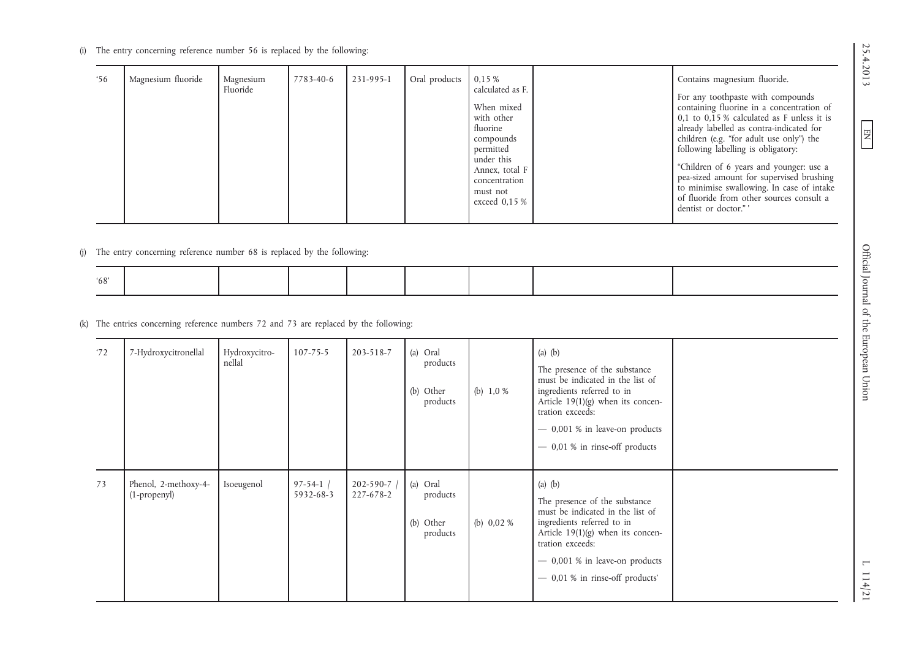(i) The entry concerning reference number 56 is replaced by the following:

| | | | | | | | | |
|---|---|---|---|---|---|---|---|---|
| '56 | Magnesium fluoride | Magnesium Fluoride | 7783-40-6 | 231-995-1 | Oral products | 0,15 % calculated as F. When mixed with other fluorine compounds permitted under this Annex, total F concentration must not exceed 0,15 % | | Contains magnesium fluoride. For any toothpaste with compounds containing fluorine in a concentration of 0,1 to 0,15 % calculated as F unless it is already labelled as contra-indicated for children (e.g. "for adult use only") the following labelling is obligatory: "Children of 6 years and younger: use a pea-sized amount for supervised brushing to minimise swallowing. In case of intake of fluoride from other sources consult a dentist or doctor." ' |

(j) The entry concerning reference number 68 is replaced by the following:

| | | | | | | | | |
|---|---|---|---|---|---|---|---|---|
| '68' | | | | | | | | |

(k) The entries concerning reference numbers 72 and 73 are replaced by the following:

| | | | | | | | | |
|---|---|---|---|---|---|---|---|---|
| '72 | 7-Hydroxycitronellal | Hydroxycitronellal | 107-75-5 | 203-518-7 | (a) Oral products<br>(b) Other products | (b) 1,0 % | (a) (b)<br>The presence of the substance must be indicated in the list of ingredients referred to in Article 19(1)(g) when its concentration exceeds:<br>— 0,001 % in leave-on products<br>— 0,01 % in rinse-off products | |
| 73 | Phenol, 2-methoxy-4-(1-propenyl) | Isoeugenol | 97-54-1 / 5932-68-3 | 202-590-7 / 227-678-2 | (a) Oral products<br>(b) Other products | (b) 0,02 % | (a) (b)<br>The presence of the substance must be indicated in the list of ingredients referred to in Article 19(1)(g) when its concentration exceeds:<br>— 0,001 % in leave-on products<br>— 0,01 % in rinse-off products' | |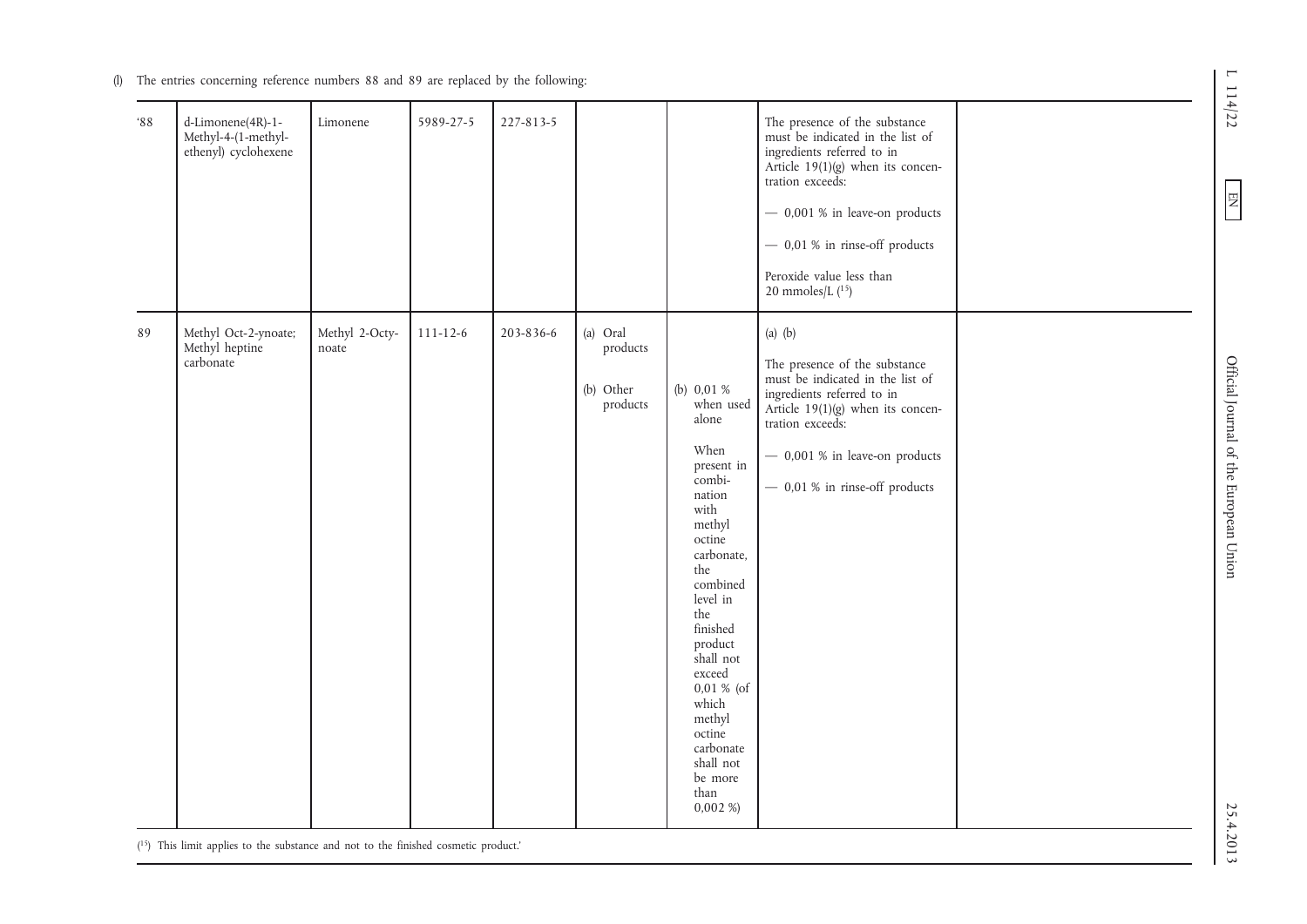(l) The entries concerning reference numbers 88 and 89 are replaced by the following:

| | | | | | | | | |
|---|---|---|---|---|---|---|---|---|
| '88 | d-Limonene(4R)-1-Methyl-4-(1-methylethenyl) cyclohexene | Limonene | 5989-27-5 | 227-813-5 | | | The presence of the substance must be indicated in the list of ingredients referred to in Article 19(1)(g) when its concentration exceeds:<br>— 0,001 % in leave-on products<br>— 0,01 % in rinse-off products<br>Peroxide value less than 20 mmoles/L ([15]) | |
| 89 | Methyl Oct-2-ynoate; Methyl heptine carbonate | Methyl 2-Octynoate | 111-12-6 | 203-836-6 | (a) Oral products<br>(b) Other products | (b) 0,01 % when used alone<br>When present in combination with methyl octine carbonate, the combined level in the finished product shall not exceed 0,01 % (of which methyl octine carbonate shall not be more than 0,002 %) | (a) (b)<br>The presence of the substance must be indicated in the list of ingredients referred to in Article 19(1)(g) when its concentration exceeds:<br>— 0,001 % in leave-on products<br>— 0,01 % in rinse-off products | |

([15]) This limit applies to the substance and not to the finished cosmetic product.'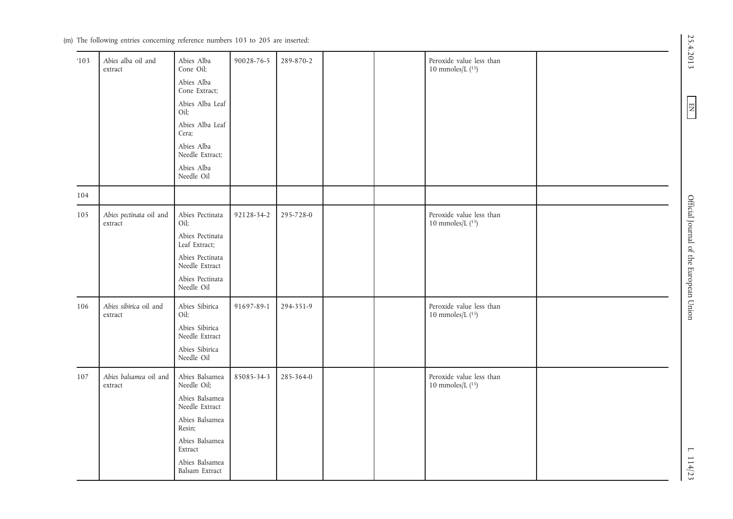(m) The following entries concerning reference numbers 103 to 205 are inserted:

| | | | | | | | | |
|---|---|---|---|---|---|---|---|---|
| '103 | *Abies alba* oil and extract | Abies Alba Cone Oil; Abies Alba Cone Extract; Abies Alba Leaf Oil; Abies Alba Leaf Cera; Abies Alba Needle Extract; Abies Alba Needle Oil | 90028-76-5 | 289-870-2 | | | Peroxide value less than 10 mmoles/L ([15]) | |
| 104 | | | | | | | | |
| 105 | *Abies pectinata* oil and extract | Abies Pectinata Oil; Abies Pectinata Leaf Extract; Abies Pectinata Needle Extract Abies Pectinata Needle Oil | 92128-34-2 | 295-728-0 | | | Peroxide value less than 10 mmoles/L ([15]) | |
| 106 | *Abies sibirica* oil and extract | Abies Sibirica Oil; Abies Sibirica Needle Extract Abies Sibirica Needle Oil | 91697-89-1 | 294-351-9 | | | Peroxide value less than 10 mmoles/L ([15]) | |
| 107 | *Abies balsamea* oil and extract | Abies Balsamea Needle Oil; Abies Balsamea Needle Extract Abies Balsamea Resin; Abies Balsamea Extract Abies Balsamea Balsam Extract | 85085-34-3 | 285-364-0 | | | Peroxide value less than 10 mmoles/L ([15]) | |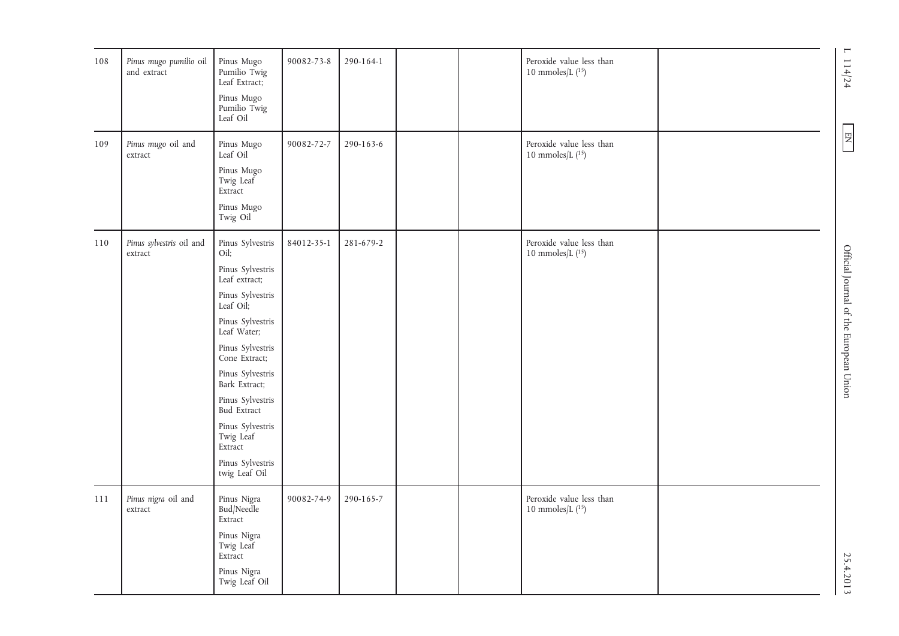| | | | | | | | | |
|---|---|---|---|---|---|---|---|---|
| 108 | *Pinus mugo pumilio* oil and extract | Pinus Mugo Pumilio Twig Leaf Extract; Pinus Mugo Pumilio Twig Leaf Oil | 90082-73-8 | 290-164-1 | | | Peroxide value less than 10 mmoles/L ([15]) | |
| 109 | *Pinus mugo* oil and extract | Pinus Mugo Leaf Oil Pinus Mugo Twig Leaf Extract Pinus Mugo Twig Oil | 90082-72-7 | 290-163-6 | | | Peroxide value less than 10 mmoles/L ([15]) | |
| 110 | *Pinus sylvestris* oil and extract | Pinus Sylvestris Oil; Pinus Sylvestris Leaf extract; Pinus Sylvestris Leaf Oil; Pinus Sylvestris Leaf Water; Pinus Sylvestris Cone Extract; Pinus Sylvestris Bark Extract; Pinus Sylvestris Bud Extract Pinus Sylvestris Twig Leaf Extract Pinus Sylvestris twig Leaf Oil | 84012-35-1 | 281-679-2 | | | Peroxide value less than 10 mmoles/L ([15]) | |
| 111 | *Pinus nigra* oil and extract | Pinus Nigra Bud/Needle Extract Pinus Nigra Twig Leaf Extract Pinus Nigra Twig Leaf Oil | 90082-74-9 | 290-165-7 | | | Peroxide value less than 10 mmoles/L ([15]) | |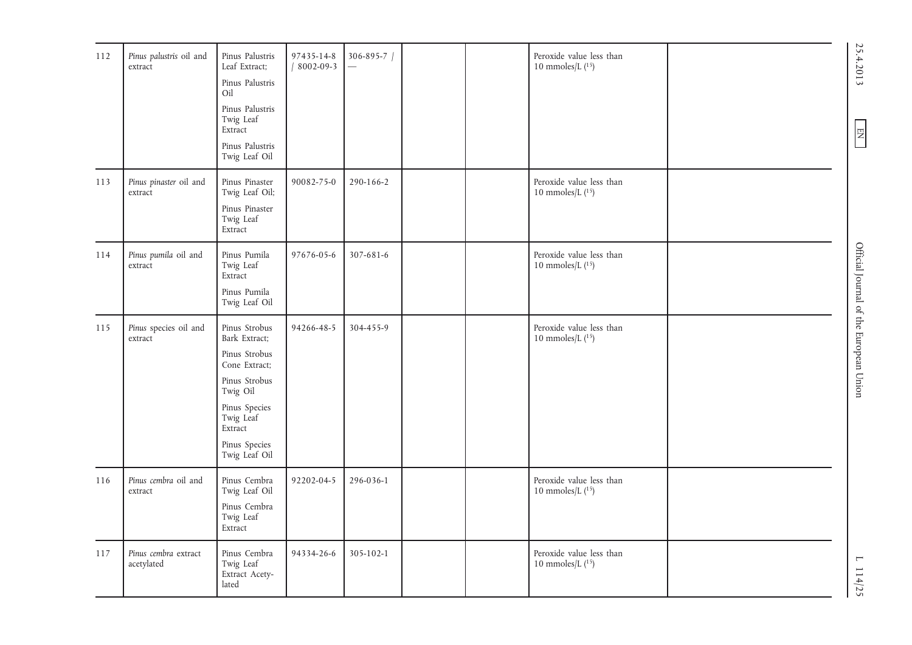| | | | | | | | | |
|---|---|---|---|---|---|---|---|---|
| 112 | *Pinus palustris* oil and extract | Pinus Palustris Leaf Extract;<br>Pinus Palustris Oil<br>Pinus Palustris Twig Leaf Extract<br>Pinus Palustris Twig Leaf Oil | 97435-14-8 / 8002-09-3 | 306-895-7 / — | | | Peroxide value less than 10 mmoles/L (15) | |
| 113 | *Pinus pinaster* oil and extract | Pinus Pinaster Twig Leaf Oil;<br>Pinus Pinaster Twig Leaf Extract | 90082-75-0 | 290-166-2 | | | Peroxide value less than 10 mmoles/L (15) | |
| 114 | *Pinus pumila* oil and extract | Pinus Pumila Twig Leaf Extract<br>Pinus Pumila Twig Leaf Oil | 97676-05-6 | 307-681-6 | | | Peroxide value less than 10 mmoles/L (15) | |
| 115 | *Pinus* species oil and extract | Pinus Strobus Bark Extract;<br>Pinus Strobus Cone Extract;<br>Pinus Strobus Twig Oil<br>Pinus Species Twig Leaf Extract<br>Pinus Species Twig Leaf Oil | 94266-48-5 | 304-455-9 | | | Peroxide value less than 10 mmoles/L (15) | |
| 116 | *Pinus cembra* oil and extract | Pinus Cembra Twig Leaf Oil<br>Pinus Cembra Twig Leaf Extract | 92202-04-5 | 296-036-1 | | | Peroxide value less than 10 mmoles/L (15) | |
| 117 | *Pinus cembra* extract acetylated | Pinus Cembra Twig Leaf Extract Acetylated | 94334-26-6 | 305-102-1 | | | Peroxide value less than 10 mmoles/L (15) | |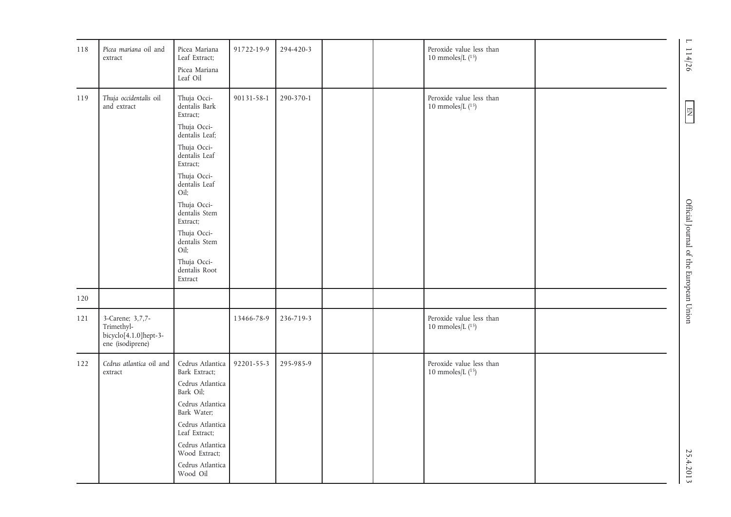| | | | | | | | | |
|---|---|---|---|---|---|---|---|---|
| 118 | *Picea mariana* oil and extract | Picea Mariana Leaf Extract; Picea Mariana Leaf Oil | 91722-19-9 | 294-420-3 | | | Peroxide value less than 10 mmoles/L [15] | |
| 119 | *Thuja occidentalis* oil and extract | Thuja Occidentalis Bark Extract; Thuja Occidentalis Leaf; Thuja Occidentalis Leaf Extract; Thuja Occidentalis Leaf Oil; Thuja Occidentalis Stem Extract; Thuja Occidentalis Stem Oil; Thuja Occidentalis Root Extract | 90131-58-1 | 290-370-1 | | | Peroxide value less than 10 mmoles/L [15] | |
| 120 | | | | | | | | |
| 121 | 3-Carene; 3,7,7-Trimethyl-bicyclo[4.1.0]hept-3-ene (isodiprene) | | 13466-78-9 | 236-719-3 | | | Peroxide value less than 10 mmoles/L [15] | |
| 122 | *Cedrus atlantica* oil and extract | Cedrus Atlantica Bark Extract; Cedrus Atlantica Bark Oil; Cedrus Atlantica Bark Water; Cedrus Atlantica Leaf Extract; Cedrus Atlantica Wood Extract; Cedrus Atlantica Wood Oil | 92201-55-3 | 295-985-9 | | | Peroxide value less than 10 mmoles/L [15] | |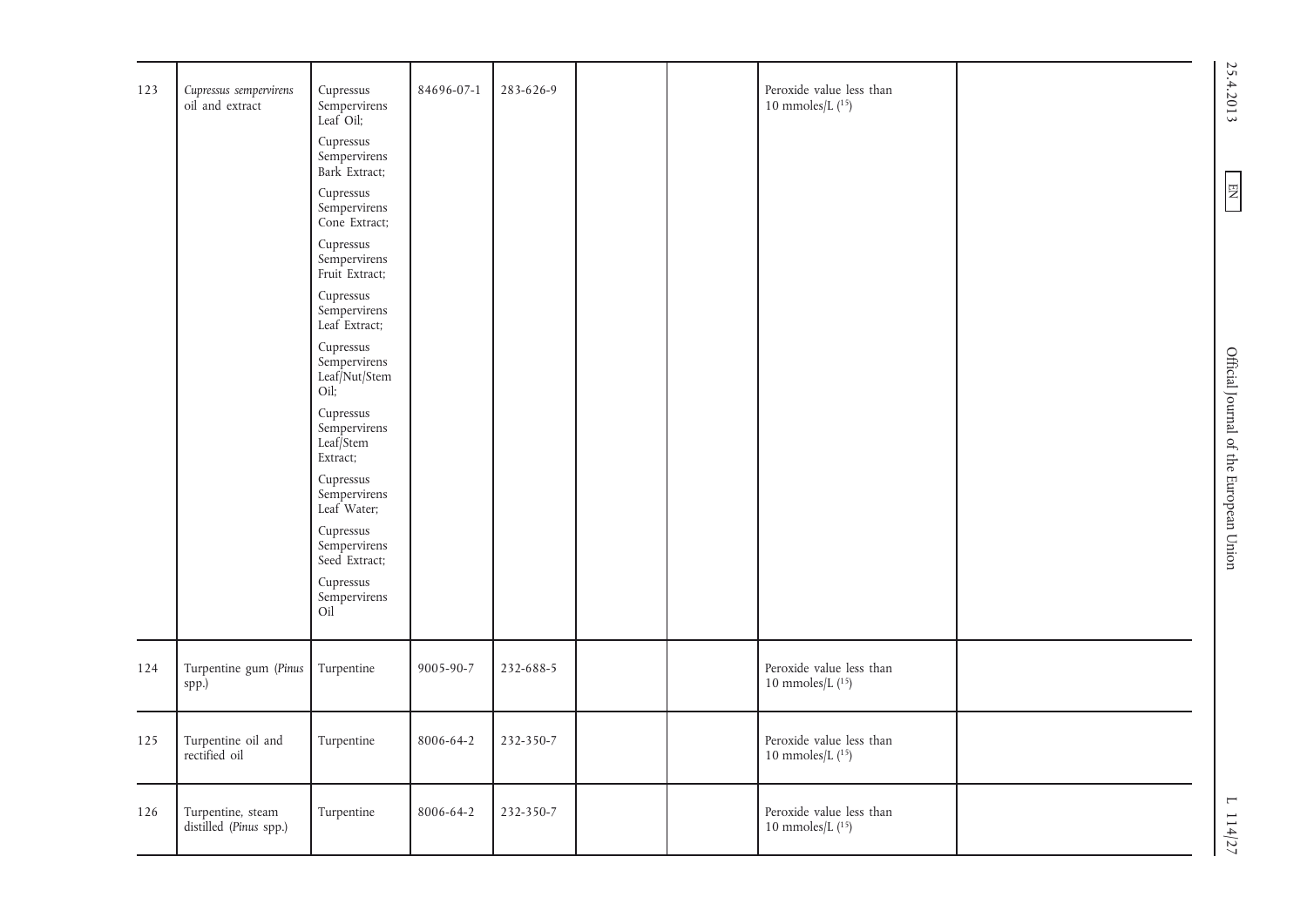| | | | | | | | | |
|---|---|---|---|---|---|---|---|---|
| 123 | *Cupressus sempervirens* oil and extract | Cupressus Sempervirens Leaf Oil; Cupressus Sempervirens Bark Extract; Cupressus Sempervirens Cone Extract; Cupressus Sempervirens Fruit Extract; Cupressus Sempervirens Leaf Extract; Cupressus Sempervirens Leaf/Nut/Stem Oil; Cupressus Sempervirens Leaf/Stem Extract; Cupressus Sempervirens Leaf Water; Cupressus Sempervirens Seed Extract; Cupressus Sempervirens Oil | 84696-07-1 | 283-626-9 | | | Peroxide value less than 10 mmoles/L [15] | |
| 124 | Turpentine gum (*Pinus* spp.) | Turpentine | 9005-90-7 | 232-688-5 | | | Peroxide value less than 10 mmoles/L [15] | |
| 125 | Turpentine oil and rectified oil | Turpentine | 8006-64-2 | 232-350-7 | | | Peroxide value less than 10 mmoles/L [15] | |
| 126 | Turpentine, steam distilled (*Pinus* spp.) | Turpentine | 8006-64-2 | 232-350-7 | | | Peroxide value less than 10 mmoles/L [15] | |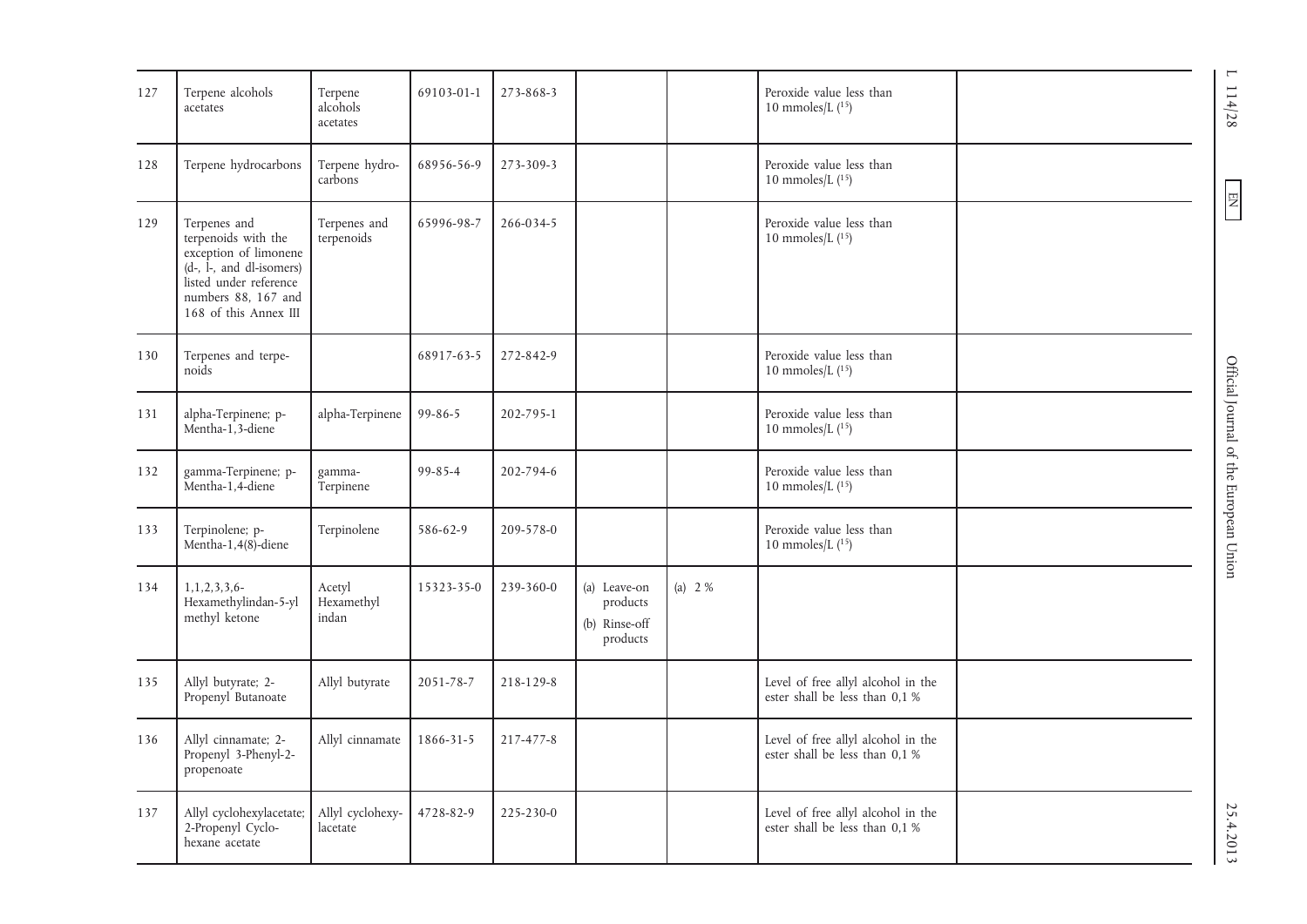| | | | | | | | | |
|---|---|---|---|---|---|---|---|---|
| 127 | Terpene alcohols acetates | Terpene alcohols acetates | 69103-01-1 | 273-868-3 | | | Peroxide value less than 10 mmoles/L ([15]) | |
| 128 | Terpene hydrocarbons | Terpene hydro-carbons | 68956-56-9 | 273-309-3 | | | Peroxide value less than 10 mmoles/L ([15]) | |
| 129 | Terpenes and terpenoids with the exception of limonene (d-, l-, and dl-isomers) listed under reference numbers 88, 167 and 168 of this Annex III | Terpenes and terpenoids | 65996-98-7 | 266-034-5 | | | Peroxide value less than 10 mmoles/L ([15]) | |
| 130 | Terpenes and terpe-noids | | 68917-63-5 | 272-842-9 | | | Peroxide value less than 10 mmoles/L ([15]) | |
| 131 | alpha-Terpinene; p-Mentha-1,3-diene | alpha-Terpinene | 99-86-5 | 202-795-1 | | | Peroxide value less than 10 mmoles/L ([15]) | |
| 132 | gamma-Terpinene; p-Mentha-1,4-diene | gamma-Terpinene | 99-85-4 | 202-794-6 | | | Peroxide value less than 10 mmoles/L ([15]) | |
| 133 | Terpinolene; p-Mentha-1,4(8)-diene | Terpinolene | 586-62-9 | 209-578-0 | | | Peroxide value less than 10 mmoles/L ([15]) | |
| 134 | 1,1,2,3,3,6-Hexamethylindan-5-yl methyl ketone | Acetyl Hexamethyl indan | 15323-35-0 | 239-360-0 | (a) Leave-on products<br>(b) Rinse-off products | (a) 2 % | | |
| 135 | Allyl butyrate; 2-Propenyl Butanoate | Allyl butyrate | 2051-78-7 | 218-129-8 | | | Level of free allyl alcohol in the ester shall be less than 0,1 % | |
| 136 | Allyl cinnamate; 2-Propenyl 3-Phenyl-2-propenoate | Allyl cinnamate | 1866-31-5 | 217-477-8 | | | Level of free allyl alcohol in the ester shall be less than 0,1 % | |
| 137 | Allyl cyclohexylacetate; 2-Propenyl Cyclo-hexane acetate | Allyl cyclohexy-lacetate | 4728-82-9 | 225-230-0 | | | Level of free allyl alcohol in the ester shall be less than 0,1 % | |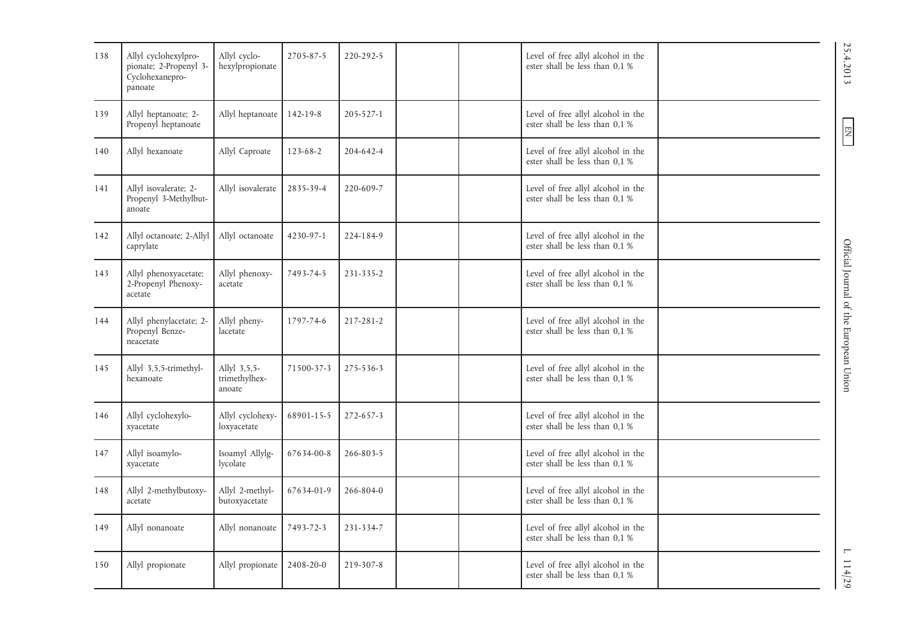| 138 | Allyl cyclohexylpropionate; 2-Propenyl 3-Cyclohexanepropanoate | Allyl cyclohexylpropionate | 2705-87-5 | 220-292-5 | | | Level of free allyl alcohol in the ester shall be less than 0,1 % | |
|---|---|---|---|---|---|---|---|---|
| 139 | Allyl heptanoate; 2-Propenyl heptanoate | Allyl heptanoate | 142-19-8 | 205-527-1 | | | Level of free allyl alcohol in the ester shall be less than 0,1 % | |
| 140 | Allyl hexanoate | Allyl Caproate | 123-68-2 | 204-642-4 | | | Level of free allyl alcohol in the ester shall be less than 0,1 % | |
| 141 | Allyl isovalerate; 2-Propenyl 3-Methylbutanoate | Allyl isovalerate | 2835-39-4 | 220-609-7 | | | Level of free allyl alcohol in the ester shall be less than 0,1 % | |
| 142 | Allyl octanoate; 2-Allyl caprylate | Allyl octanoate | 4230-97-1 | 224-184-9 | | | Level of free allyl alcohol in the ester shall be less than 0,1 % | |
| 143 | Allyl phenoxyacetate; 2-Propenyl Phenoxyacetate | Allyl phenoxyacetate | 7493-74-5 | 231-335-2 | | | Level of free allyl alcohol in the ester shall be less than 0,1 % | |
| 144 | Allyl phenylacetate; 2-Propenyl Benzeneacetate | Allyl phenylacetate | 1797-74-6 | 217-281-2 | | | Level of free allyl alcohol in the ester shall be less than 0,1 % | |
| 145 | Allyl 3,5,5-trimethylhexanoate | Allyl 3,5,5-trimethylhexanoate | 71500-37-3 | 275-536-3 | | | Level of free allyl alcohol in the ester shall be less than 0,1 % | |
| 146 | Allyl cyclohexyloxyacetate | Allyl cyclohexyloxyacetate | 68901-15-5 | 272-657-3 | | | Level of free allyl alcohol in the ester shall be less than 0,1 % | |
| 147 | Allyl isoamyloxyacetate | Isoamyl Allylglycolate | 67634-00-8 | 266-803-5 | | | Level of free allyl alcohol in the ester shall be less than 0,1 % | |
| 148 | Allyl 2-methylbutoxyacetate | Allyl 2-methylbutoxyacetate | 67634-01-9 | 266-804-0 | | | Level of free allyl alcohol in the ester shall be less than 0,1 % | |
| 149 | Allyl nonanoate | Allyl nonanoate | 7493-72-3 | 231-334-7 | | | Level of free allyl alcohol in the ester shall be less than 0,1 % | |
| 150 | Allyl propionate | Allyl propionate | 2408-20-0 | 219-307-8 | | | Level of free allyl alcohol in the ester shall be less than 0,1 % | |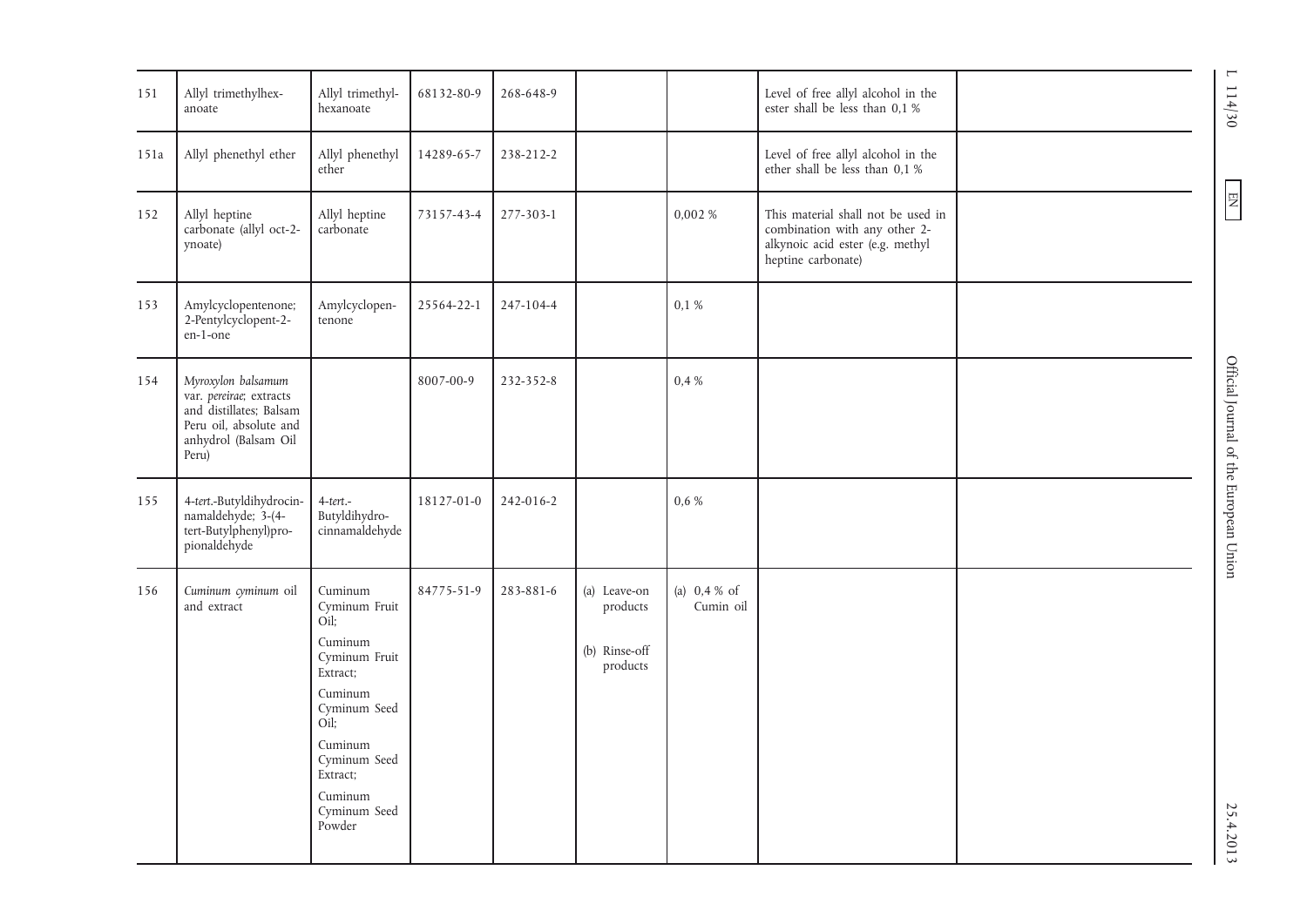| | | | | | | | | |
|---|---|---|---|---|---|---|---|---|
| 151 | Allyl trimethylhexanoate | Allyl trimethylhexanoate | 68132-80-9 | 268-648-9 | | | Level of free allyl alcohol in the ester shall be less than 0,1 % | |
| 151a | Allyl phenethyl ether | Allyl phenethyl ether | 14289-65-7 | 238-212-2 | | | Level of free allyl alcohol in the ether shall be less than 0,1 % | |
| 152 | Allyl heptine carbonate (allyl oct-2-ynoate) | Allyl heptine carbonate | 73157-43-4 | 277-303-1 | | 0,002 % | This material shall not be used in combination with any other 2-alkynoic acid ester (e.g. methyl heptine carbonate) | |
| 153 | Amylcyclopentenone; 2-Pentylcyclopent-2-en-1-one | Amylcyclopentenone | 25564-22-1 | 247-104-4 | | 0,1 % | | |
| 154 | *Myroxylon balsamum* var. *pereirae*; extracts and distillates; Balsam Peru oil, absolute and anhydrol (Balsam Oil Peru) | | 8007-00-9 | 232-352-8 | | 0,4 % | | |
| 155 | 4-*tert*.-Butyldihydrocinnamaldehyde; 3-(4-tert-Butylphenyl)propionaldehyde | 4-*tert*.-Butyldihydrocinnamaldehyde | 18127-01-0 | 242-016-2 | | 0,6 % | | |
| 156 | *Cuminum cyminum* oil and extract | Cuminum Cyminum Fruit Oil; Cuminum Cyminum Fruit Extract; Cuminum Cyminum Seed Oil; Cuminum Cyminum Seed Extract; Cuminum Cyminum Seed Powder | 84775-51-9 | 283-881-6 | (a) Leave-on products (b) Rinse-off products | (a) 0,4 % of Cumin oil | | |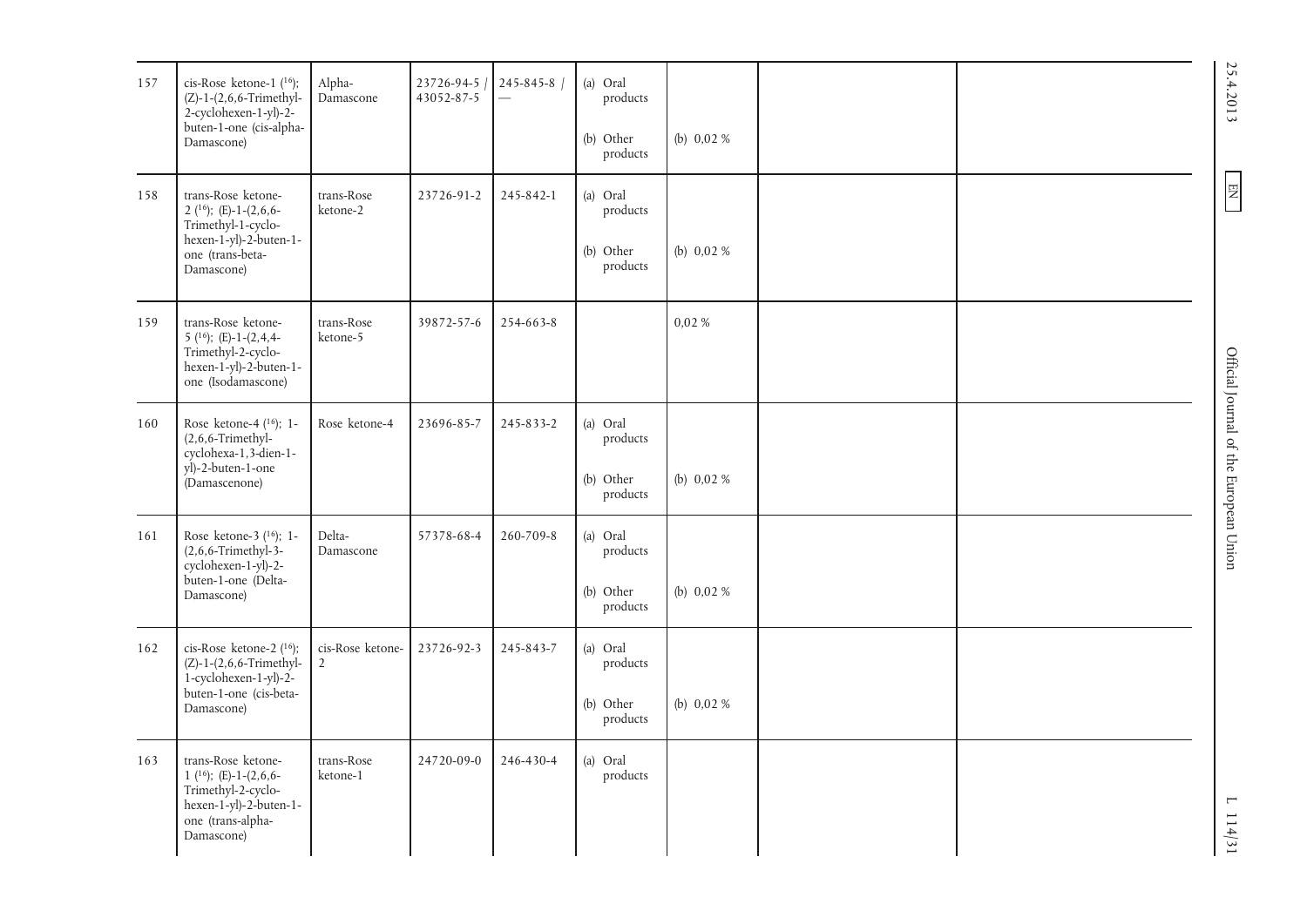| | | | | | | | | |
|---|---|---|---|---|---|---|---|---|
| 157 | cis-Rose ketone-1 [16]; (Z)-1-(2,6,6-Trimethyl-2-cyclohexen-1-yl)-2-buten-1-one (cis-alpha-Damascone) | Alpha-Damascone | 23726-94-5 / 43052-87-5 | 245-845-8 / — | (a) Oral products<br><br>(b) Other products | (b) 0,02 % | | |
| 158 | trans-Rose ketone-2 [16]; (E)-1-(2,6,6-Trimethyl-1-cyclo-hexen-1-yl)-2-buten-1-one (trans-beta-Damascone) | trans-Rose ketone-2 | 23726-91-2 | 245-842-1 | (a) Oral products<br><br>(b) Other products | (b) 0,02 % | | |
| 159 | trans-Rose ketone-5 [16]; (E)-1-(2,4,4-Trimethyl-2-cyclo-hexen-1-yl)-2-buten-1-one (Isodamascone) | trans-Rose ketone-5 | 39872-57-6 | 254-663-8 | | 0,02 % | | |
| 160 | Rose ketone-4 [16]; 1-(2,6,6-Trimethyl-cyclohexa-1,3-dien-1-yl)-2-buten-1-one (Damascenone) | Rose ketone-4 | 23696-85-7 | 245-833-2 | (a) Oral products<br><br>(b) Other products | (b) 0,02 % | | |
| 161 | Rose ketone-3 [16]; 1-(2,6,6-Trimethyl-3-cyclohexen-1-yl)-2-buten-1-one (Delta-Damascone) | Delta-Damascone | 57378-68-4 | 260-709-8 | (a) Oral products<br><br>(b) Other products | (b) 0,02 % | | |
| 162 | cis-Rose ketone-2 [16]; (Z)-1-(2,6,6-Trimethyl-1-cyclohexen-1-yl)-2-buten-1-one (cis-beta-Damascone) | cis-Rose ketone-2 | 23726-92-3 | 245-843-7 | (a) Oral products<br><br>(b) Other products | (b) 0,02 % | | |
| 163 | trans-Rose ketone-1 [16]; (E)-1-(2,6,6-Trimethyl-2-cyclo-hexen-1-yl)-2-buten-1-one (trans-alpha-Damascone) | trans-Rose ketone-1 | 24720-09-0 | 246-430-4 | (a) Oral products | | | |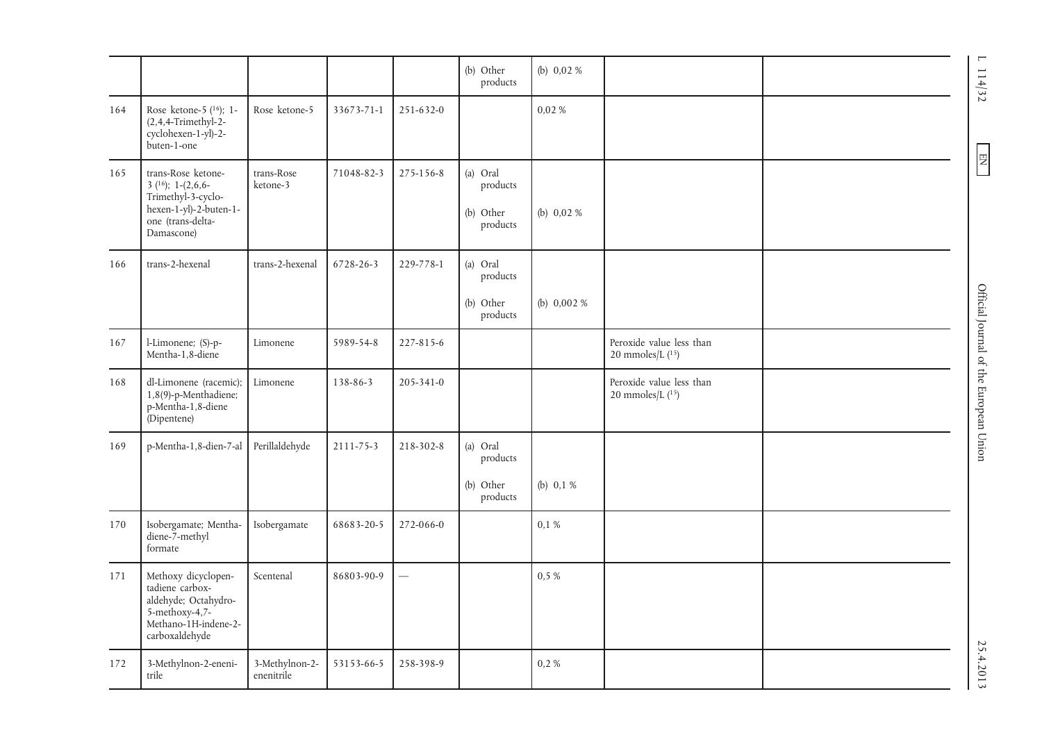| | | | | | | | | |
|---|---|---|---|---|---|---|---|---|
| | | | | | (b) Other products | (b) 0,02 % | | |
| 164 | Rose ketone-5 (16); 1-(2,4,4-Trimethyl-2-cyclohexen-1-yl)-2-buten-1-one | Rose ketone-5 | 33673-71-1 | 251-632-0 | | 0,02 % | | |
| 165 | trans-Rose ketone-3 (16); 1-(2,6,6-Trimethyl-3-cyclo-hexen-1-yl)-2-buten-1-one (trans-delta-Damascone) | trans-Rose ketone-3 | 71048-82-3 | 275-156-8 | (a) Oral products<br><br>(b) Other products | <br><br>(b) 0,02 % | | |
| 166 | trans-2-hexenal | trans-2-hexenal | 6728-26-3 | 229-778-1 | (a) Oral products<br><br>(b) Other products | <br><br>(b) 0,002 % | | |
| 167 | l-Limonene; (S)-p-Mentha-1,8-diene | Limonene | 5989-54-8 | 227-815-6 | | | Peroxide value less than 20 mmoles/L (15) | |
| 168 | dl-Limonene (racemic); 1,8(9)-p-Menthadiene; p-Mentha-1,8-diene (Dipentene) | Limonene | 138-86-3 | 205-341-0 | | | Peroxide value less than 20 mmoles/L (15) | |
| 169 | p-Mentha-1,8-dien-7-al | Perillaldehyde | 2111-75-3 | 218-302-8 | (a) Oral products<br><br>(b) Other products | <br><br>(b) 0,1 % | | |
| 170 | Isobergamate; Mentha-diene-7-methyl formate | Isobergamate | 68683-20-5 | 272-066-0 | | 0,1 % | | |
| 171 | Methoxy dicyclopen-tadiene carbox-aldehyde; Octahydro-5-methoxy-4,7-Methano-1H-indene-2-carboxaldehyde | Scentenal | 86803-90-9 | — | | 0,5 % | | |
| 172 | 3-Methylnon-2-eneni-trile | 3-Methylnon-2-enenitrile | 53153-66-5 | 258-398-9 | | 0,2 % | | |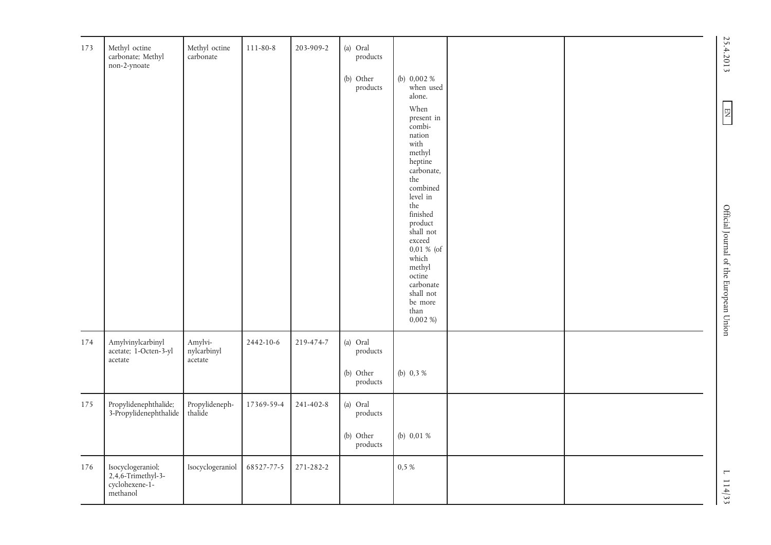| | | | | | | | | |
|---|---|---|---|---|---|---|---|---|
| 173 | Methyl octine carbonate; Methyl non-2-ynoate | Methyl octine carbonate | 111-80-8 | 203-909-2 | (a) Oral products<br><br>(b) Other products | (b) 0,002 % when used alone.<br><br>When present in combination with methyl heptine carbonate, the combined level in the finished product shall not exceed 0,01 % (of which methyl octine carbonate shall not be more than 0,002 %) | | |
| 174 | Amylvinylcarbinyl acetate; 1-Octen-3-yl acetate | Amylvinylcarbinyl acetate | 2442-10-6 | 219-474-7 | (a) Oral products<br><br>(b) Other products | (b) 0,3 % | | |
| 175 | Propylidenephthalide; 3-Propylidenephthalide | Propylidenephthalide | 17369-59-4 | 241-402-8 | (a) Oral products<br><br>(b) Other products | (b) 0,01 % | | |
| 176 | Isocyclogeraniol; 2,4,6-Trimethyl-3-cyclohexene-1-methanol | Isocyclogeraniol | 68527-77-5 | 271-282-2 | | 0,5 % | | |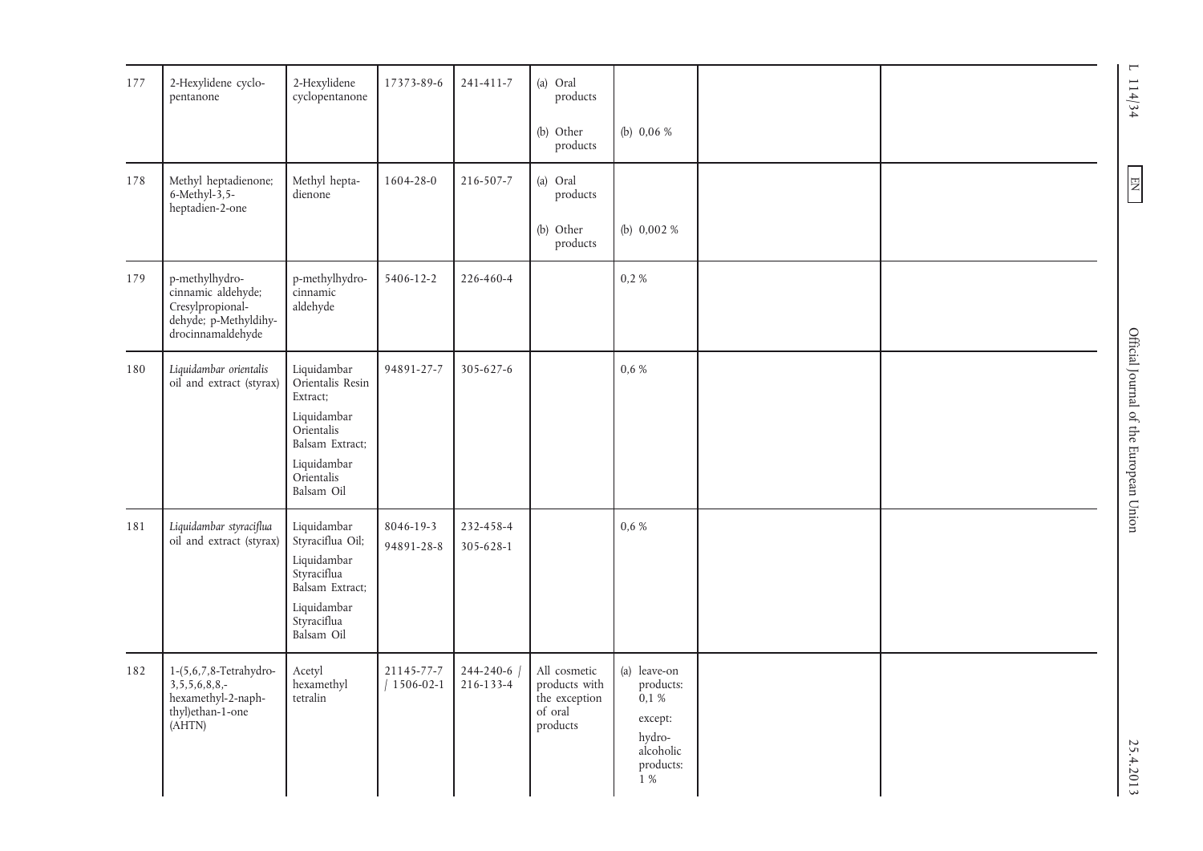| 177 | 2-Hexylidene cyclo-pentanone | 2-Hexylidene cyclopentanone | 17373-89-6 | 241-411-7 | (a) Oral products<br>(b) Other products | (b) 0,06 % | | |
|---|---|---|---|---|---|---|---|---|
| 178 | Methyl heptadienone; 6-Methyl-3,5-heptadien-2-one | Methyl hepta-dienone | 1604-28-0 | 216-507-7 | (a) Oral products<br>(b) Other products | (b) 0,002 % | | |
| 179 | p-methylhydro-cinnamic aldehyde; Cresylpropional-dehyde; p-Methyldihy-drocinnamaldehyde | p-methylhydro-cinnamic aldehyde | 5406-12-2 | 226-460-4 | | 0,2 % | | |
| 180 | *Liquidambar orientalis* oil and extract (styrax) | Liquidambar Orientalis Resin Extract;<br>Liquidambar Orientalis Balsam Extract;<br>Liquidambar Orientalis Balsam Oil | 94891-27-7 | 305-627-6 | | 0,6 % | | |
| 181 | *Liquidambar styraciflua* oil and extract (styrax) | Liquidambar Styraciflua Oil;<br>Liquidambar Styraciflua Balsam Extract;<br>Liquidambar Styraciflua Balsam Oil | 8046-19-3<br>94891-28-8 | 232-458-4<br>305-628-1 | | 0,6 % | | |
| 182 | 1-(5,6,7,8-Tetrahydro-3,5,5,6,8,8,-hexamethyl-2-naph-thyl)ethan-1-one (AHTN) | Acetyl hexamethyl tetralin | 21145-77-7 / 1506-02-1 | 244-240-6 / 216-133-4 | All cosmetic products with the exception of oral products | (a) leave-on products: 0,1 %<br>except:<br>hydro-alcoholic products: 1 % | | |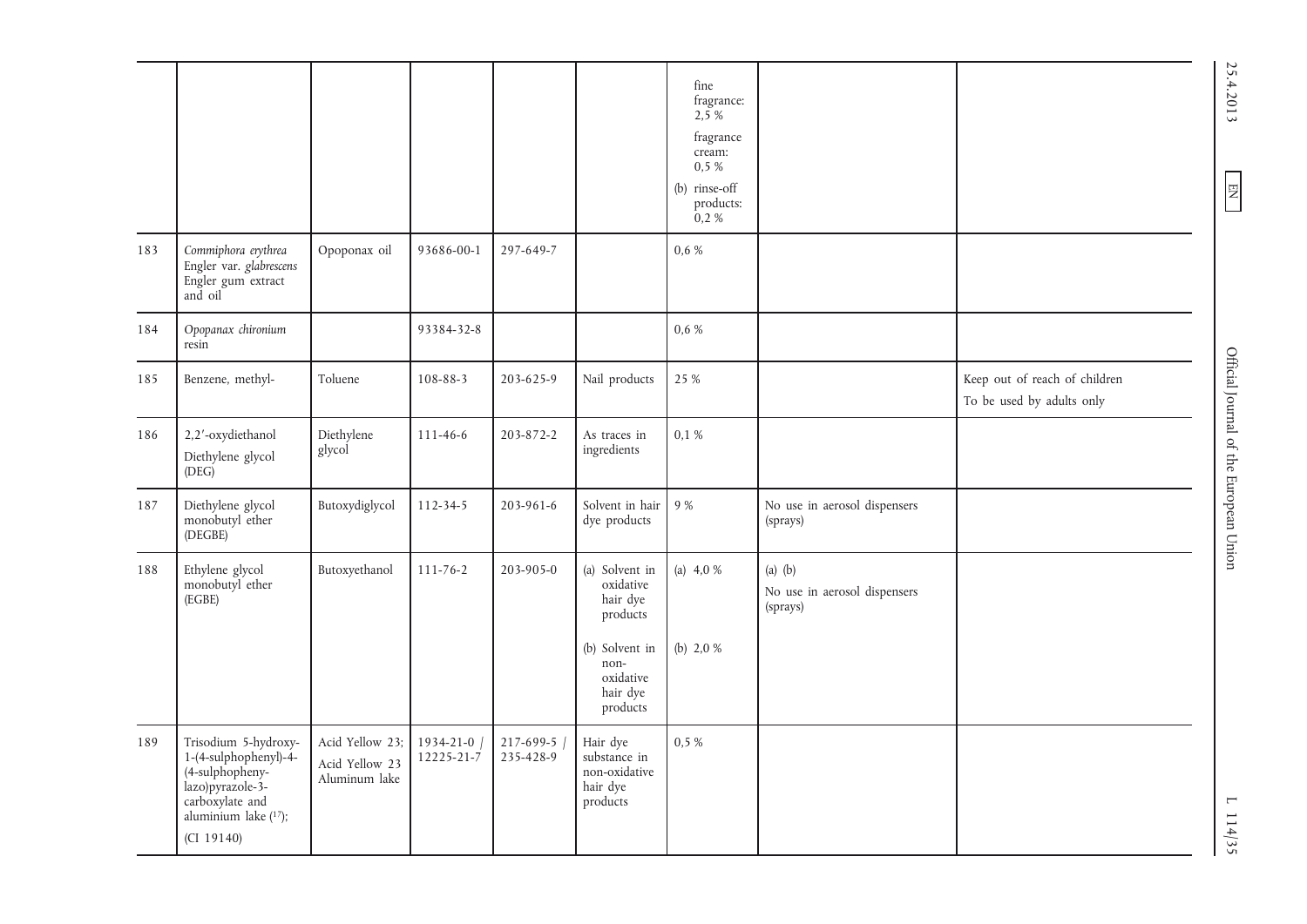| | | | | | | | | |
|---|---|---|---|---|---|---|---|---|
| | | | | | | fine fragrance: 2,5 %<br>fragrance cream: 0,5 %<br>(b) rinse-off products: 0,2 % | | |
| 183 | *Commiphora erythrea* Engler var. *glabrescens* Engler gum extract and oil | Opoponax oil | 93686-00-1 | 297-649-7 | | 0,6 % | | |
| 184 | *Opopanax chironium* resin | | 93384-32-8 | | | 0,6 % | | |
| 185 | Benzene, methyl- | Toluene | 108-88-3 | 203-625-9 | Nail products | 25 % | | Keep out of reach of children<br>To be used by adults only |
| 186 | 2,2′-oxydiethanol<br>Diethylene glycol (DEG) | Diethylene glycol | 111-46-6 | 203-872-2 | As traces in ingredients | 0,1 % | | |
| 187 | Diethylene glycol monobutyl ether (DEGBE) | Butoxydiglycol | 112-34-5 | 203-961-6 | Solvent in hair dye products | 9 % | No use in aerosol dispensers (sprays) | |
| 188 | Ethylene glycol monobutyl ether (EGBE) | Butoxyethanol | 111-76-2 | 203-905-0 | (a) Solvent in oxidative hair dye products<br>(b) Solvent in non-oxidative hair dye products | (a) 4,0 %<br>(b) 2,0 % | (a) (b)<br>No use in aerosol dispensers (sprays) | |
| 189 | Trisodium 5-hydroxy-1-(4-sulphophenyl)-4-(4-sulphophenylazo)pyrazole-3-carboxylate and aluminium lake [17];<br>(CI 19140) | Acid Yellow 23; Acid Yellow 23 Aluminum lake | 1934-21-0 / 12225-21-7 | 217-699-5 / 235-428-9 | Hair dye substance in non-oxidative hair dye products | 0,5 % | | |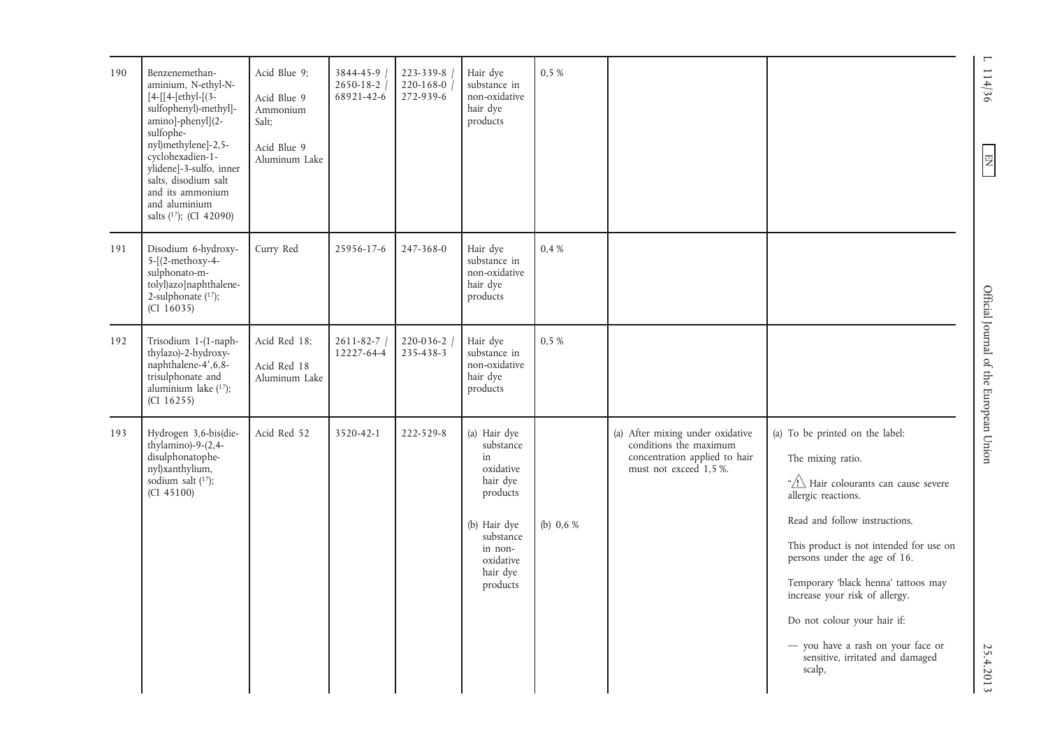| | | | | | | | | |
|---|---|---|---|---|---|---|---|---|
| 190 | Benzenemethan-aminium, N-ethyl-N-[4-[[4-[ethyl-[(3-sulfophenyl)-methyl]-amino]-phenyl](2-sulfophenyl)methylene]-2,5-cyclohexadien-1-ylidene]-3-sulfo, inner salts, disodium salt and its ammonium and aluminium salts ([17]); (CI 42090) | Acid Blue 9; Acid Blue 9 Ammonium Salt; Acid Blue 9 Aluminum Lake | 3844-45-9 / 2650-18-2 / 68921-42-6 | 223-339-8 / 220-168-0 / 272-939-6 | Hair dye substance in non-oxidative hair dye products | 0,5 % | | |
| 191 | Disodium 6-hydroxy-5-[(2-methoxy-4-sulphonato-m-tolyl)azo]naphthalene-2-sulphonate ([17]); (CI 16035) | Curry Red | 25956-17-6 | 247-368-0 | Hair dye substance in non-oxidative hair dye products | 0,4 % | | |
| 192 | Trisodium 1-(1-naphthylazo)-2-hydroxy-naphthalene-4′,6,8-trisulphonate and aluminium lake ([17]); (CI 16255) | Acid Red 18; Acid Red 18 Aluminum Lake | 2611-82-7 / 12227-64-4 | 220-036-2 / 235-438-3 | Hair dye substance in non-oxidative hair dye products | 0,5 % | | |
| 193 | Hydrogen 3,6-bis(diethylamino)-9-(2,4-disulphonatophenyl)xanthylium, sodium salt ([17]); (CI 45100) | Acid Red 52 | 3520-42-1 | 222-529-8 | (a) Hair dye substance in oxidative hair dye products<br><br>(b) Hair dye substance in non-oxidative hair dye products | <br><br><br>(b) 0,6 % | (a) After mixing under oxidative conditions the maximum concentration applied to hair must not exceed 1,5 %. | (a) To be printed on the label:<br><br>The mixing ratio.<br><br>"⚠ Hair colourants can cause severe allergic reactions.<br><br>Read and follow instructions.<br><br>This product is not intended for use on persons under the age of 16.<br><br>Temporary 'black henna' tattoos may increase your risk of allergy.<br><br>Do not colour your hair if:<br><br>— you have a rash on your face or sensitive, irritated and damaged scalp, |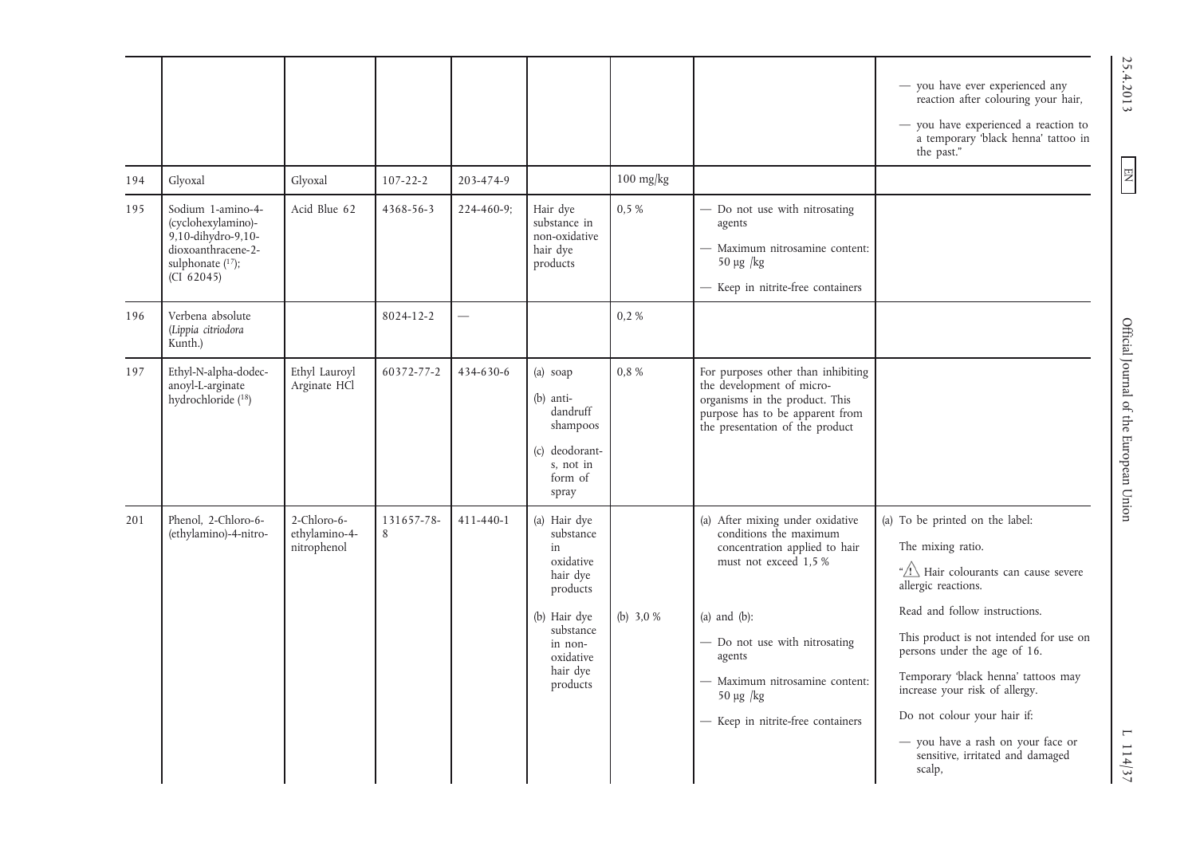| | | | | | | | | |
|---|---|---|---|---|---|---|---|---|
| | | | | | | | | — you have ever experienced any reaction after colouring your hair,<br><br>— you have experienced a reaction to a temporary 'black henna' tattoo in the past." |
| 194 | Glyoxal | Glyoxal | 107-22-2 | 203-474-9 | | 100 mg/kg | | |
| 195 | Sodium 1-amino-4-(cyclohexylamino)-9,10-dihydro-9,10-dioxoanthracene-2-sulphonate [17]; (CI 62045) | Acid Blue 62 | 4368-56-3 | 224-460-9; | Hair dye substance in non-oxidative hair dye products | 0,5 % | — Do not use with nitrosating agents<br><br>— Maximum nitrosamine content: 50 μg /kg<br><br>— Keep in nitrite-free containers | |
| 196 | Verbena absolute (*Lippia citriodora* Kunth.) | | 8024-12-2 | — | | 0,2 % | | |
| 197 | Ethyl-N-alpha-dodecanoyl-L-arginate hydrochloride [18] | Ethyl Lauroyl Arginate HCl | 60372-77-2 | 434-630-6 | (a) soap<br><br>(b) anti-dandruff shampoos<br><br>(c) deodorants, not in form of spray | 0,8 % | For purposes other than inhibiting the development of micro-organisms in the product. This purpose has to be apparent from the presentation of the product | |
| 201 | Phenol, 2-Chloro-6-(ethylamino)-4-nitro- | 2-Chloro-6-ethylamino-4-nitrophenol | 131657-78-8 | 411-440-1 | (a) Hair dye substance in oxidative hair dye products<br><br>(b) Hair dye substance in non-oxidative hair dye products | (b) 3,0 % | (a) After mixing under oxidative conditions the maximum concentration applied to hair must not exceed 1,5 %<br><br>(a) and (b):<br><br>— Do not use with nitrosating agents<br><br>— Maximum nitrosamine content: 50 μg /kg<br><br>— Keep in nitrite-free containers | (a) To be printed on the label:<br><br>The mixing ratio.<br><br>"⚠ Hair colourants can cause severe allergic reactions.<br><br>Read and follow instructions.<br><br>This product is not intended for use on persons under the age of 16.<br><br>Temporary 'black henna' tattoos may increase your risk of allergy.<br><br>Do not colour your hair if:<br><br>— you have a rash on your face or sensitive, irritated and damaged scalp, |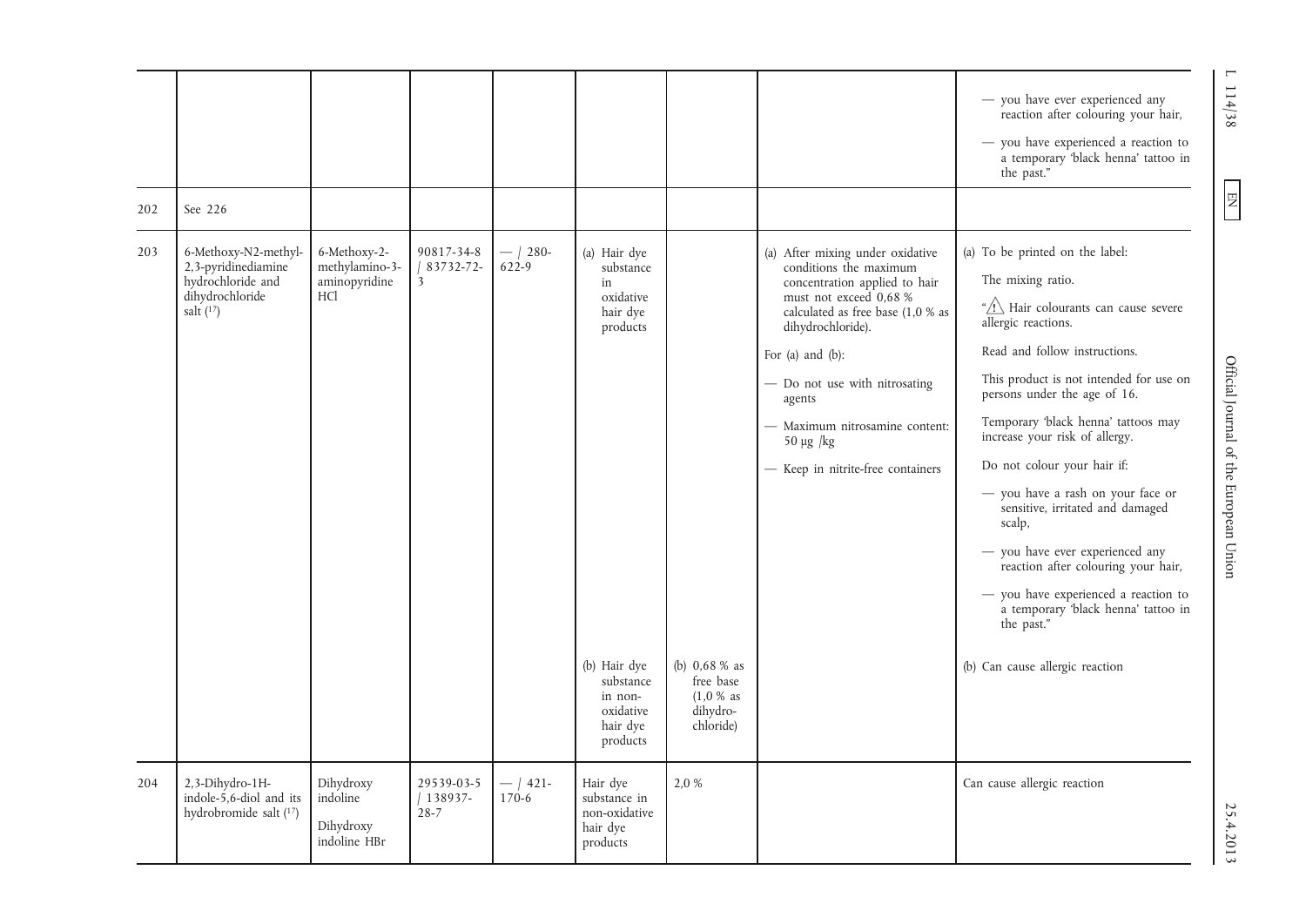| | | | | | | | | |
|---|---|---|---|---|---|---|---|---|
| | | | | | | | | — you have ever experienced any reaction after colouring your hair,<br>— you have experienced a reaction to a temporary 'black henna' tattoo in the past." |
| 202 | See 226 | | | | | | | |
| 203 | 6-Methoxy-N2-methyl-2,3-pyridinediamine hydrochloride and dihydrochloride salt [17] | 6-Methoxy-2-methylamino-3-aminopyridine HCl | 90817-34-8 / 83732-72-3 | — / 280-622-9 | (a) Hair dye substance in oxidative hair dye products | | (a) After mixing under oxidative conditions the maximum concentration applied to hair must not exceed 0,68 % calculated as free base (1,0 % as dihydrochloride).<br>For (a) and (b):<br>— Do not use with nitrosating agents<br>— Maximum nitrosamine content: 50 μg /kg<br>— Keep in nitrite-free containers | (a) To be printed on the label:<br>The mixing ratio.<br>"⚠ Hair colourants can cause severe allergic reactions.<br>Read and follow instructions.<br>This product is not intended for use on persons under the age of 16.<br>Temporary 'black henna' tattoos may increase your risk of allergy.<br>Do not colour your hair if:<br>— you have a rash on your face or sensitive, irritated and damaged scalp,<br>— you have ever experienced any reaction after colouring your hair,<br>— you have experienced a reaction to a temporary 'black henna' tattoo in the past." |
| | | | | | (b) Hair dye substance in non-oxidative hair dye products | (b) 0,68 % as free base (1,0 % as dihydro-chloride) | | (b) Can cause allergic reaction |
| 204 | 2,3-Dihydro-1H-indole-5,6-diol and its hydrobromide salt [17] | Dihydroxy indoline<br>Dihydroxy indoline HBr | 29539-03-5 / 138937-28-7 | — / 421-170-6 | Hair dye substance in non-oxidative hair dye products | 2,0 % | | Can cause allergic reaction |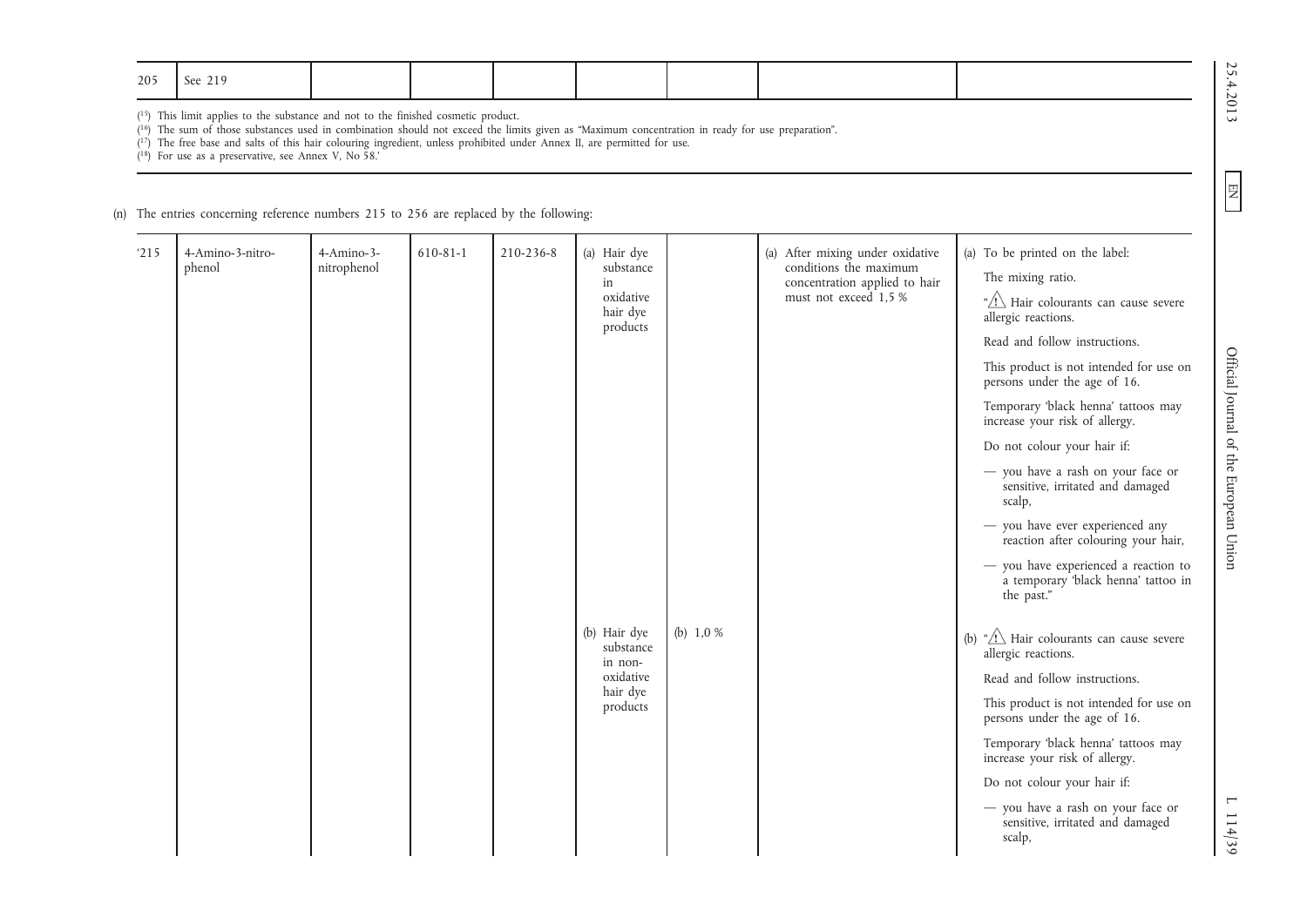| | | | | | | | | |
|---|---|---|---|---|---|---|---|---|
| 205 | See 219 | | | | | | | |

([15]) This limit applies to the substance and not to the finished cosmetic product.
([16]) The sum of those substances used in combination should not exceed the limits given as "Maximum concentration in ready for use preparation".
([17]) The free base and salts of this hair colouring ingredient, unless prohibited under Annex II, are permitted for use.
([18]) For use as a preservative, see Annex V, No 58.'

(n) The entries concerning reference numbers 215 to 256 are replaced by the following:

| | | | | | | | | |
|---|---|---|---|---|---|---|---|---|
| '215 | 4-Amino-3-nitro-phenol | 4-Amino-3-nitrophenol | 610-81-1 | 210-236-8 | (a) Hair dye substance in oxidative hair dye products | | (a) After mixing under oxidative conditions the maximum concentration applied to hair must not exceed 1,5 % | (a) To be printed on the label: The mixing ratio. "⚠ Hair colourants can cause severe allergic reactions. Read and follow instructions. This product is not intended for use on persons under the age of 16. Temporary 'black henna' tattoos may increase your risk of allergy. Do not colour your hair if: — you have a rash on your face or sensitive, irritated and damaged scalp, — you have ever experienced any reaction after colouring your hair, — you have experienced a reaction to a temporary 'black henna' tattoo in the past." |
| | | | | | (b) Hair dye substance in non-oxidative hair dye products | (b) 1,0 % | | (b) "⚠ Hair colourants can cause severe allergic reactions. Read and follow instructions. This product is not intended for use on persons under the age of 16. Temporary 'black henna' tattoos may increase your risk of allergy. Do not colour your hair if: — you have a rash on your face or sensitive, irritated and damaged scalp, |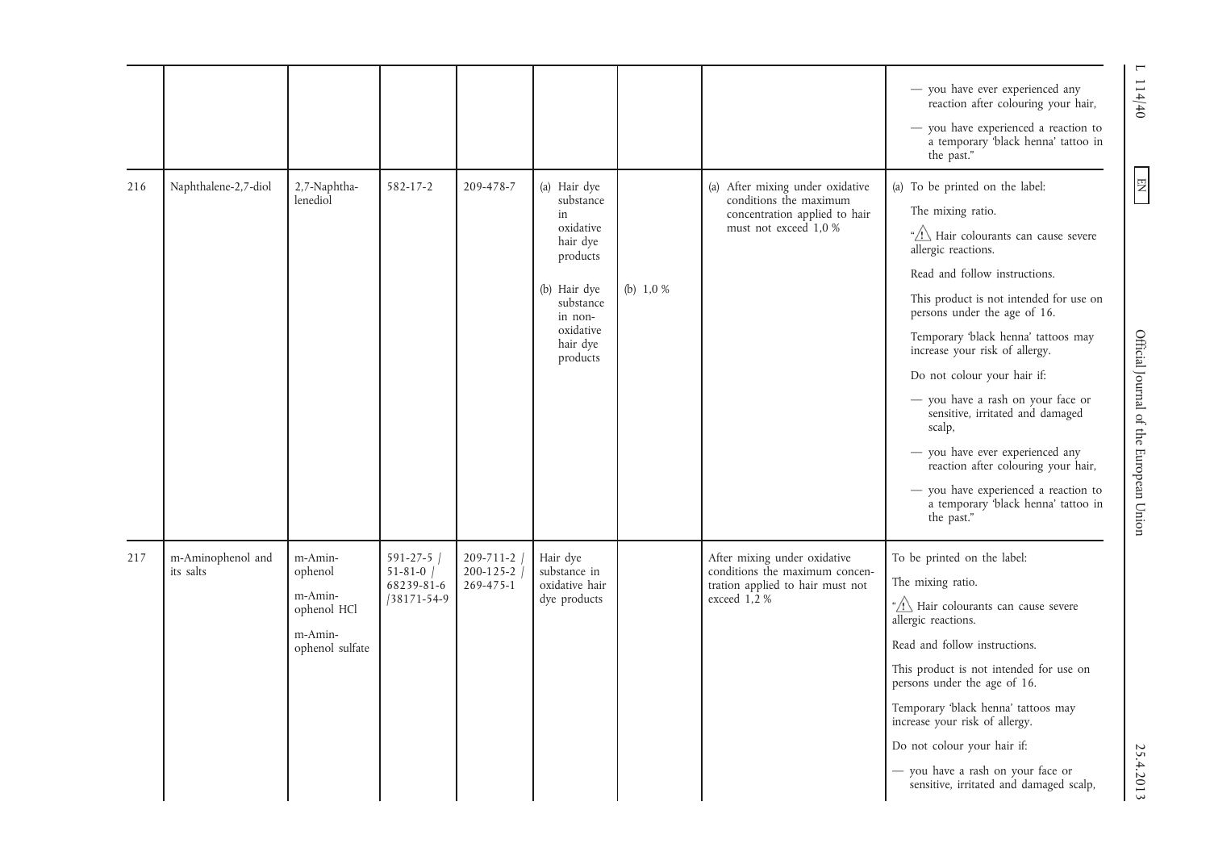| | | | | | | | | |
|---|---|---|---|---|---|---|---|---|
| | | | | | | | | — you have ever experienced any reaction after colouring your hair,<br><br>— you have experienced a reaction to a temporary 'black henna' tattoo in the past." |
| 216 | Naphthalene-2,7-diol | 2,7-Naphthalenediol | 582-17-2 | 209-478-7 | (a) Hair dye substance in oxidative hair dye products<br><br>(b) Hair dye substance in non-oxidative hair dye products | (b) 1,0 % | (a) After mixing under oxidative conditions the maximum concentration applied to hair must not exceed 1,0 % | (a) To be printed on the label:<br><br>The mixing ratio.<br><br>"⚠ Hair colourants can cause severe allergic reactions.<br><br>Read and follow instructions.<br><br>This product is not intended for use on persons under the age of 16.<br><br>Temporary 'black henna' tattoos may increase your risk of allergy.<br><br>Do not colour your hair if:<br><br>— you have a rash on your face or sensitive, irritated and damaged scalp,<br><br>— you have ever experienced any reaction after colouring your hair,<br><br>— you have experienced a reaction to a temporary 'black henna' tattoo in the past." |
| 217 | m-Aminophenol and its salts | m-Aminophenol<br><br>m-Aminophenol HCl<br><br>m-Aminophenol sulfate | 591-27-5 / 51-81-0 / 68239-81-6 /38171-54-9 | 209-711-2 / 200-125-2 / 269-475-1 | Hair dye substance in oxidative hair dye products | | After mixing under oxidative conditions the maximum concentration applied to hair must not exceed 1,2 % | To be printed on the label:<br><br>The mixing ratio.<br><br>"⚠ Hair colourants can cause severe allergic reactions.<br><br>Read and follow instructions.<br><br>This product is not intended for use on persons under the age of 16.<br><br>Temporary 'black henna' tattoos may increase your risk of allergy.<br><br>Do not colour your hair if:<br><br>— you have a rash on your face or sensitive, irritated and damaged scalp, |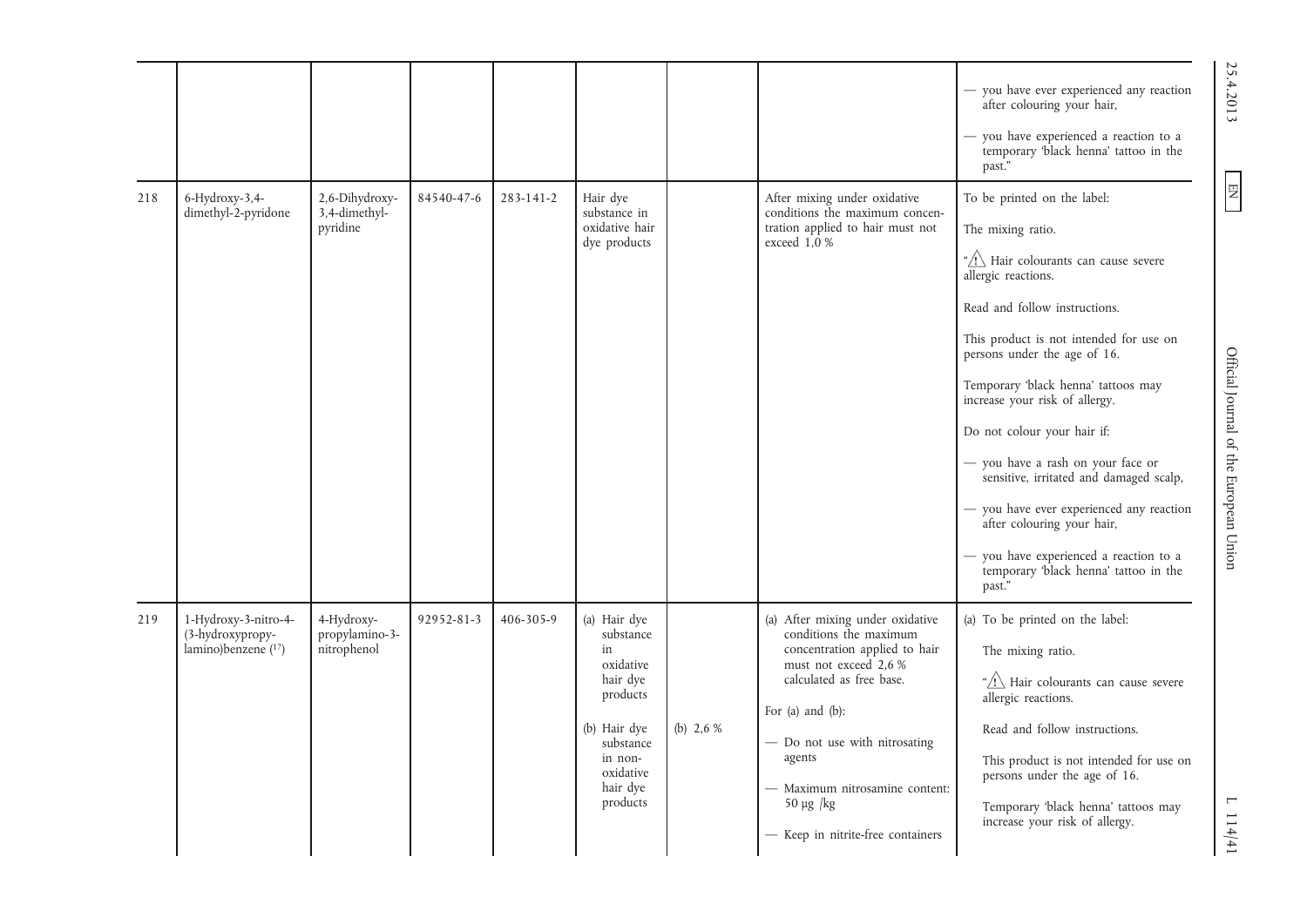| | | | | | | | | |
|---|---|---|---|---|---|---|---|---|
| | | | | | | | | — you have ever experienced any reaction after colouring your hair,<br><br>— you have experienced a reaction to a temporary 'black henna' tattoo in the past." |
| 218 | 6-Hydroxy-3,4-dimethyl-2-pyridone | 2,6-Dihydroxy-3,4-dimethyl-pyridine | 84540-47-6 | 283-141-2 | Hair dye substance in oxidative hair dye products | | After mixing under oxidative conditions the maximum concentration applied to hair must not exceed 1,0 % | To be printed on the label:<br><br>The mixing ratio.<br><br>"⚠ Hair colourants can cause severe allergic reactions.<br><br>Read and follow instructions.<br><br>This product is not intended for use on persons under the age of 16.<br><br>Temporary 'black henna' tattoos may increase your risk of allergy.<br><br>Do not colour your hair if:<br><br>— you have a rash on your face or sensitive, irritated and damaged scalp,<br><br>— you have ever experienced any reaction after colouring your hair,<br><br>— you have experienced a reaction to a temporary 'black henna' tattoo in the past." |
| 219 | 1-Hydroxy-3-nitro-4-(3-hydroxypropylamino)benzene [17] | 4-Hydroxy-propylamino-3-nitrophenol | 92952-81-3 | 406-305-9 | (a) Hair dye substance in oxidative hair dye products<br><br>(b) Hair dye substance in non-oxidative hair dye products | (b) 2,6 % | (a) After mixing under oxidative conditions the maximum concentration applied to hair must not exceed 2,6 % calculated as free base.<br><br>For (a) and (b):<br><br>— Do not use with nitrosating agents<br><br>— Maximum nitrosamine content: 50 μg /kg<br><br>— Keep in nitrite-free containers | (a) To be printed on the label:<br><br>The mixing ratio.<br><br>"⚠ Hair colourants can cause severe allergic reactions.<br><br>Read and follow instructions.<br><br>This product is not intended for use on persons under the age of 16.<br><br>Temporary 'black henna' tattoos may increase your risk of allergy. |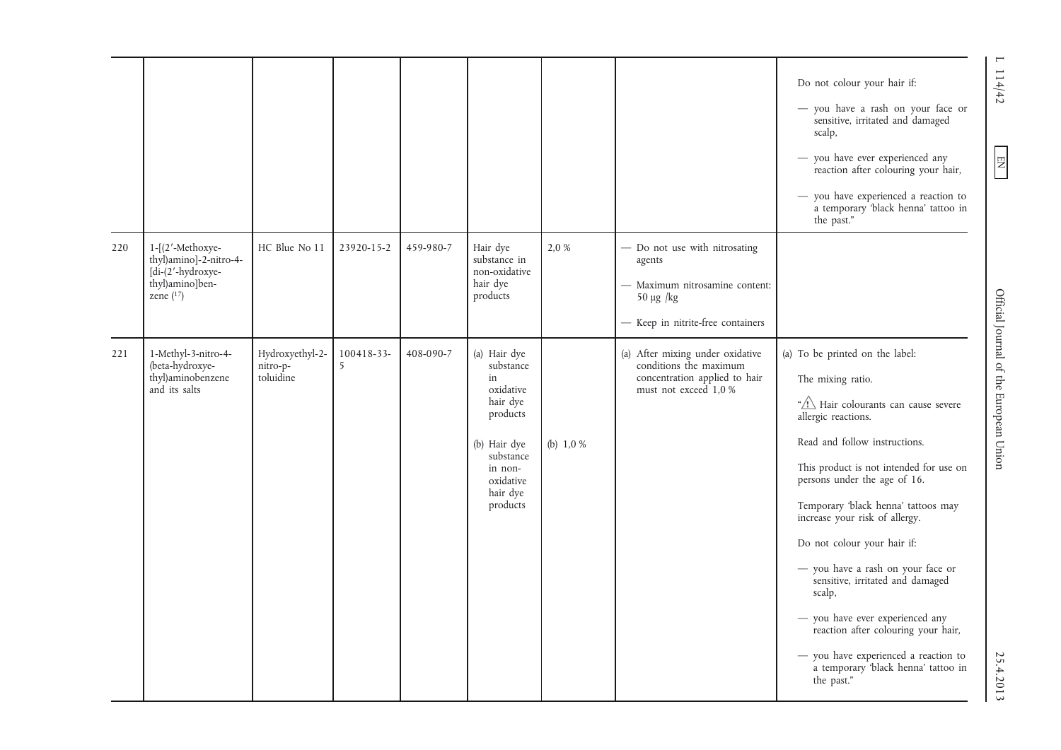| | | | | | | | | |
|---|---|---|---|---|---|---|---|---|
| | | | | | | | | Do not colour your hair if:<br>— you have a rash on your face or sensitive, irritated and damaged scalp,<br>— you have ever experienced any reaction after colouring your hair,<br>— you have experienced a reaction to a temporary 'black henna' tattoo in the past." |
| 220 | 1-[(2′-Methoxyethyl)amino]-2-nitro-4-[di-(2′-hydroxyethyl)amino]benzene [17] | HC Blue No 11 | 23920-15-2 | 459-980-7 | Hair dye substance in non-oxidative hair dye products | 2,0 % | — Do not use with nitrosating agents<br>— Maximum nitrosamine content: 50 μg /kg<br>— Keep in nitrite-free containers | |
| 221 | 1-Methyl-3-nitro-4-(beta-hydroxyethyl)aminobenzene and its salts | Hydroxyethyl-2-nitro-p-toluidine | 100418-33-5 | 408-090-7 | (a) Hair dye substance in oxidative hair dye products<br>(b) Hair dye substance in non-oxidative hair dye products | (b) 1,0 % | (a) After mixing under oxidative conditions the maximum concentration applied to hair must not exceed 1,0 % | (a) To be printed on the label:<br>The mixing ratio.<br>"⚠ Hair colourants can cause severe allergic reactions.<br>Read and follow instructions.<br>This product is not intended for use on persons under the age of 16.<br>Temporary 'black henna' tattoos may increase your risk of allergy.<br>Do not colour your hair if:<br>— you have a rash on your face or sensitive, irritated and damaged scalp,<br>— you have ever experienced any reaction after colouring your hair,<br>— you have experienced a reaction to a temporary 'black henna' tattoo in the past." |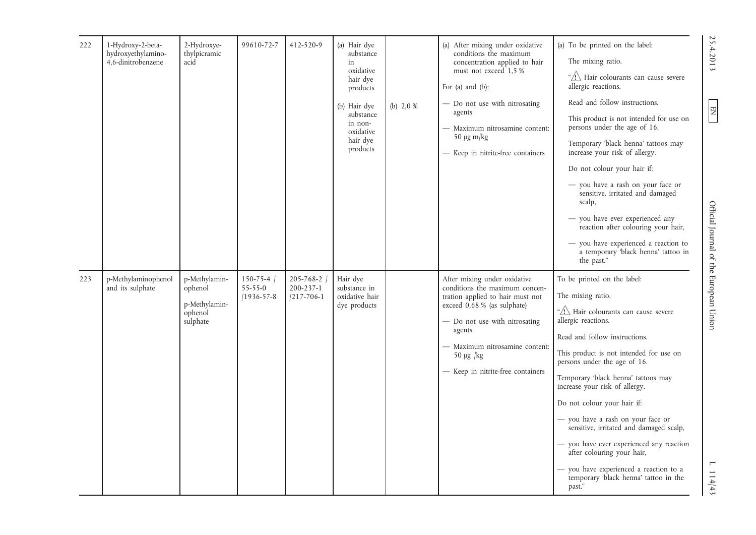| | | | | | | | | |
|---|---|---|---|---|---|---|---|---|
| 222 | 1-Hydroxy-2-beta-hydroxyethylamino-4,6-dinitrobenzene | 2-Hydroxyethylpicramic acid | 99610-72-7 | 412-520-9 | (a) Hair dye substance in oxidative hair dye products<br><br>(b) Hair dye substance in non-oxidative hair dye products | (b) 2,0 % | (a) After mixing under oxidative conditions the maximum concentration applied to hair must not exceed 1,5 %<br><br>For (a) and (b):<br><br>— Do not use with nitrosating agents<br><br>— Maximum nitrosamine content: 50 μg m/kg<br><br>— Keep in nitrite-free containers | (a) To be printed on the label:<br><br>The mixing ratio.<br><br>"⚠ Hair colourants can cause severe allergic reactions.<br><br>Read and follow instructions.<br><br>This product is not intended for use on persons under the age of 16.<br><br>Temporary 'black henna' tattoos may increase your risk of allergy.<br><br>Do not colour your hair if:<br><br>— you have a rash on your face or sensitive, irritated and damaged scalp,<br><br>— you have ever experienced any reaction after colouring your hair,<br><br>— you have experienced a reaction to a temporary 'black henna' tattoo in the past." |
| 223 | p-Methylaminophenol and its sulphate | p-Methylaminophenol<br><br>p-Methylaminophenol sulphate | 150-75-4 / 55-55-0 /1936-57-8 | 205-768-2 / 200-237-1 /217-706-1 | Hair dye substance in oxidative hair dye products | | After mixing under oxidative conditions the maximum concentration applied to hair must not exceed 0,68 % (as sulphate)<br><br>— Do not use with nitrosating agents<br><br>— Maximum nitrosamine content: 50 μg /kg<br><br>— Keep in nitrite-free containers | To be printed on the label:<br><br>The mixing ratio.<br><br>"⚠ Hair colourants can cause severe allergic reactions.<br><br>Read and follow instructions.<br><br>This product is not intended for use on persons under the age of 16.<br><br>Temporary 'black henna' tattoos may increase your risk of allergy.<br><br>Do not colour your hair if:<br><br>— you have a rash on your face or sensitive, irritated and damaged scalp,<br><br>— you have ever experienced any reaction after colouring your hair,<br><br>— you have experienced a reaction to a temporary 'black henna' tattoo in the past." |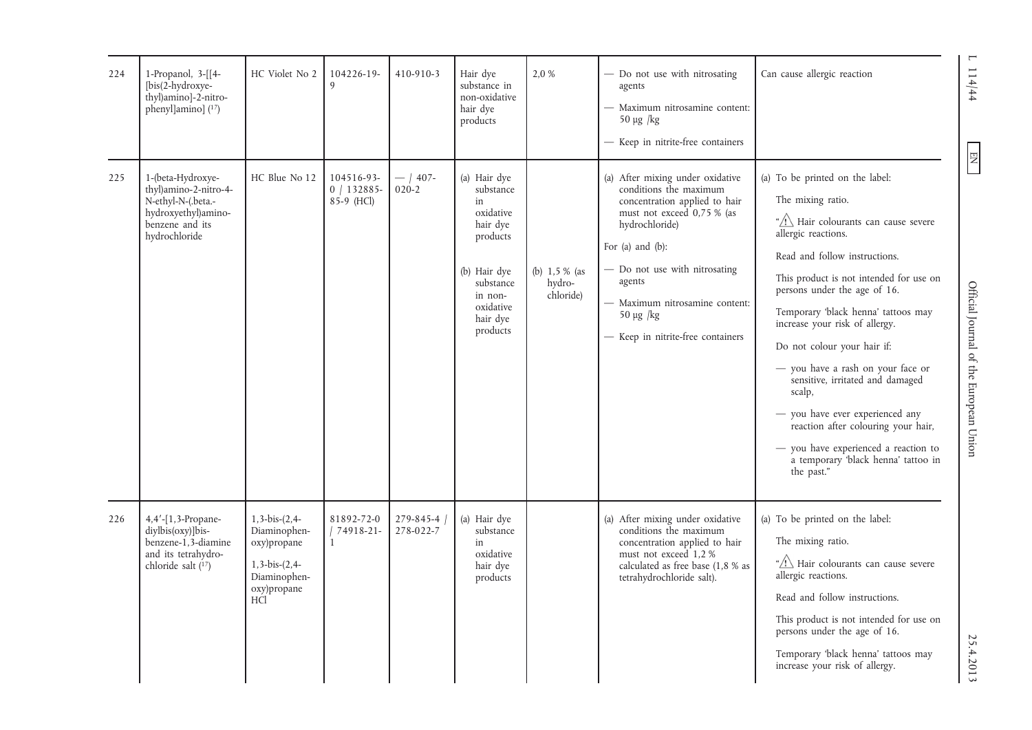| | | | | | | | | |
|---|---|---|---|---|---|---|---|---|
| 224 | 1-Propanol, 3-[[4-[bis(2-hydroxyethyl)amino]-2-nitrophenyl]amino] (17) | HC Violet No 2 | 104226-19-9 | 410-910-3 | Hair dye substance in non-oxidative hair dye products | 2,0 % | — Do not use with nitrosating agents<br>— Maximum nitrosamine content: 50 μg /kg<br>— Keep in nitrite-free containers | Can cause allergic reaction |
| 225 | 1-(beta-Hydroxyethyl)amino-2-nitro-4-N-ethyl-N-(.beta.-hydroxyethyl)aminobenzene and its hydrochloride | HC Blue No 12 | 104516-93-0 / 132885-85-9 (HCl) | — / 407-020-2 | (a) Hair dye substance in oxidative hair dye products<br><br>(b) Hair dye substance in non-oxidative hair dye products | (b) 1,5 % (as hydrochloride) | (a) After mixing under oxidative conditions the maximum concentration applied to hair must not exceed 0,75 % (as hydrochloride)<br><br>For (a) and (b):<br>— Do not use with nitrosating agents<br>— Maximum nitrosamine content: 50 μg /kg<br>— Keep in nitrite-free containers | (a) To be printed on the label:<br><br>The mixing ratio.<br><br>"⚠ Hair colourants can cause severe allergic reactions.<br><br>Read and follow instructions.<br><br>This product is not intended for use on persons under the age of 16.<br><br>Temporary 'black henna' tattoos may increase your risk of allergy.<br><br>Do not colour your hair if:<br>— you have a rash on your face or sensitive, irritated and damaged scalp,<br>— you have ever experienced any reaction after colouring your hair,<br>— you have experienced a reaction to a temporary 'black henna' tattoo in the past." |
| 226 | 4,4′-[1,3-Propanediylbis(oxy)]bis-benzene-1,3-diamine and its tetrahydrochloride salt (17) | 1,3-bis-(2,4-Diaminophenoxy)propane<br><br>1,3-bis-(2,4-Diaminophenoxy)propane HCl | 81892-72-0 / 74918-21-1 | 279-845-4 / 278-022-7 | (a) Hair dye substance in oxidative hair dye products | | (a) After mixing under oxidative conditions the maximum concentration applied to hair must not exceed 1,2 % calculated as free base (1,8 % as tetrahydrochloride salt). | (a) To be printed on the label:<br><br>The mixing ratio.<br><br>"⚠ Hair colourants can cause severe allergic reactions.<br><br>Read and follow instructions.<br><br>This product is not intended for use on persons under the age of 16.<br><br>Temporary 'black henna' tattoos may increase your risk of allergy. |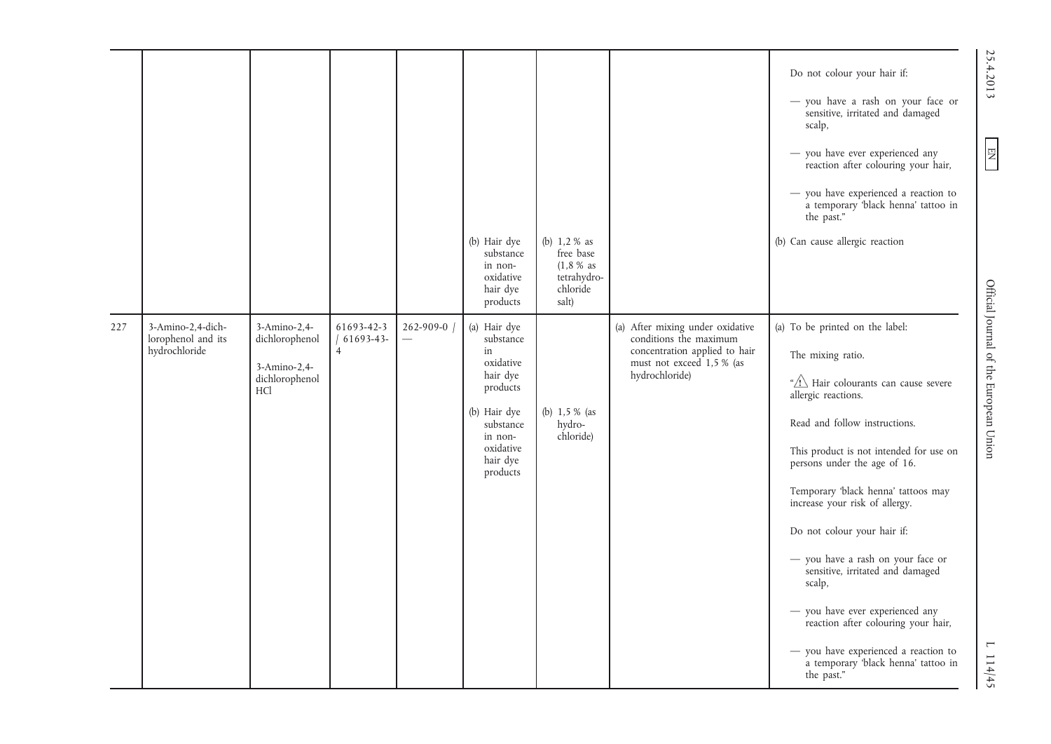| | | | | | | | | |
|---|---|---|---|---|---|---|---|---|
| | | | | | | | | Do not colour your hair if:<br><br>— you have a rash on your face or sensitive, irritated and damaged scalp,<br><br>— you have ever experienced any reaction after colouring your hair,<br><br>— you have experienced a reaction to a temporary 'black henna' tattoo in the past." |
| | | | | | (b) Hair dye substance in non-oxidative hair dye products | (b) 1,2 % as free base (1,8 % as tetrahydro-chloride salt) | | (b) Can cause allergic reaction |
| 227 | 3-Amino-2,4-dich-lorophenol and its hydrochloride | 3-Amino-2,4-dichlorophenol<br><br>3-Amino-2,4-dichlorophenol HCl | 61693-42-3 / 61693-43-4 | 262-909-0 / — | (a) Hair dye substance in oxidative hair dye products<br><br>(b) Hair dye substance in non-oxidative hair dye products | <br><br><br><br><br>(b) 1,5 % (as hydro-chloride) | (a) After mixing under oxidative conditions the maximum concentration applied to hair must not exceed 1,5 % (as hydrochloride) | (a) To be printed on the label:<br><br>The mixing ratio.<br><br>"⚠ Hair colourants can cause severe allergic reactions.<br><br>Read and follow instructions.<br><br>This product is not intended for use on persons under the age of 16.<br><br>Temporary 'black henna' tattoos may increase your risk of allergy.<br><br>Do not colour your hair if:<br><br>— you have a rash on your face or sensitive, irritated and damaged scalp,<br><br>— you have ever experienced any reaction after colouring your hair,<br><br>— you have experienced a reaction to a temporary 'black henna' tattoo in the past." |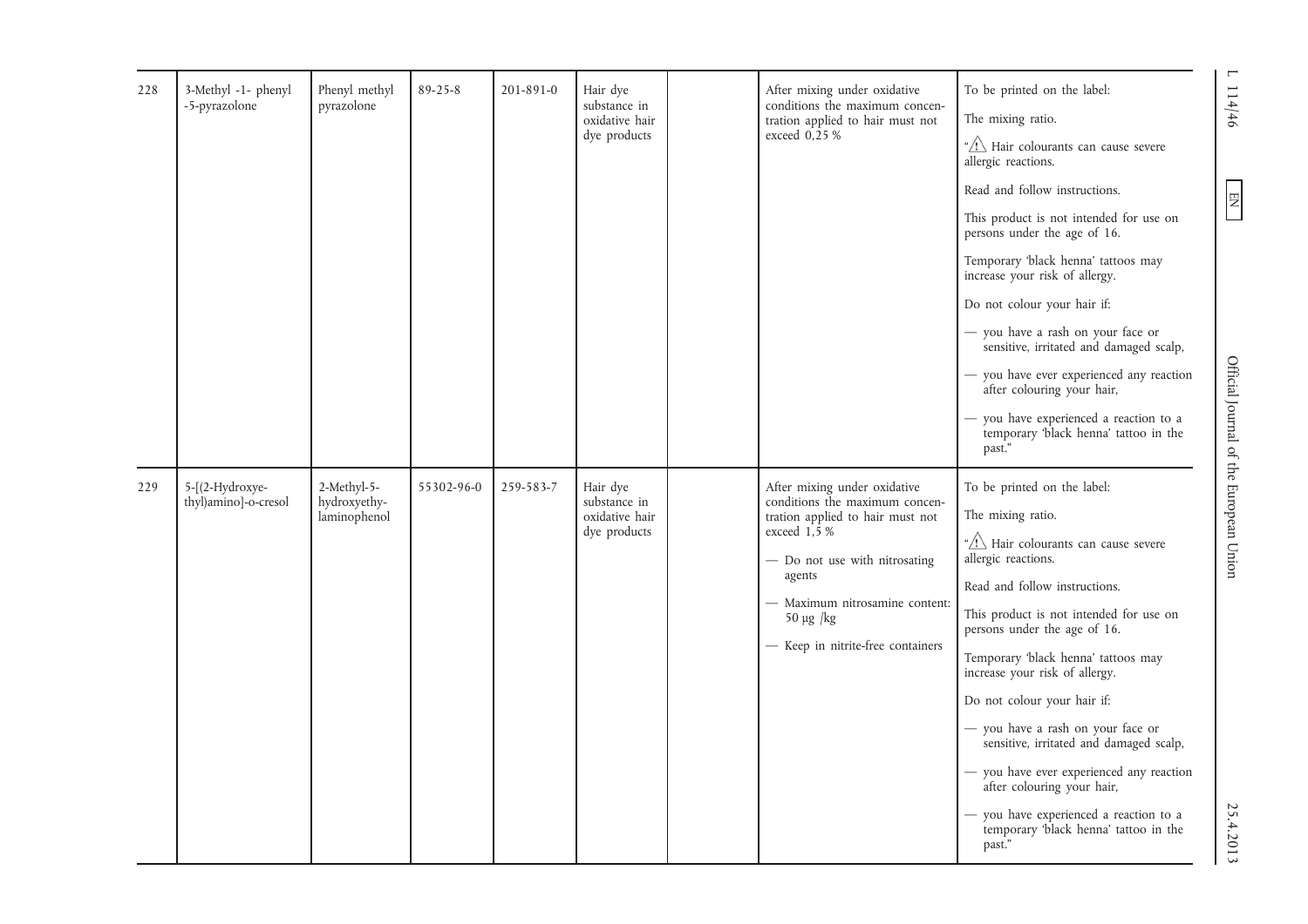| 228 | 3-Methyl -1- phenyl -5-pyrazolone | Phenyl methyl pyrazolone | 89-25-8 | 201-891-0 | Hair dye substance in oxidative hair dye products | | After mixing under oxidative conditions the maximum concentration applied to hair must not exceed 0,25 % | To be printed on the label:<br><br>The mixing ratio.<br><br>"⚠ Hair colourants can cause severe allergic reactions.<br><br>Read and follow instructions.<br><br>This product is not intended for use on persons under the age of 16.<br><br>Temporary 'black henna' tattoos may increase your risk of allergy.<br><br>Do not colour your hair if:<br><br>— you have a rash on your face or sensitive, irritated and damaged scalp,<br><br>— you have ever experienced any reaction after colouring your hair,<br><br>— you have experienced a reaction to a temporary 'black henna' tattoo in the past." |
|---|---|---|---|---|---|---|---|---|
| 229 | 5-[(2-Hydroxyethyl)amino]-o-cresol | 2-Methyl-5-hydroxyethylaminophenol | 55302-96-0 | 259-583-7 | Hair dye substance in oxidative hair dye products | | After mixing under oxidative conditions the maximum concentration applied to hair must not exceed 1,5 %<br><br>— Do not use with nitrosating agents<br><br>— Maximum nitrosamine content: 50 μg /kg<br><br>— Keep in nitrite-free containers | To be printed on the label:<br><br>The mixing ratio.<br><br>"⚠ Hair colourants can cause severe allergic reactions.<br><br>Read and follow instructions.<br><br>This product is not intended for use on persons under the age of 16.<br><br>Temporary 'black henna' tattoos may increase your risk of allergy.<br><br>Do not colour your hair if:<br><br>— you have a rash on your face or sensitive, irritated and damaged scalp,<br><br>— you have ever experienced any reaction after colouring your hair,<br><br>— you have experienced a reaction to a temporary 'black henna' tattoo in the past." |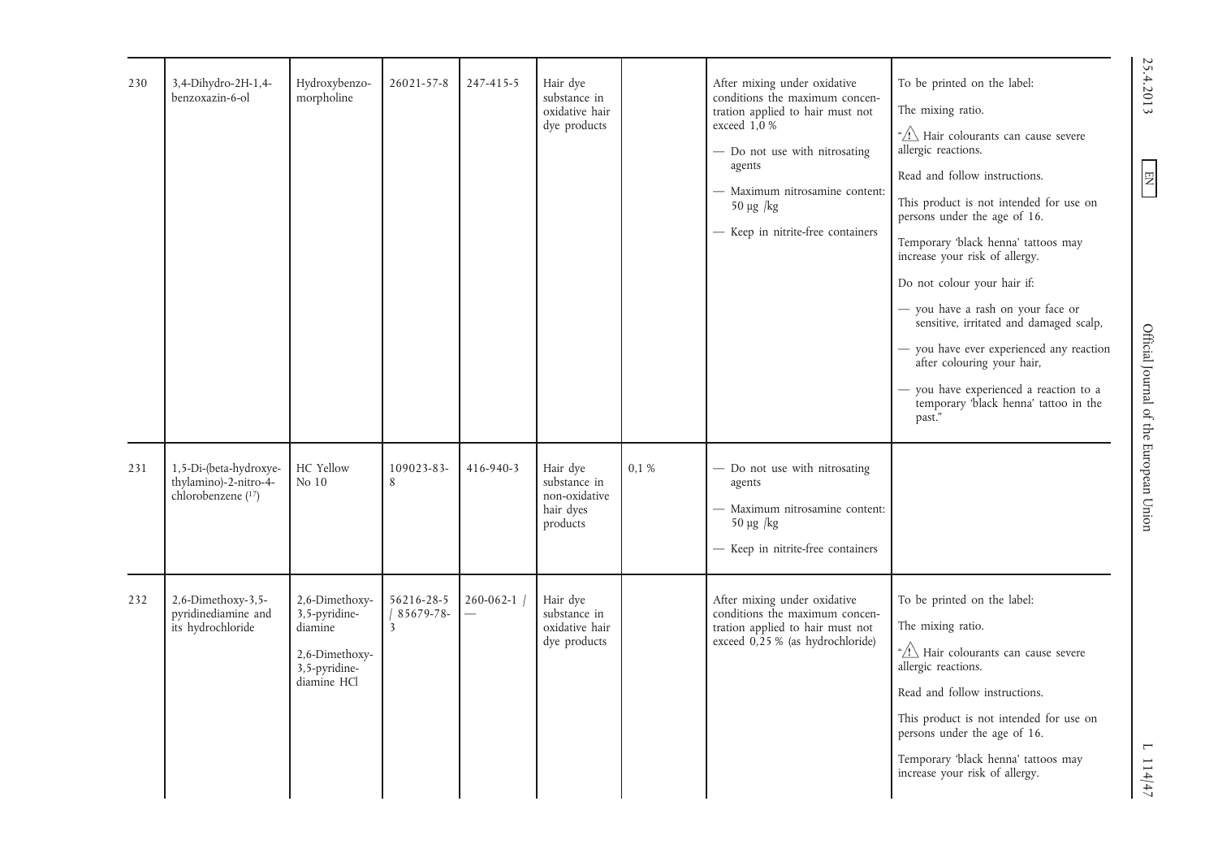| | | | | | | | | |
|---|---|---|---|---|---|---|---|---|
| 230 | 3,4-Dihydro-2H-1,4-benzoxazin-6-ol | Hydroxybenzo-morpholine | 26021-57-8 | 247-415-5 | Hair dye substance in oxidative hair dye products | | After mixing under oxidative conditions the maximum concentration applied to hair must not exceed 1,0 %<br><br>— Do not use with nitrosating agents<br><br>— Maximum nitrosamine content: 50 μg /kg<br><br>— Keep in nitrite-free containers | To be printed on the label:<br><br>The mixing ratio.<br><br>"⚠ Hair colourants can cause severe allergic reactions.<br><br>Read and follow instructions.<br><br>This product is not intended for use on persons under the age of 16.<br><br>Temporary 'black henna' tattoos may increase your risk of allergy.<br><br>Do not colour your hair if:<br><br>— you have a rash on your face or sensitive, irritated and damaged scalp,<br><br>— you have ever experienced any reaction after colouring your hair,<br><br>— you have experienced a reaction to a temporary 'black henna' tattoo in the past." |
| 231 | 1,5-Di-(beta-hydroxyethylamino)-2-nitro-4-chlorobenzene (17) | HC Yellow No 10 | 109023-83-8 | 416-940-3 | Hair dye substance in non-oxidative hair dyes products | 0,1 % | — Do not use with nitrosating agents<br><br>— Maximum nitrosamine content: 50 μg /kg<br><br>— Keep in nitrite-free containers | |
| 232 | 2,6-Dimethoxy-3,5-pyridinediamine and its hydrochloride | 2,6-Dimethoxy-3,5-pyridine-diamine<br><br>2,6-Dimethoxy-3,5-pyridine-diamine HCl | 56216-28-5 / 85679-78-3 | 260-062-1 / — | Hair dye substance in oxidative hair dye products | | After mixing under oxidative conditions the maximum concentration applied to hair must not exceed 0,25 % (as hydrochloride) | To be printed on the label:<br><br>The mixing ratio.<br><br>"⚠ Hair colourants can cause severe allergic reactions.<br><br>Read and follow instructions.<br><br>This product is not intended for use on persons under the age of 16.<br><br>Temporary 'black henna' tattoos may increase your risk of allergy. |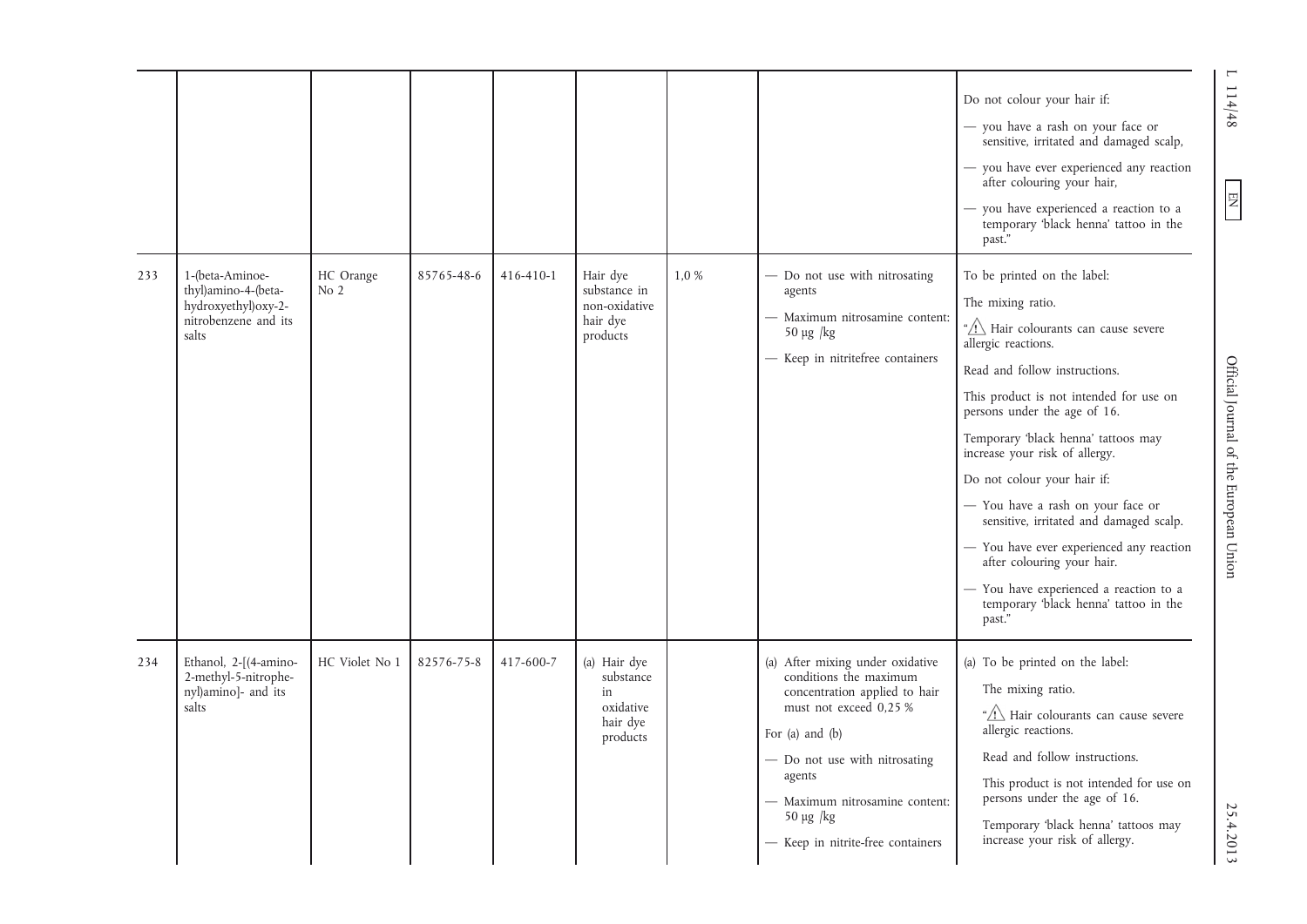| | | | | | | | | |
|---|---|---|---|---|---|---|---|---|
| | | | | | | | | Do not colour your hair if:<br>— you have a rash on your face or sensitive, irritated and damaged scalp,<br>— you have ever experienced any reaction after colouring your hair,<br>— you have experienced a reaction to a temporary 'black henna' tattoo in the past." |
| 233 | 1-(beta-Aminoethyl)amino-4-(beta-hydroxyethyl)oxy-2-nitrobenzene and its salts | HC Orange No 2 | 85765-48-6 | 416-410-1 | Hair dye substance in non-oxidative hair dye products | 1,0 % | — Do not use with nitrosating agents<br>— Maximum nitrosamine content: 50 μg /kg<br>— Keep in nitritefree containers | To be printed on the label:<br>The mixing ratio.<br>"⚠ Hair colourants can cause severe allergic reactions.<br>Read and follow instructions.<br>This product is not intended for use on persons under the age of 16.<br>Temporary 'black henna' tattoos may increase your risk of allergy.<br>Do not colour your hair if:<br>— You have a rash on your face or sensitive, irritated and damaged scalp.<br>— You have ever experienced any reaction after colouring your hair.<br>— You have experienced a reaction to a temporary 'black henna' tattoo in the past." |
| 234 | Ethanol, 2-[(4-amino-2-methyl-5-nitrophenyl)amino]- and its salts | HC Violet No 1 | 82576-75-8 | 417-600-7 | (a) Hair dye substance in oxidative hair dye products | | (a) After mixing under oxidative conditions the maximum concentration applied to hair must not exceed 0,25 %<br>For (a) and (b)<br>— Do not use with nitrosating agents<br>— Maximum nitrosamine content: 50 μg /kg<br>— Keep in nitrite-free containers | (a) To be printed on the label:<br>The mixing ratio.<br>"⚠ Hair colourants can cause severe allergic reactions.<br>Read and follow instructions.<br>This product is not intended for use on persons under the age of 16.<br>Temporary 'black henna' tattoos may increase your risk of allergy. |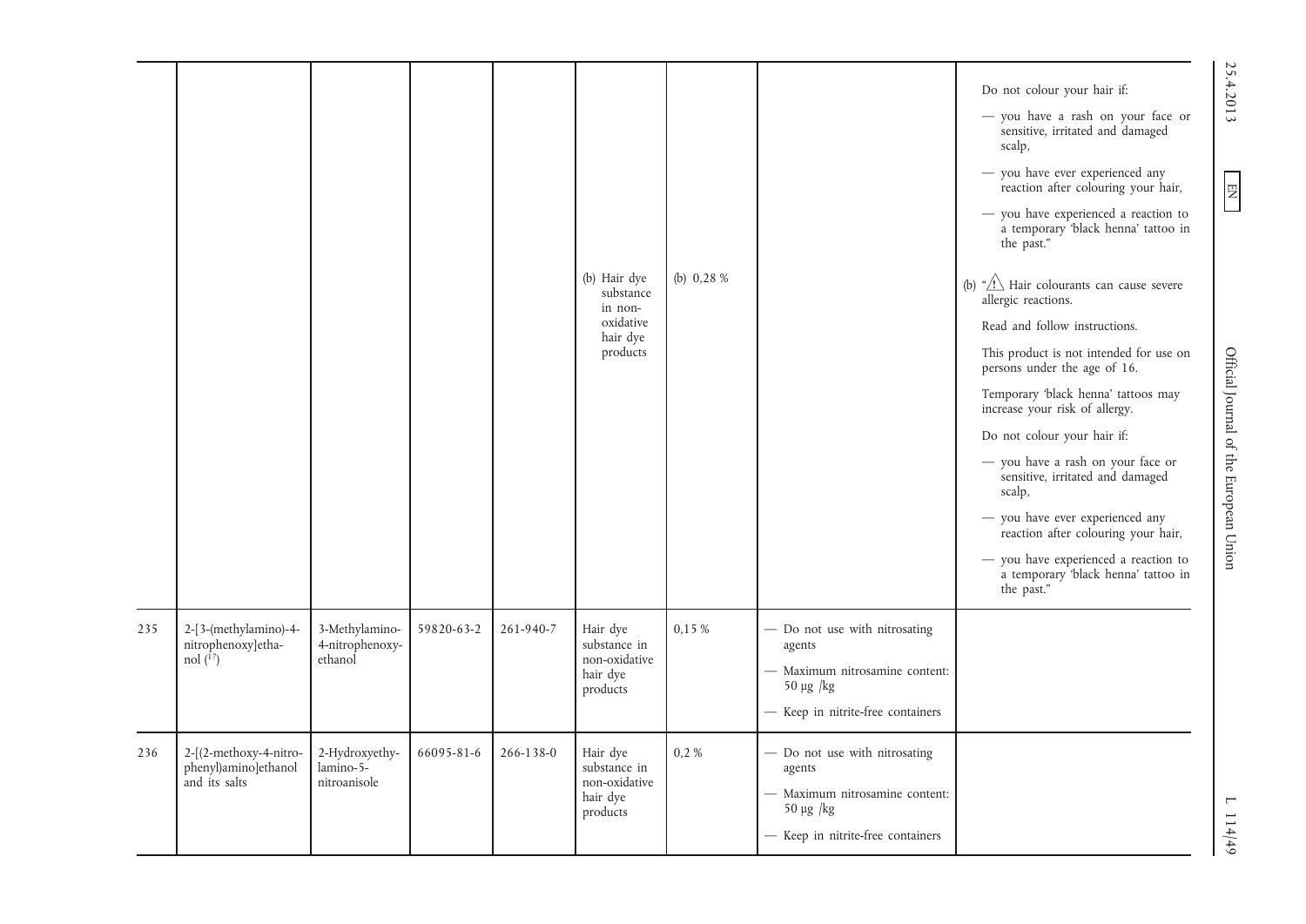| | | | | | | | | |
|---|---|---|---|---|---|---|---|---|
| | | | | | | | | Do not colour your hair if:<br>— you have a rash on your face or sensitive, irritated and damaged scalp,<br>— you have ever experienced any reaction after colouring your hair,<br>— you have experienced a reaction to a temporary 'black henna' tattoo in the past." |
| | | | | | (b) Hair dye substance in non-oxidative hair dye products | (b) 0,28 % | | (b) "⚠ Hair colourants can cause severe allergic reactions.<br>Read and follow instructions.<br>This product is not intended for use on persons under the age of 16.<br>Temporary 'black henna' tattoos may increase your risk of allergy.<br>Do not colour your hair if:<br>— you have a rash on your face or sensitive, irritated and damaged scalp,<br>— you have ever experienced any reaction after colouring your hair,<br>— you have experienced a reaction to a temporary 'black henna' tattoo in the past." |
| 235 | 2-[3-(methylamino)-4-nitrophenoxy]ethanol [17] | 3-Methylamino-4-nitrophenoxy-ethanol | 59820-63-2 | 261-940-7 | Hair dye substance in non-oxidative hair dye products | 0,15 % | — Do not use with nitrosating agents<br>— Maximum nitrosamine content: 50 μg /kg<br>— Keep in nitrite-free containers | |
| 236 | 2-[(2-methoxy-4-nitrophenyl)amino]ethanol and its salts | 2-Hydroxyethylamino-5-nitroanisole | 66095-81-6 | 266-138-0 | Hair dye substance in non-oxidative hair dye products | 0,2 % | — Do not use with nitrosating agents<br>— Maximum nitrosamine content: 50 μg /kg<br>— Keep in nitrite-free containers | |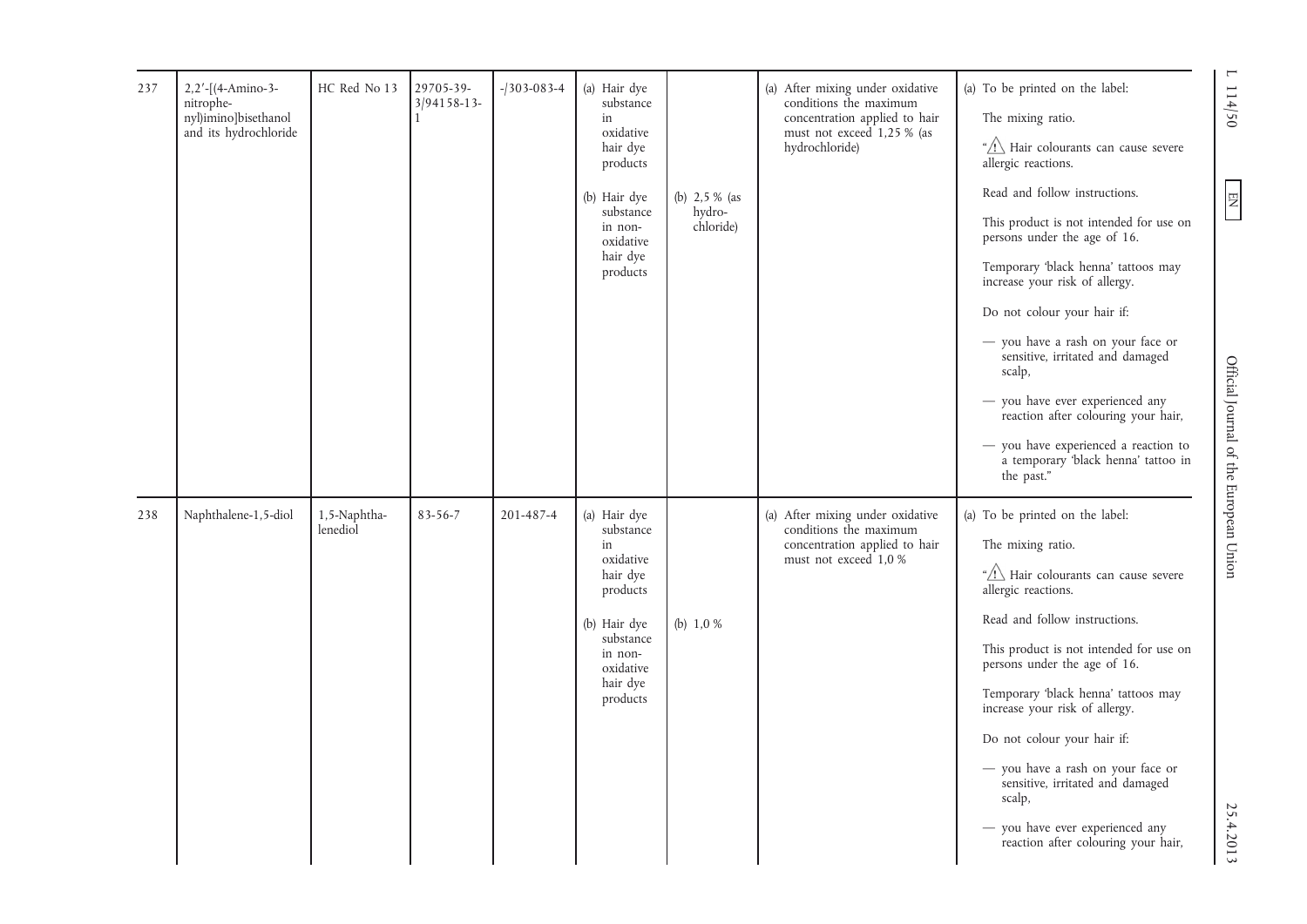| | | | | | | | | |
|---|---|---|---|---|---|---|---|---|
| 237 | 2,2′-[(4-Amino-3-nitrophenyl)imino]bisethanol and its hydrochloride | HC Red No 13 | 29705-39-3/94158-13-1 | -/303-083-4 | (a) Hair dye substance in oxidative hair dye products<br><br>(b) Hair dye substance in non-oxidative hair dye products | (b) 2,5 % (as hydrochloride) | (a) After mixing under oxidative conditions the maximum concentration applied to hair must not exceed 1,25 % (as hydrochloride) | (a) To be printed on the label:<br><br>The mixing ratio.<br><br>"⚠ Hair colourants can cause severe allergic reactions.<br><br>Read and follow instructions.<br><br>This product is not intended for use on persons under the age of 16.<br><br>Temporary 'black henna' tattoos may increase your risk of allergy.<br><br>Do not colour your hair if:<br><br>— you have a rash on your face or sensitive, irritated and damaged scalp,<br><br>— you have ever experienced any reaction after colouring your hair,<br><br>— you have experienced a reaction to a temporary 'black henna' tattoo in the past." |
| 238 | Naphthalene-1,5-diol | 1,5-Naphthalenediol | 83-56-7 | 201-487-4 | (a) Hair dye substance in oxidative hair dye products<br><br>(b) Hair dye substance in non-oxidative hair dye products | (b) 1,0 % | (a) After mixing under oxidative conditions the maximum concentration applied to hair must not exceed 1,0 % | (a) To be printed on the label:<br><br>The mixing ratio.<br><br>"⚠ Hair colourants can cause severe allergic reactions.<br><br>Read and follow instructions.<br><br>This product is not intended for use on persons under the age of 16.<br><br>Temporary 'black henna' tattoos may increase your risk of allergy.<br><br>Do not colour your hair if:<br><br>— you have a rash on your face or sensitive, irritated and damaged scalp,<br><br>— you have ever experienced any reaction after colouring your hair, |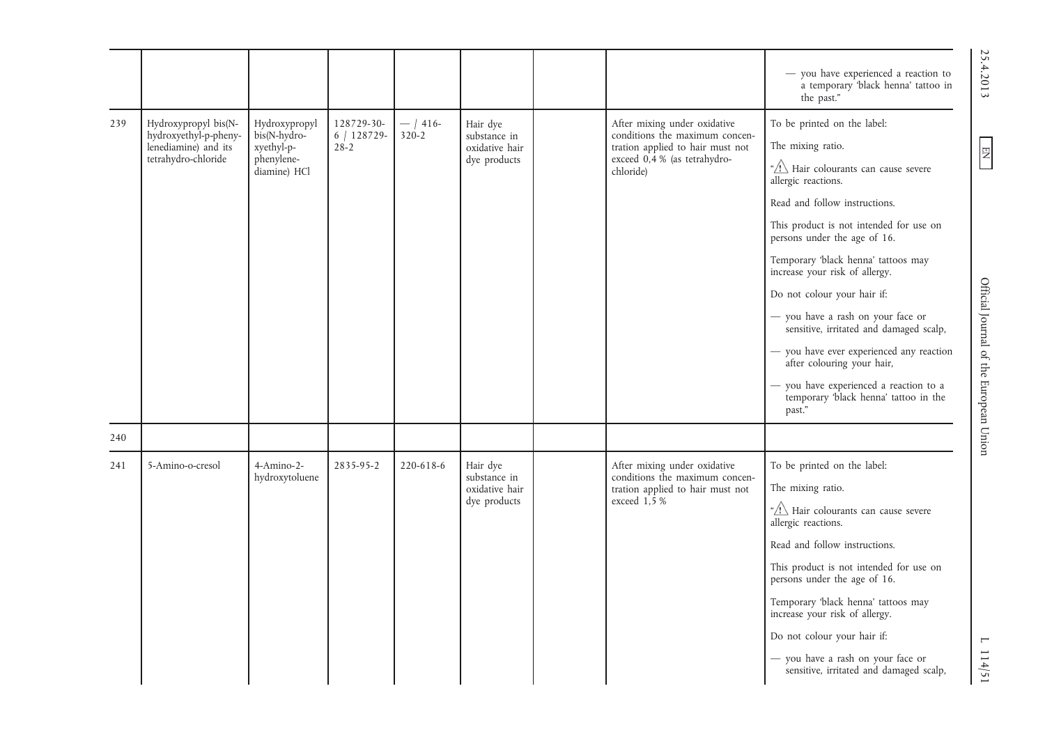| | | | | | | | | |
|---|---|---|---|---|---|---|---|---|
| | | | | | | | | — you have experienced a reaction to a temporary 'black henna' tattoo in the past." |
| 239 | Hydroxypropyl bis(N-hydroxyethyl-p-phenylenediamine) and its tetrahydro-chloride | Hydroxypropyl bis(N-hydroxyethyl-p-phenylenediamine) HCl | 128729-30-6 / 128729-28-2 | — / 416-320-2 | Hair dye substance in oxidative hair dye products | | After mixing under oxidative conditions the maximum concentration applied to hair must not exceed 0,4 % (as tetrahydro-chloride) | To be printed on the label:<br><br>The mixing ratio.<br><br>"⚠ Hair colourants can cause severe allergic reactions.<br><br>Read and follow instructions.<br><br>This product is not intended for use on persons under the age of 16.<br><br>Temporary 'black henna' tattoos may increase your risk of allergy.<br><br>Do not colour your hair if:<br><br>— you have a rash on your face or sensitive, irritated and damaged scalp,<br><br>— you have ever experienced any reaction after colouring your hair,<br><br>— you have experienced a reaction to a temporary 'black henna' tattoo in the past." |
| 240 | | | | | | | | |
| 241 | 5-Amino-o-cresol | 4-Amino-2-hydroxytoluene | 2835-95-2 | 220-618-6 | Hair dye substance in oxidative hair dye products | | After mixing under oxidative conditions the maximum concentration applied to hair must not exceed 1,5 % | To be printed on the label:<br><br>The mixing ratio.<br><br>"⚠ Hair colourants can cause severe allergic reactions.<br><br>Read and follow instructions.<br><br>This product is not intended for use on persons under the age of 16.<br><br>Temporary 'black henna' tattoos may increase your risk of allergy.<br><br>Do not colour your hair if:<br><br>— you have a rash on your face or sensitive, irritated and damaged scalp, |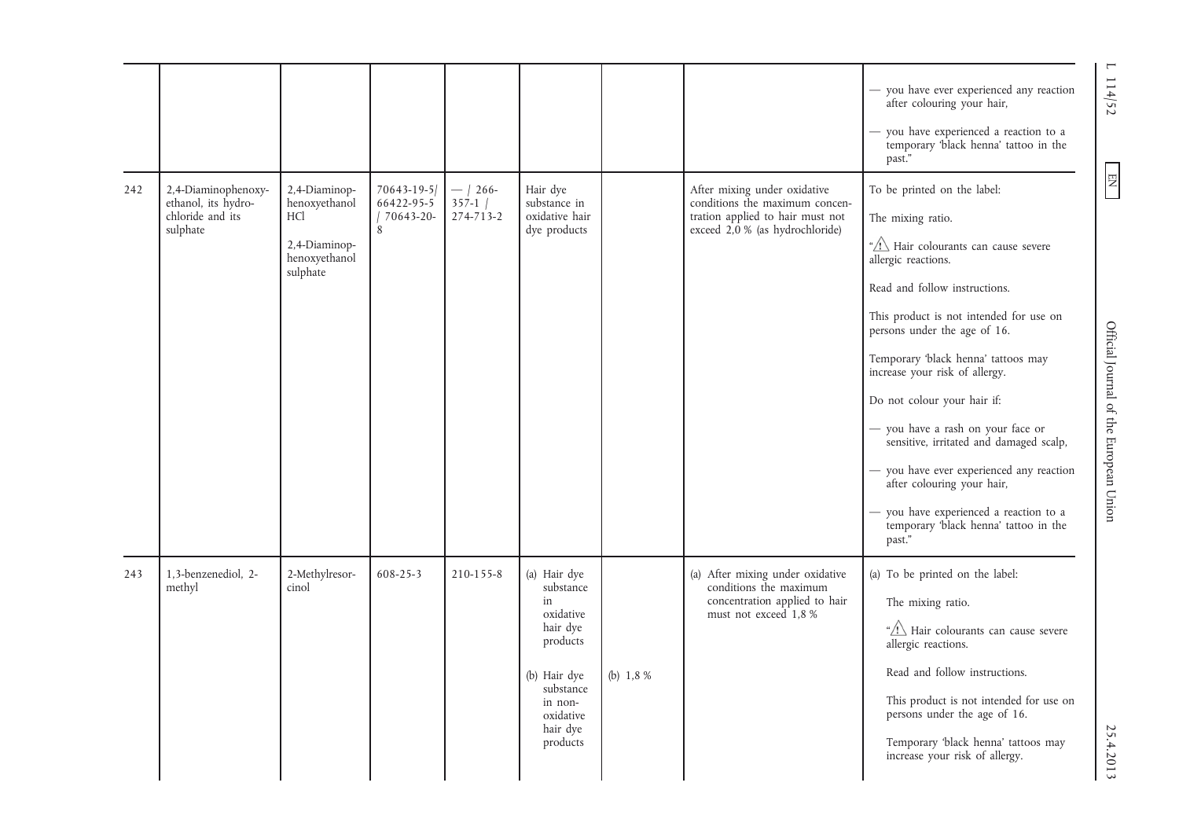| | | | | | | | | |
|---|---|---|---|---|---|---|---|---|
| | | | | | | | | — you have ever experienced any reaction after colouring your hair,<br><br>— you have experienced a reaction to a temporary 'black henna' tattoo in the past." |
| 242 | 2,4-Diaminophenoxy-ethanol, its hydro-chloride and its sulphate | 2,4-Diaminop-henoxyethanol HCl<br><br>2,4-Diaminop-henoxyethanol sulphate | 70643-19-5/ 66422-95-5 / 70643-20-8 | — / 266-357-1 / 274-713-2 | Hair dye substance in oxidative hair dye products | | After mixing under oxidative conditions the maximum concentration applied to hair must not exceed 2,0 % (as hydrochloride) | To be printed on the label:<br><br>The mixing ratio.<br><br>"⚠ Hair colourants can cause severe allergic reactions.<br><br>Read and follow instructions.<br><br>This product is not intended for use on persons under the age of 16.<br><br>Temporary 'black henna' tattoos may increase your risk of allergy.<br><br>Do not colour your hair if:<br><br>— you have a rash on your face or sensitive, irritated and damaged scalp,<br><br>— you have ever experienced any reaction after colouring your hair,<br><br>— you have experienced a reaction to a temporary 'black henna' tattoo in the past." |
| 243 | 1,3-benzenediol, 2-methyl | 2-Methylresor-cinol | 608-25-3 | 210-155-8 | (a) Hair dye substance in oxidative hair dye products<br><br>(b) Hair dye substance in non-oxidative hair dye products | (b) 1,8 % | (a) After mixing under oxidative conditions the maximum concentration applied to hair must not exceed 1,8 % | (a) To be printed on the label:<br><br>The mixing ratio.<br><br>"⚠ Hair colourants can cause severe allergic reactions.<br><br>Read and follow instructions.<br><br>This product is not intended for use on persons under the age of 16.<br><br>Temporary 'black henna' tattoos may increase your risk of allergy. |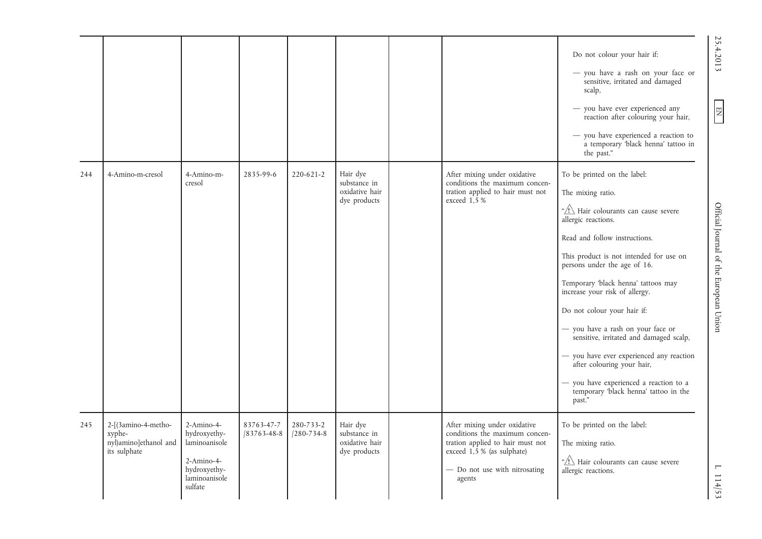| | | | | | | | | |
|---|---|---|---|---|---|---|---|---|
| | | | | | | | | Do not colour your hair if:<br><br>— you have a rash on your face or sensitive, irritated and damaged scalp,<br><br>— you have ever experienced any reaction after colouring your hair,<br><br>— you have experienced a reaction to a temporary 'black henna' tattoo in the past." |
| 244 | 4-Amino-m-cresol | 4-Amino-m-cresol | 2835-99-6 | 220-621-2 | Hair dye substance in oxidative hair dye products | | After mixing under oxidative conditions the maximum concentration applied to hair must not exceed 1,5 % | To be printed on the label:<br><br>The mixing ratio.<br><br>"⚠ Hair colourants can cause severe allergic reactions.<br><br>Read and follow instructions.<br><br>This product is not intended for use on persons under the age of 16.<br><br>Temporary 'black henna' tattoos may increase your risk of allergy.<br><br>Do not colour your hair if:<br><br>— you have a rash on your face or sensitive, irritated and damaged scalp,<br><br>— you have ever experienced any reaction after colouring your hair,<br><br>— you have experienced a reaction to a temporary 'black henna' tattoo in the past." |
| 245 | 2-[(3amino-4-methoxyphenyl)amino]ethanol and its sulphate | 2-Amino-4-hydroxyethylaminoanisole<br><br>2-Amino-4-hydroxyethylaminoanisole sulfate | 83763-47-7 /83763-48-8 | 280-733-2 /280-734-8 | Hair dye substance in oxidative hair dye products | | After mixing under oxidative conditions the maximum concentration applied to hair must not exceed 1,5 % (as sulphate)<br><br>— Do not use with nitrosating agents | To be printed on the label:<br><br>The mixing ratio.<br><br>"⚠ Hair colourants can cause severe allergic reactions. |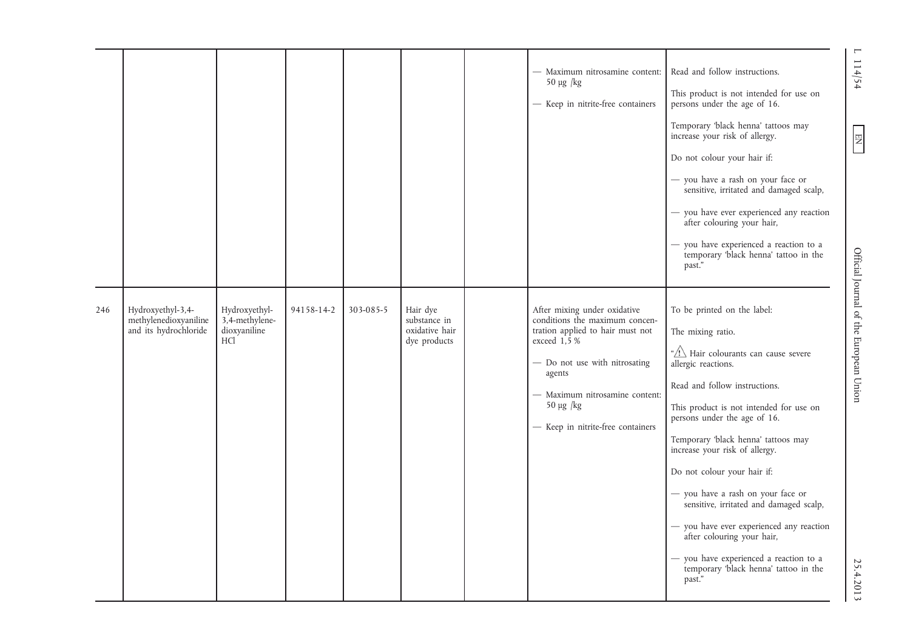| | | | | | | | | |
|---|---|---|---|---|---|---|---|---|
| | | | | | | | — Maximum nitrosamine content: 50 μg /kg<br><br>— Keep in nitrite-free containers | Read and follow instructions.<br><br>This product is not intended for use on persons under the age of 16.<br><br>Temporary 'black henna' tattoos may increase your risk of allergy.<br><br>Do not colour your hair if:<br><br>— you have a rash on your face or sensitive, irritated and damaged scalp,<br><br>— you have ever experienced any reaction after colouring your hair,<br><br>— you have experienced a reaction to a temporary 'black henna' tattoo in the past." |
| 246 | Hydroxyethyl-3,4-methylenedioxyaniline and its hydrochloride | Hydroxyethyl-3,4-methylene-dioxyaniline HCl | 94158-14-2 | 303-085-5 | Hair dye substance in oxidative hair dye products | | After mixing under oxidative conditions the maximum concentration applied to hair must not exceed 1,5 %<br><br>— Do not use with nitrosating agents<br><br>— Maximum nitrosamine content: 50 μg /kg<br><br>— Keep in nitrite-free containers | To be printed on the label:<br><br>The mixing ratio.<br><br>"⚠ Hair colourants can cause severe allergic reactions.<br><br>Read and follow instructions.<br><br>This product is not intended for use on persons under the age of 16.<br><br>Temporary 'black henna' tattoos may increase your risk of allergy.<br><br>Do not colour your hair if:<br><br>— you have a rash on your face or sensitive, irritated and damaged scalp,<br><br>— you have ever experienced any reaction after colouring your hair,<br><br>— you have experienced a reaction to a temporary 'black henna' tattoo in the past." |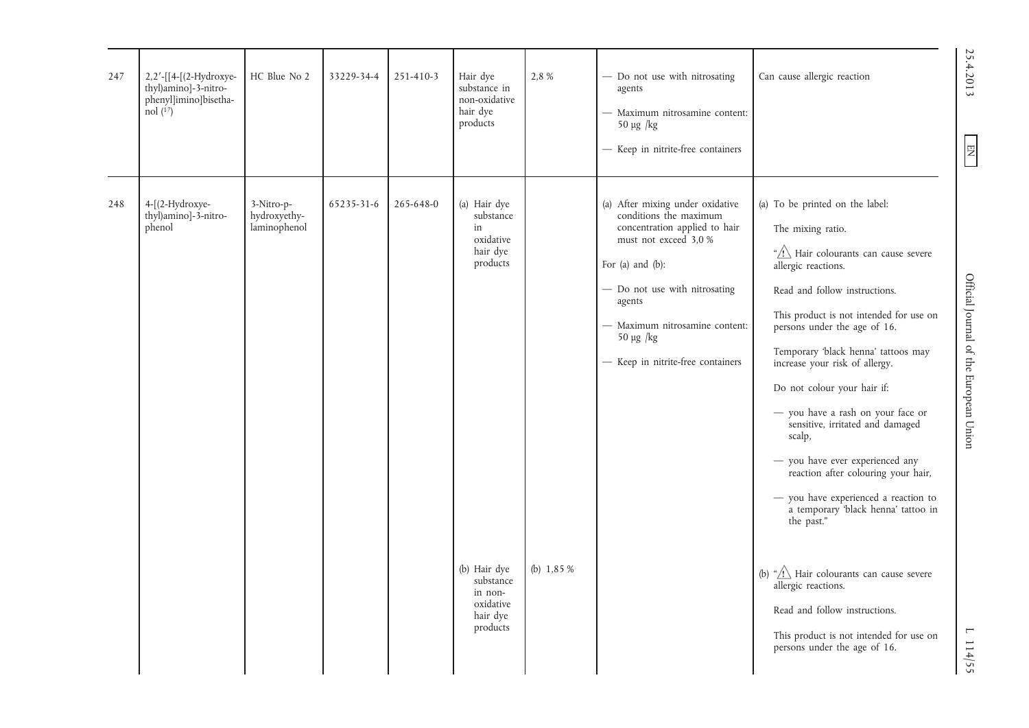| | | | | | | | | |
|---|---|---|---|---|---|---|---|---|
| 247 | 2,2′-[[4-[(2-Hydroxyethyl)amino]-3-nitrophenyl]imino]bisethanol [17] | HC Blue No 2 | 33229-34-4 | 251-410-3 | Hair dye substance in non-oxidative hair dye products | 2,8 % | — Do not use with nitrosating agents<br>— Maximum nitrosamine content: 50 μg /kg<br>— Keep in nitrite-free containers | Can cause allergic reaction |
| 248 | 4-[(2-Hydroxyethyl)amino]-3-nitrophenol | 3-Nitro-p-hydroxyethylaminophenol | 65235-31-6 | 265-648-0 | (a) Hair dye substance in oxidative hair dye products | | (a) After mixing under oxidative conditions the maximum concentration applied to hair must not exceed 3,0 %<br>For (a) and (b):<br>— Do not use with nitrosating agents<br>— Maximum nitrosamine content: 50 μg /kg<br>— Keep in nitrite-free containers | (a) To be printed on the label:<br>The mixing ratio.<br>"⚠ Hair colourants can cause severe allergic reactions.<br>Read and follow instructions.<br>This product is not intended for use on persons under the age of 16.<br>Temporary 'black henna' tattoos may increase your risk of allergy.<br>Do not colour your hair if:<br>— you have a rash on your face or sensitive, irritated and damaged scalp,<br>— you have ever experienced any reaction after colouring your hair,<br>— you have experienced a reaction to a temporary 'black henna' tattoo in the past." |
| | | | | | (b) Hair dye substance in non-oxidative hair dye products | (b) 1,85 % | | (b) "⚠ Hair colourants can cause severe allergic reactions.<br>Read and follow instructions.<br>This product is not intended for use on persons under the age of 16. |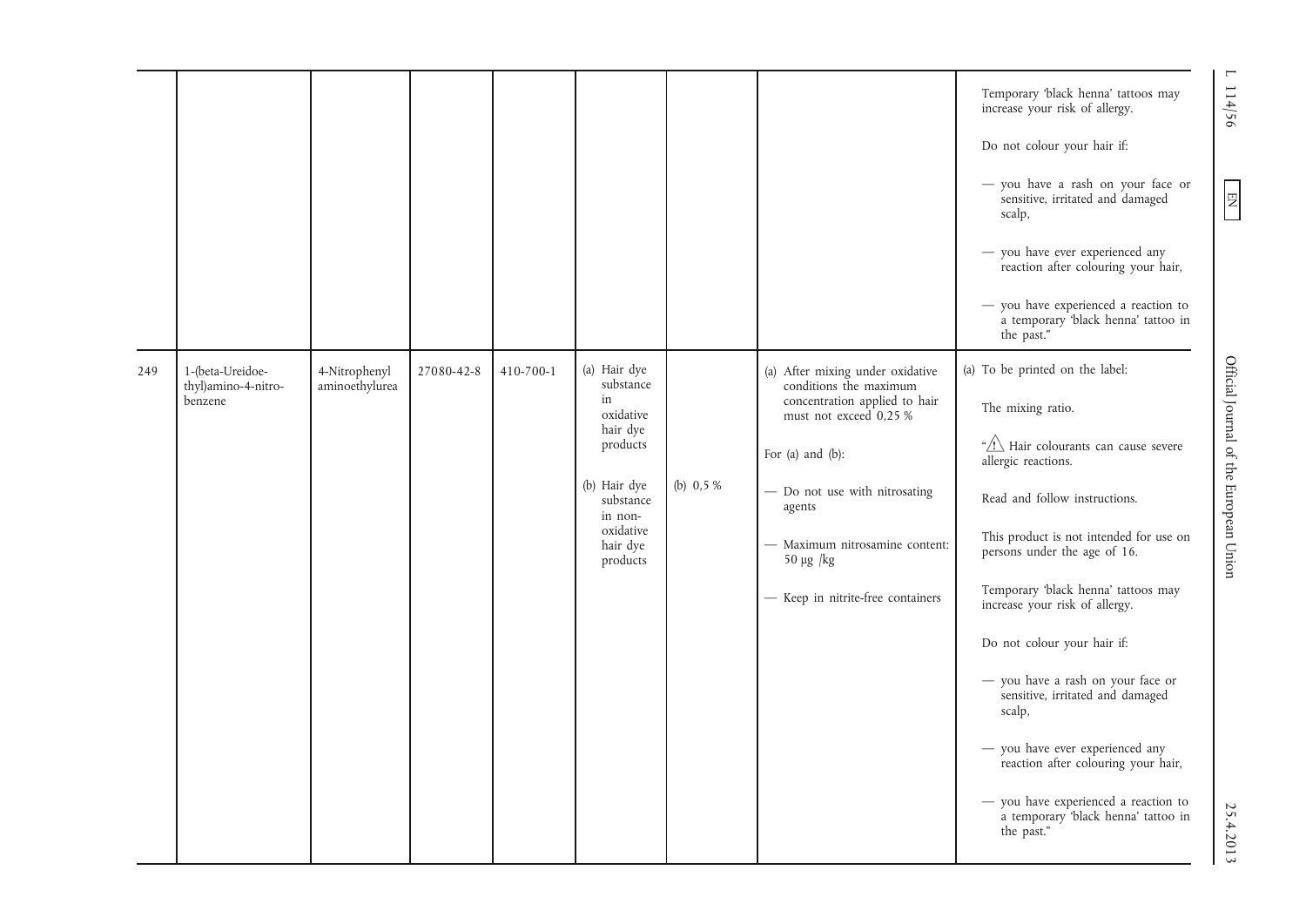| | | | | | | | | |
|---|---|---|---|---|---|---|---|---|
| | | | | | | | | Temporary 'black henna' tattoos may increase your risk of allergy.<br><br>Do not colour your hair if:<br><br>— you have a rash on your face or sensitive, irritated and damaged scalp,<br><br>— you have ever experienced any reaction after colouring your hair,<br><br>— you have experienced a reaction to a temporary 'black henna' tattoo in the past." |
| 249 | 1-(beta-Ureidoethyl)amino-4-nitrobenzene | 4-Nitrophenyl aminoethylurea | 27080-42-8 | 410-700-1 | (a) Hair dye substance in oxidative hair dye products<br><br>(b) Hair dye substance in non-oxidative hair dye products | (b) 0,5 % | (a) After mixing under oxidative conditions the maximum concentration applied to hair must not exceed 0,25 %<br><br>For (a) and (b):<br><br>— Do not use with nitrosating agents<br><br>— Maximum nitrosamine content: 50 μg /kg<br><br>— Keep in nitrite-free containers | (a) To be printed on the label:<br><br>The mixing ratio.<br><br>"⚠ Hair colourants can cause severe allergic reactions.<br><br>Read and follow instructions.<br><br>This product is not intended for use on persons under the age of 16.<br><br>Temporary 'black henna' tattoos may increase your risk of allergy.<br><br>Do not colour your hair if:<br><br>— you have a rash on your face or sensitive, irritated and damaged scalp,<br><br>— you have ever experienced any reaction after colouring your hair,<br><br>— you have experienced a reaction to a temporary 'black henna' tattoo in the past." |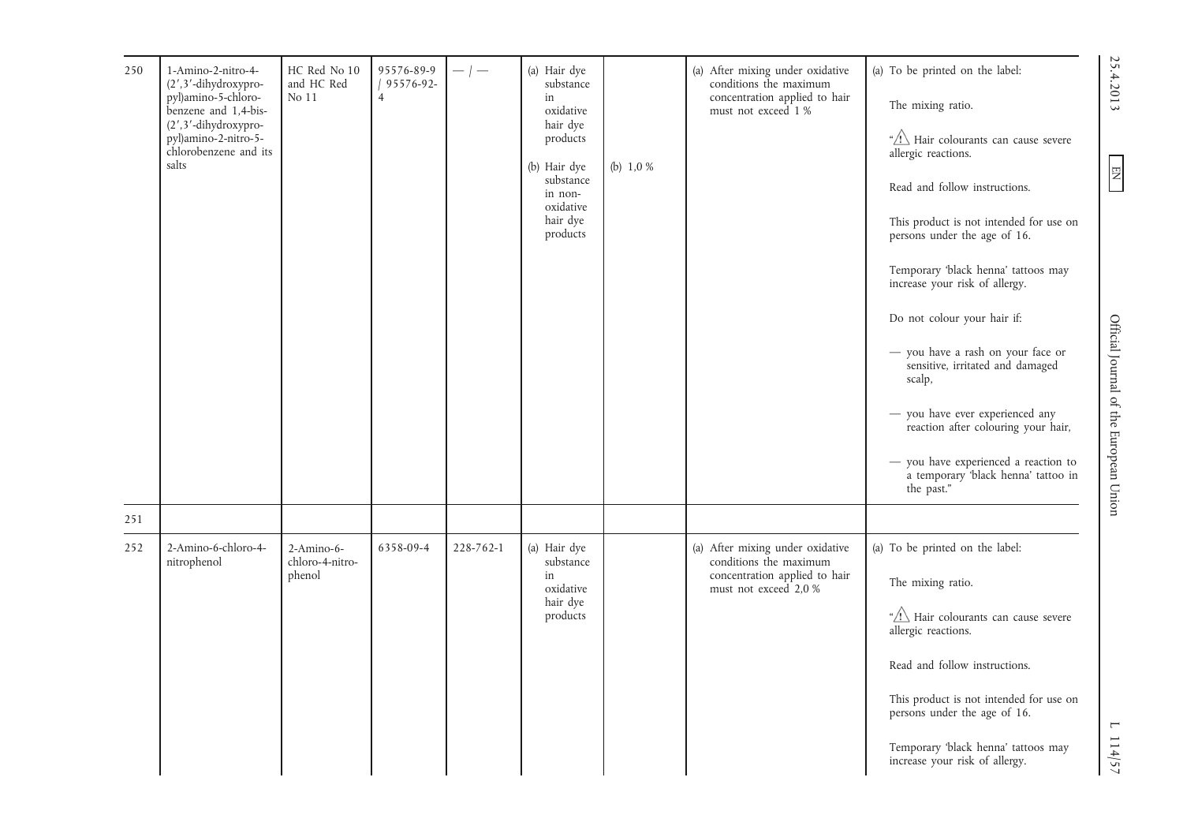| | | | | | | | | | |
|---|---|---|---|---|---|---|---|---|---|
| 250 | 1-Amino-2-nitro-4-(2′,3′-dihydroxypropyl)amino-5-chlorobenzene and 1,4-bis-(2′,3′-dihydroxypropyl)amino-2-nitro-5-chlorobenzene and its salts | HC Red No 10 and HC Red No 11 | 95576-89-9 / 95576-92-4 | — / — | (a) Hair dye substance in oxidative hair dye products<br><br>(b) Hair dye substance in non-oxidative hair dye products | <br><br><br><br><br>(b) 1,0 % | (a) After mixing under oxidative conditions the maximum concentration applied to hair must not exceed 1 % | | (a) To be printed on the label:<br><br>The mixing ratio.<br><br>"⚠ Hair colourants can cause severe allergic reactions.<br><br>Read and follow instructions.<br><br>This product is not intended for use on persons under the age of 16.<br><br>Temporary 'black henna' tattoos may increase your risk of allergy.<br><br>Do not colour your hair if:<br><br>— you have a rash on your face or sensitive, irritated and damaged scalp,<br><br>— you have ever experienced any reaction after colouring your hair,<br><br>— you have experienced a reaction to a temporary 'black henna' tattoo in the past." |
| 251 | | | | | | | | | |
| 252 | 2-Amino-6-chloro-4-nitrophenol | 2-Amino-6-chloro-4-nitrophenol | 6358-09-4 | 228-762-1 | (a) Hair dye substance in oxidative hair dye products | | (a) After mixing under oxidative conditions the maximum concentration applied to hair must not exceed 2,0 % | | (a) To be printed on the label:<br><br>The mixing ratio.<br><br>"⚠ Hair colourants can cause severe allergic reactions.<br><br>Read and follow instructions.<br><br>This product is not intended for use on persons under the age of 16.<br><br>Temporary 'black henna' tattoos may increase your risk of allergy. |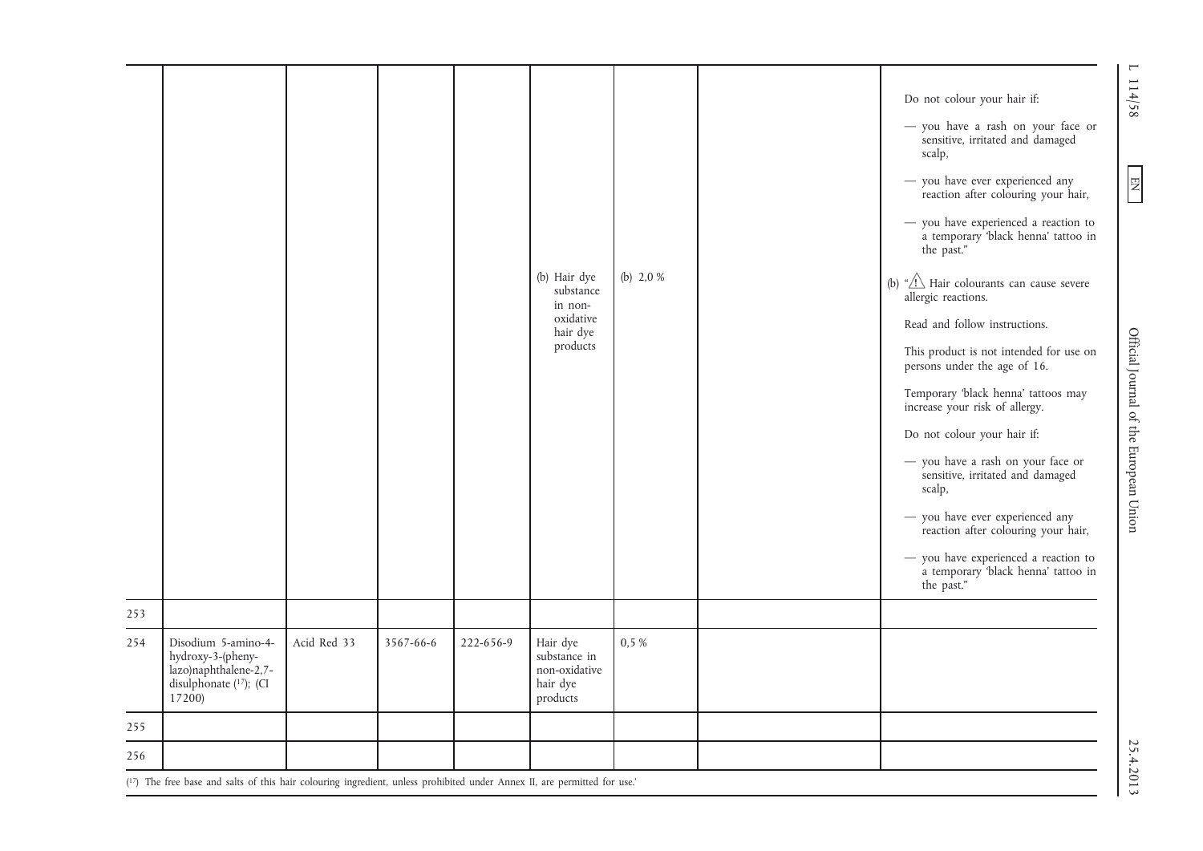| | | | | | | | | |
|---|---|---|---|---|---|---|---|---|
| | | | | | (b) Hair dye substance in non-oxidative hair dye products | (b) 2,0 % | | Do not colour your hair if:<br>— you have a rash on your face or sensitive, irritated and damaged scalp,<br>— you have ever experienced any reaction after colouring your hair,<br>— you have experienced a reaction to a temporary 'black henna' tattoo in the past."<br>(b) "⚠ Hair colourants can cause severe allergic reactions.<br>Read and follow instructions.<br>This product is not intended for use on persons under the age of 16.<br>Temporary 'black henna' tattoos may increase your risk of allergy.<br>Do not colour your hair if:<br>— you have a rash on your face or sensitive, irritated and damaged scalp,<br>— you have ever experienced any reaction after colouring your hair,<br>— you have experienced a reaction to a temporary 'black henna' tattoo in the past." |
| 253 | | | | | | | | |
| 254 | Disodium 5-amino-4-hydroxy-3-(phenylazo)naphthalene-2,7-disulphonate [17]; (CI 17200) | Acid Red 33 | 3567-66-6 | 222-656-9 | Hair dye substance in non-oxidative hair dye products | 0,5 % | | |
| 255 | | | | | | | | |
| 256 | | | | | | | | |

[17] The free base and salts of this hair colouring ingredient, unless prohibited under Annex II, are permitted for use.'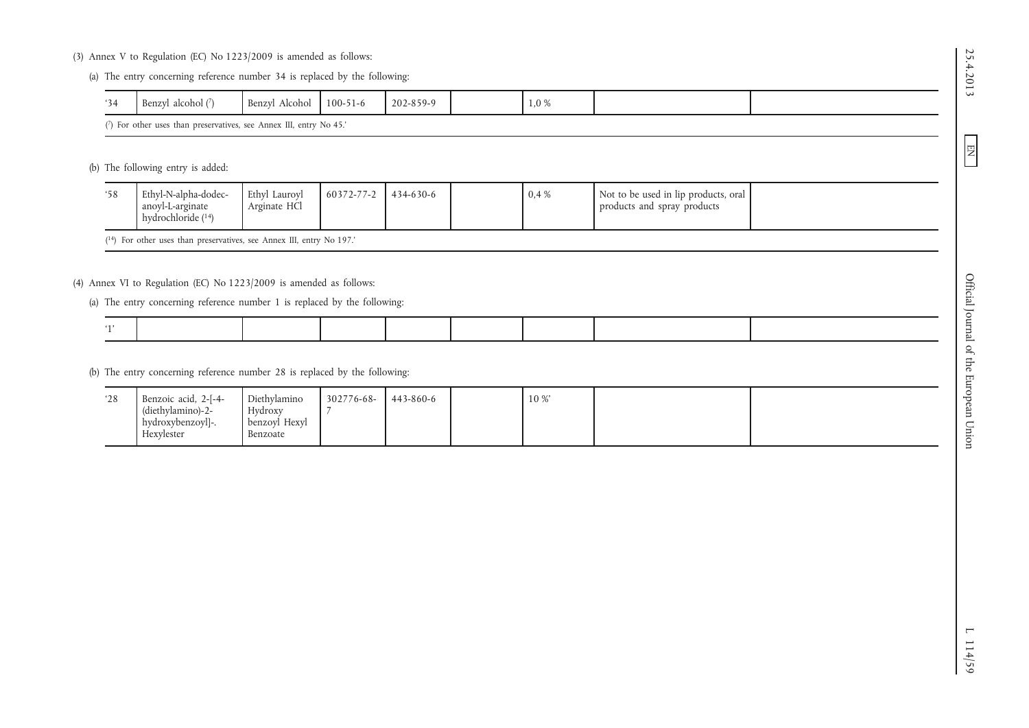(3) Annex V to Regulation (EC) No 1223/2009 is amended as follows:

(a) The entry concerning reference number 34 is replaced by the following:

| | | | | | | | | |
|---|---|---|---|---|---|---|---|---|
| '34 | Benzyl alcohol (7) | Benzyl Alcohol | 100-51-6 | 202-859-9 | | 1,0 % | | |

(7) For other uses than preservatives, see Annex III, entry No 45.'

(b) The following entry is added:

| | | | | | | | | |
|---|---|---|---|---|---|---|---|---|
| '58 | Ethyl-N-alpha-dodecanoyl-L-arginate hydrochloride (14) | Ethyl Lauroyl Arginate HCl | 60372-77-2 | 434-630-6 | | 0,4 % | Not to be used in lip products, oral products and spray products | |

(14) For other uses than preservatives, see Annex III, entry No 197.'

(4) Annex VI to Regulation (EC) No 1223/2009 is amended as follows:

(a) The entry concerning reference number 1 is replaced by the following:

| | | | | | | | | |
|---|---|---|---|---|---|---|---|---|
| '1' | | | | | | | | |

(b) The entry concerning reference number 28 is replaced by the following:

| | | | | | | | | |
|---|---|---|---|---|---|---|---|---|
| '28 | Benzoic acid, 2-[-4-(diethylamino)-2-hydroxybenzoyl]-. Hexylester | Diethylamino Hydroxy benzoyl Hexyl Benzoate | 302776-68-7 | 443-860-6 | | 10 %' | | |